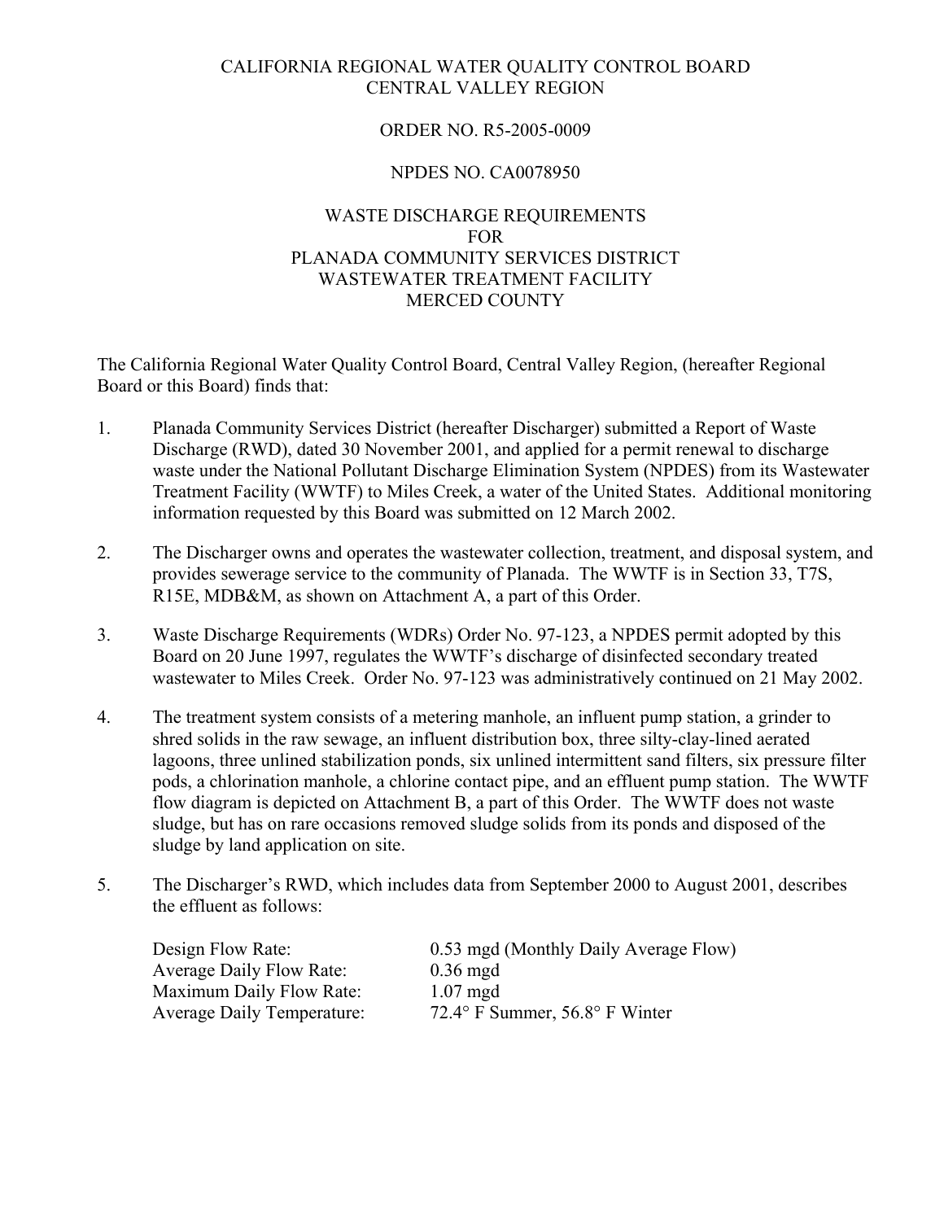CALIFORNIA REGIONAL WATER QUALITY CONTROL BOARD
CENTRAL VALLEY REGION

ORDER NO. R5-2005-0009

NPDES NO. CA0078950

WASTE DISCHARGE REQUIREMENTS
FOR
PLANADA COMMUNITY SERVICES DISTRICT
WASTEWATER TREATMENT FACILITY
MERCED COUNTY

The California Regional Water Quality Control Board, Central Valley Region, (hereafter Regional Board or this Board) finds that:

1. Planada Community Services District (hereafter Discharger) submitted a Report of Waste Discharge (RWD), dated 30 November 2001, and applied for a permit renewal to discharge waste under the National Pollutant Discharge Elimination System (NPDES) from its Wastewater Treatment Facility (WWTF) to Miles Creek, a water of the United States. Additional monitoring information requested by this Board was submitted on 12 March 2002.

2. The Discharger owns and operates the wastewater collection, treatment, and disposal system, and provides sewerage service to the community of Planada. The WWTF is in Section 33, T7S, R15E, MDB&M, as shown on Attachment A, a part of this Order.

3. Waste Discharge Requirements (WDRs) Order No. 97-123, a NPDES permit adopted by this Board on 20 June 1997, regulates the WWTF's discharge of disinfected secondary treated wastewater to Miles Creek. Order No. 97-123 was administratively continued on 21 May 2002.

4. The treatment system consists of a metering manhole, an influent pump station, a grinder to shred solids in the raw sewage, an influent distribution box, three silty-clay-lined aerated lagoons, three unlined stabilization ponds, six unlined intermittent sand filters, six pressure filter pods, a chlorination manhole, a chlorine contact pipe, and an effluent pump station. The WWTF flow diagram is depicted on Attachment B, a part of this Order. The WWTF does not waste sludge, but has on rare occasions removed sludge solids from its ponds and disposed of the sludge by land application on site.

5. The Discharger's RWD, which includes data from September 2000 to August 2001, describes the effluent as follows:

| | |
|---|---|
| Design Flow Rate: | 0.53 mgd (Monthly Daily Average Flow) |
| Average Daily Flow Rate: | 0.36 mgd |
| Maximum Daily Flow Rate: | 1.07 mgd |
| Average Daily Temperature: | 72.4° F Summer, 56.8° F Winter |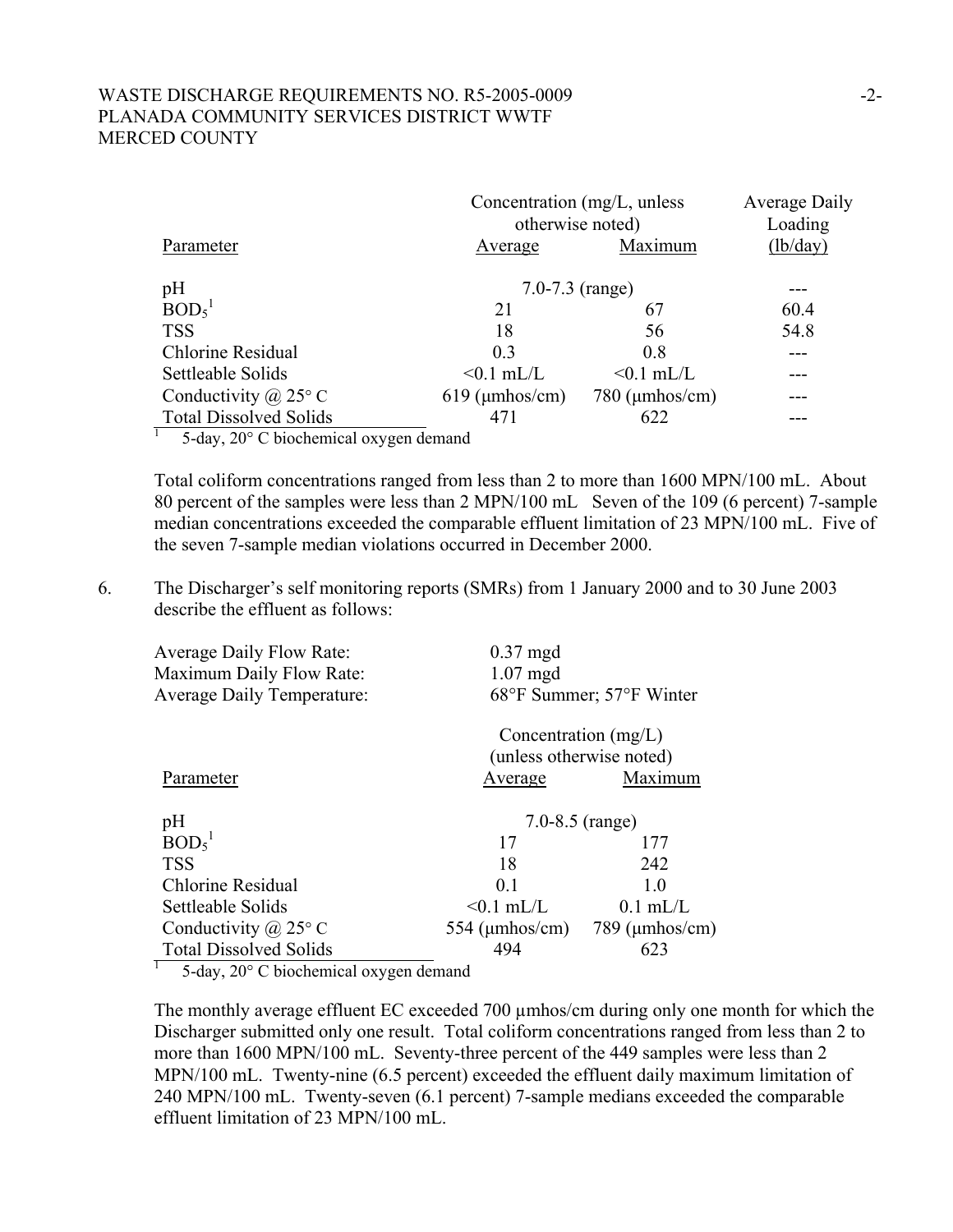| Parameter | Concentration (mg/L, unless otherwise noted) Average | Maximum | Average Daily Loading (lb/day) |
|---|---|---|---|
| pH | 7.0-7.3 (range) | | --- |
| $BOD_5$[1] | 21 | 67 | 60.4 |
| TSS | 18 | 56 | 54.8 |
| Chlorine Residual | 0.3 | 0.8 | --- |
| Settleable Solids | <0.1 mL/L | <0.1 mL/L | --- |
| Conductivity @ 25° C | 619 (µmhos/cm) | 780 (µmhos/cm) | --- |
| Total Dissolved Solids | 471 | 622 | --- |

[1] 5-day, 20° C biochemical oxygen demand

Total coliform concentrations ranged from less than 2 to more than 1600 MPN/100 mL. About 80 percent of the samples were less than 2 MPN/100 mL Seven of the 109 (6 percent) 7-sample median concentrations exceeded the comparable effluent limitation of 23 MPN/100 mL. Five of the seven 7-sample median violations occurred in December 2000.

6. The Discharger's self monitoring reports (SMRs) from 1 January 2000 and to 30 June 2003 describe the effluent as follows:

| | |
|---|---|
| Average Daily Flow Rate: | 0.37 mgd |
| Maximum Daily Flow Rate: | 1.07 mgd |
| Average Daily Temperature: | 68°F Summer; 57°F Winter |

| Parameter | Concentration (mg/L) (unless otherwise noted) Average | Maximum |
|---|---|---|
| pH | 7.0-8.5 (range) | |
| $BOD_5$[1] | 17 | 177 |
| TSS | 18 | 242 |
| Chlorine Residual | 0.1 | 1.0 |
| Settleable Solids | <0.1 mL/L | 0.1 mL/L |
| Conductivity @ 25° C | 554 (µmhos/cm) | 789 (µmhos/cm) |
| Total Dissolved Solids | 494 | 623 |

[1] 5-day, 20° C biochemical oxygen demand

The monthly average effluent EC exceeded 700 µmhos/cm during only one month for which the Discharger submitted only one result. Total coliform concentrations ranged from less than 2 to more than 1600 MPN/100 mL. Seventy-three percent of the 449 samples were less than 2 MPN/100 mL. Twenty-nine (6.5 percent) exceeded the effluent daily maximum limitation of 240 MPN/100 mL. Twenty-seven (6.1 percent) 7-sample medians exceeded the comparable effluent limitation of 23 MPN/100 mL.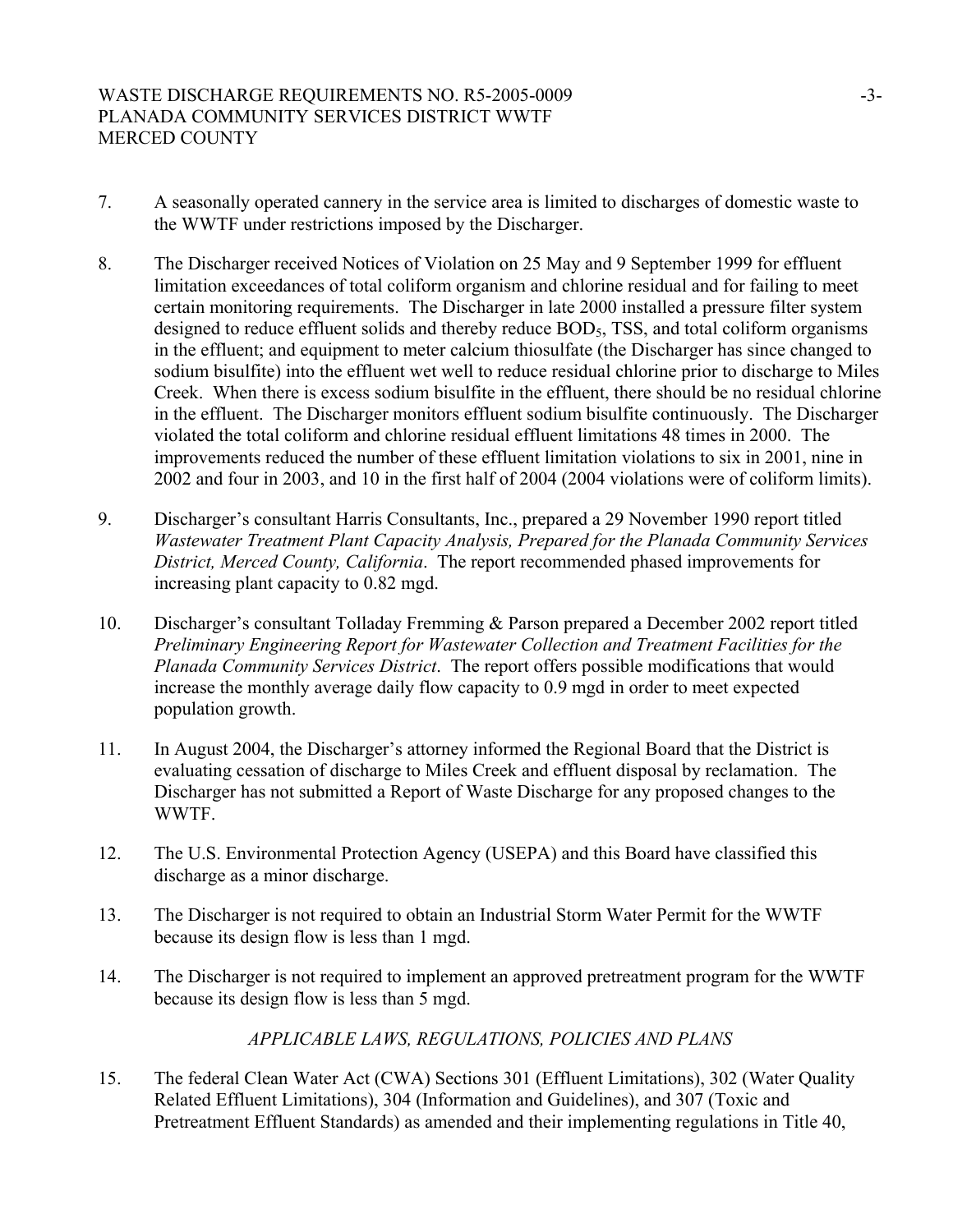7. A seasonally operated cannery in the service area is limited to discharges of domestic waste to the WWTF under restrictions imposed by the Discharger.

8. The Discharger received Notices of Violation on 25 May and 9 September 1999 for effluent limitation exceedances of total coliform organism and chlorine residual and for failing to meet certain monitoring requirements. The Discharger in late 2000 installed a pressure filter system designed to reduce effluent solids and thereby reduce $BOD_5$, TSS, and total coliform organisms in the effluent; and equipment to meter calcium thiosulfate (the Discharger has since changed to sodium bisulfite) into the effluent wet well to reduce residual chlorine prior to discharge to Miles Creek. When there is excess sodium bisulfite in the effluent, there should be no residual chlorine in the effluent. The Discharger monitors effluent sodium bisulfite continuously. The Discharger violated the total coliform and chlorine residual effluent limitations 48 times in 2000. The improvements reduced the number of these effluent limitation violations to six in 2001, nine in 2002 and four in 2003, and 10 in the first half of 2004 (2004 violations were of coliform limits).

9. Discharger's consultant Harris Consultants, Inc., prepared a 29 November 1990 report titled *Wastewater Treatment Plant Capacity Analysis, Prepared for the Planada Community Services District, Merced County, California*. The report recommended phased improvements for increasing plant capacity to 0.82 mgd.

10. Discharger's consultant Tolladay Fremming & Parson prepared a December 2002 report titled *Preliminary Engineering Report for Wastewater Collection and Treatment Facilities for the Planada Community Services District*. The report offers possible modifications that would increase the monthly average daily flow capacity to 0.9 mgd in order to meet expected population growth.

11. In August 2004, the Discharger's attorney informed the Regional Board that the District is evaluating cessation of discharge to Miles Creek and effluent disposal by reclamation. The Discharger has not submitted a Report of Waste Discharge for any proposed changes to the WWTF.

12. The U.S. Environmental Protection Agency (USEPA) and this Board have classified this discharge as a minor discharge.

13. The Discharger is not required to obtain an Industrial Storm Water Permit for the WWTF because its design flow is less than 1 mgd.

14. The Discharger is not required to implement an approved pretreatment program for the WWTF because its design flow is less than 5 mgd.

*APPLICABLE LAWS, REGULATIONS, POLICIES AND PLANS*

15. The federal Clean Water Act (CWA) Sections 301 (Effluent Limitations), 302 (Water Quality Related Effluent Limitations), 304 (Information and Guidelines), and 307 (Toxic and Pretreatment Effluent Standards) as amended and their implementing regulations in Title 40,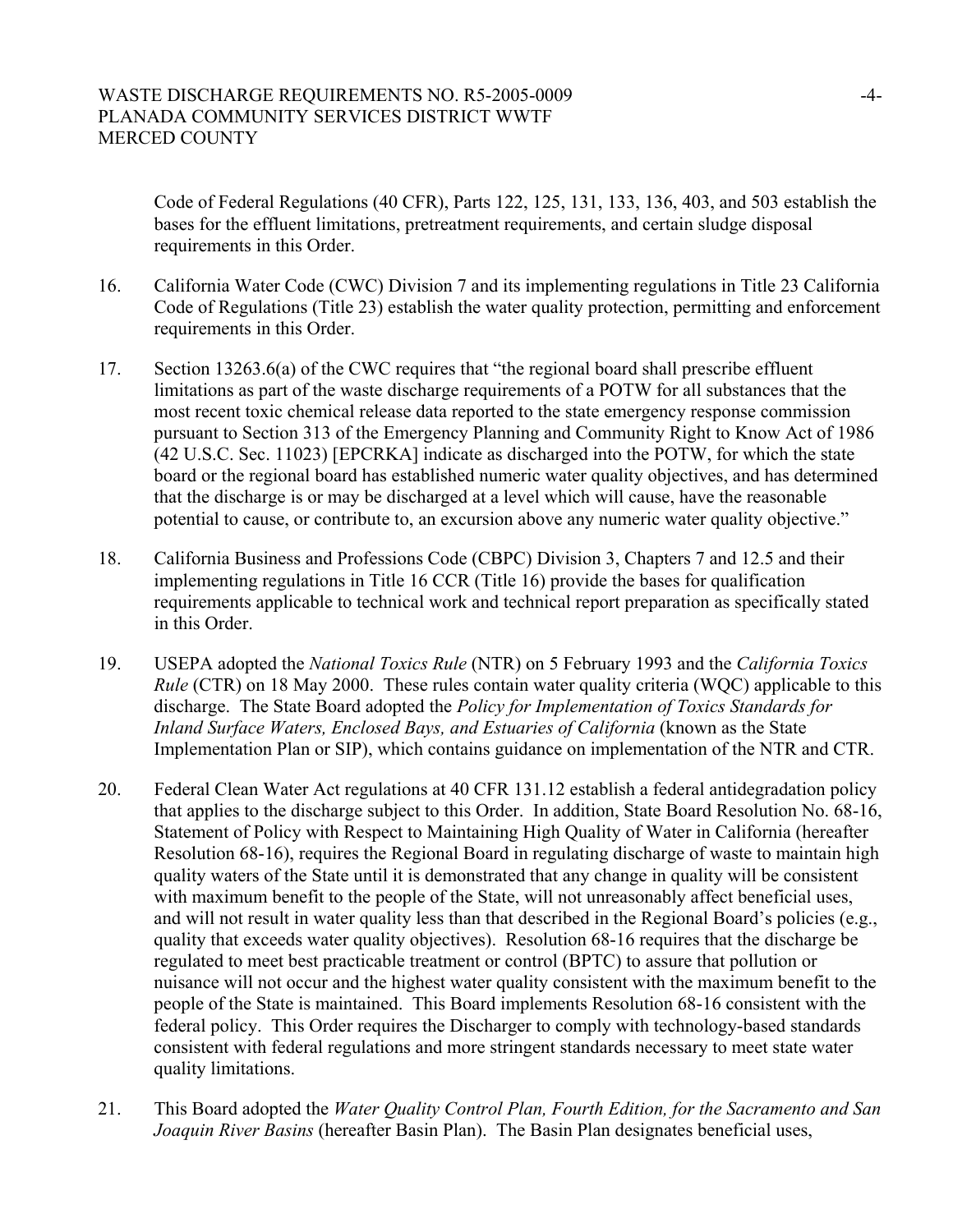Code of Federal Regulations (40 CFR), Parts 122, 125, 131, 133, 136, 403, and 503 establish the bases for the effluent limitations, pretreatment requirements, and certain sludge disposal requirements in this Order.

16. California Water Code (CWC) Division 7 and its implementing regulations in Title 23 California Code of Regulations (Title 23) establish the water quality protection, permitting and enforcement requirements in this Order.

17. Section 13263.6(a) of the CWC requires that "the regional board shall prescribe effluent limitations as part of the waste discharge requirements of a POTW for all substances that the most recent toxic chemical release data reported to the state emergency response commission pursuant to Section 313 of the Emergency Planning and Community Right to Know Act of 1986 (42 U.S.C. Sec. 11023) [EPCRKA] indicate as discharged into the POTW, for which the state board or the regional board has established numeric water quality objectives, and has determined that the discharge is or may be discharged at a level which will cause, have the reasonable potential to cause, or contribute to, an excursion above any numeric water quality objective."

18. California Business and Professions Code (CBPC) Division 3, Chapters 7 and 12.5 and their implementing regulations in Title 16 CCR (Title 16) provide the bases for qualification requirements applicable to technical work and technical report preparation as specifically stated in this Order.

19. USEPA adopted the *National Toxics Rule* (NTR) on 5 February 1993 and the *California Toxics Rule* (CTR) on 18 May 2000. These rules contain water quality criteria (WQC) applicable to this discharge. The State Board adopted the *Policy for Implementation of Toxics Standards for Inland Surface Waters, Enclosed Bays, and Estuaries of California* (known as the State Implementation Plan or SIP), which contains guidance on implementation of the NTR and CTR.

20. Federal Clean Water Act regulations at 40 CFR 131.12 establish a federal antidegradation policy that applies to the discharge subject to this Order. In addition, State Board Resolution No. 68-16, Statement of Policy with Respect to Maintaining High Quality of Water in California (hereafter Resolution 68-16), requires the Regional Board in regulating discharge of waste to maintain high quality waters of the State until it is demonstrated that any change in quality will be consistent with maximum benefit to the people of the State, will not unreasonably affect beneficial uses, and will not result in water quality less than that described in the Regional Board's policies (e.g., quality that exceeds water quality objectives). Resolution 68-16 requires that the discharge be regulated to meet best practicable treatment or control (BPTC) to assure that pollution or nuisance will not occur and the highest water quality consistent with the maximum benefit to the people of the State is maintained. This Board implements Resolution 68-16 consistent with the federal policy. This Order requires the Discharger to comply with technology-based standards consistent with federal regulations and more stringent standards necessary to meet state water quality limitations.

21. This Board adopted the *Water Quality Control Plan, Fourth Edition, for the Sacramento and San Joaquin River Basins* (hereafter Basin Plan). The Basin Plan designates beneficial uses,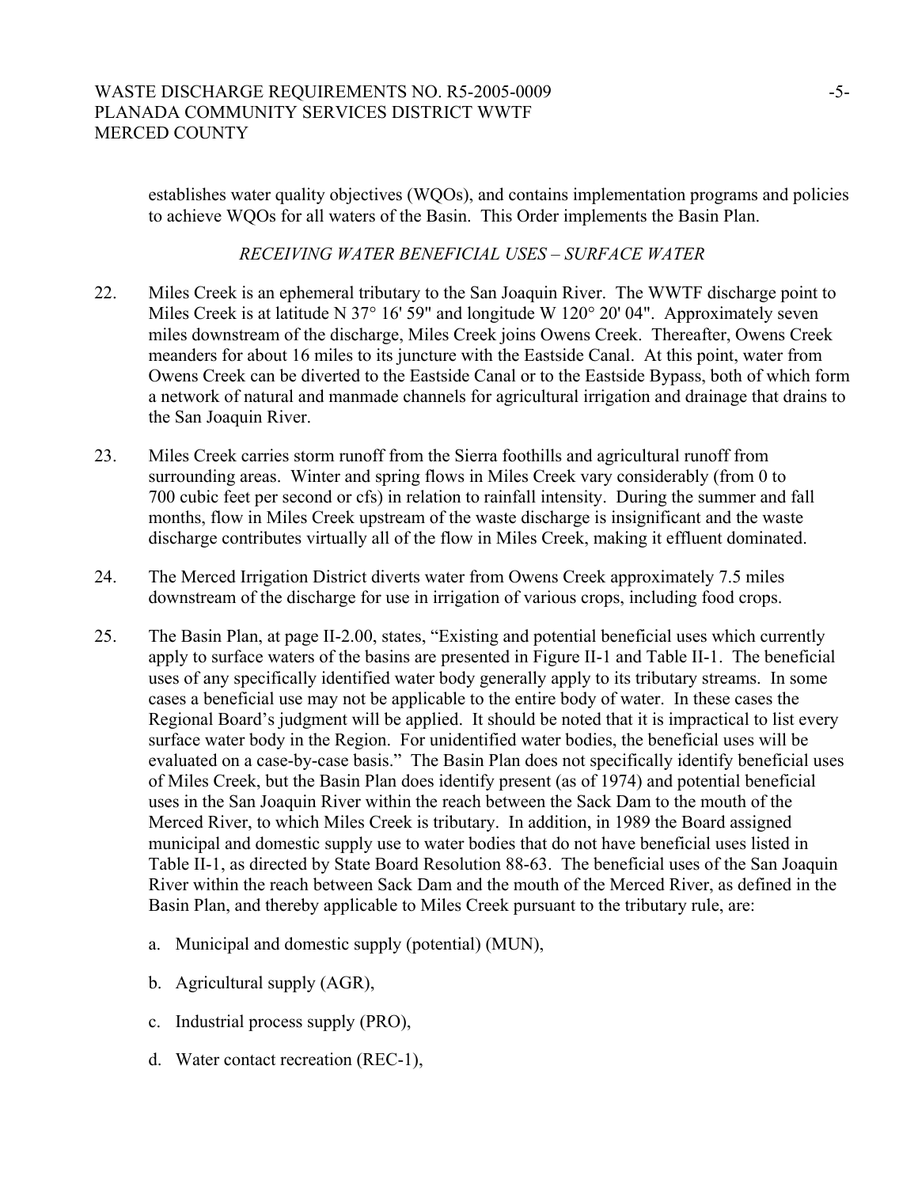establishes water quality objectives (WQOs), and contains implementation programs and policies to achieve WQOs for all waters of the Basin. This Order implements the Basin Plan.

*RECEIVING WATER BENEFICIAL USES – SURFACE WATER*

22. Miles Creek is an ephemeral tributary to the San Joaquin River. The WWTF discharge point to Miles Creek is at latitude N 37° 16' 59" and longitude W 120° 20' 04". Approximately seven miles downstream of the discharge, Miles Creek joins Owens Creek. Thereafter, Owens Creek meanders for about 16 miles to its juncture with the Eastside Canal. At this point, water from Owens Creek can be diverted to the Eastside Canal or to the Eastside Bypass, both of which form a network of natural and manmade channels for agricultural irrigation and drainage that drains to the San Joaquin River.

23. Miles Creek carries storm runoff from the Sierra foothills and agricultural runoff from surrounding areas. Winter and spring flows in Miles Creek vary considerably (from 0 to 700 cubic feet per second or cfs) in relation to rainfall intensity. During the summer and fall months, flow in Miles Creek upstream of the waste discharge is insignificant and the waste discharge contributes virtually all of the flow in Miles Creek, making it effluent dominated.

24. The Merced Irrigation District diverts water from Owens Creek approximately 7.5 miles downstream of the discharge for use in irrigation of various crops, including food crops.

25. The Basin Plan, at page II-2.00, states, "Existing and potential beneficial uses which currently apply to surface waters of the basins are presented in Figure II-1 and Table II-1. The beneficial uses of any specifically identified water body generally apply to its tributary streams. In some cases a beneficial use may not be applicable to the entire body of water. In these cases the Regional Board's judgment will be applied. It should be noted that it is impractical to list every surface water body in the Region. For unidentified water bodies, the beneficial uses will be evaluated on a case-by-case basis." The Basin Plan does not specifically identify beneficial uses of Miles Creek, but the Basin Plan does identify present (as of 1974) and potential beneficial uses in the San Joaquin River within the reach between the Sack Dam to the mouth of the Merced River, to which Miles Creek is tributary. In addition, in 1989 the Board assigned municipal and domestic supply use to water bodies that do not have beneficial uses listed in Table II-1, as directed by State Board Resolution 88-63. The beneficial uses of the San Joaquin River within the reach between Sack Dam and the mouth of the Merced River, as defined in the Basin Plan, and thereby applicable to Miles Creek pursuant to the tributary rule, are:

    a. Municipal and domestic supply (potential) (MUN),

    b. Agricultural supply (AGR),

    c. Industrial process supply (PRO),

    d. Water contact recreation (REC-1),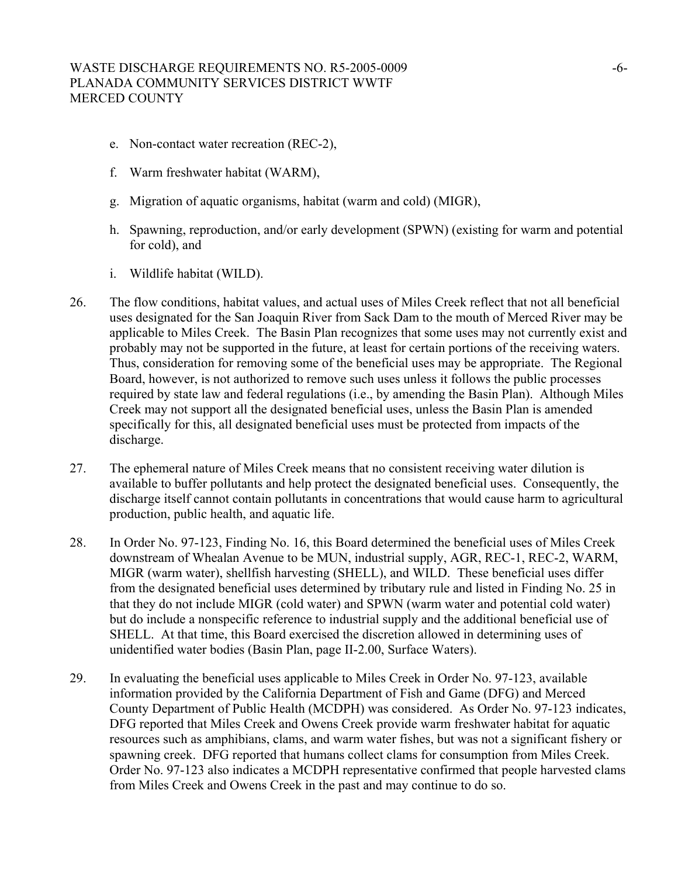e. Non-contact water recreation (REC-2),

f. Warm freshwater habitat (WARM),

g. Migration of aquatic organisms, habitat (warm and cold) (MIGR),

h. Spawning, reproduction, and/or early development (SPWN) (existing for warm and potential for cold), and

i. Wildlife habitat (WILD).

26. The flow conditions, habitat values, and actual uses of Miles Creek reflect that not all beneficial uses designated for the San Joaquin River from Sack Dam to the mouth of Merced River may be applicable to Miles Creek. The Basin Plan recognizes that some uses may not currently exist and probably may not be supported in the future, at least for certain portions of the receiving waters. Thus, consideration for removing some of the beneficial uses may be appropriate. The Regional Board, however, is not authorized to remove such uses unless it follows the public processes required by state law and federal regulations (i.e., by amending the Basin Plan). Although Miles Creek may not support all the designated beneficial uses, unless the Basin Plan is amended specifically for this, all designated beneficial uses must be protected from impacts of the discharge.

27. The ephemeral nature of Miles Creek means that no consistent receiving water dilution is available to buffer pollutants and help protect the designated beneficial uses. Consequently, the discharge itself cannot contain pollutants in concentrations that would cause harm to agricultural production, public health, and aquatic life.

28. In Order No. 97-123, Finding No. 16, this Board determined the beneficial uses of Miles Creek downstream of Whealan Avenue to be MUN, industrial supply, AGR, REC-1, REC-2, WARM, MIGR (warm water), shellfish harvesting (SHELL), and WILD. These beneficial uses differ from the designated beneficial uses determined by tributary rule and listed in Finding No. 25 in that they do not include MIGR (cold water) and SPWN (warm water and potential cold water) but do include a nonspecific reference to industrial supply and the additional beneficial use of SHELL. At that time, this Board exercised the discretion allowed in determining uses of unidentified water bodies (Basin Plan, page II-2.00, Surface Waters).

29. In evaluating the beneficial uses applicable to Miles Creek in Order No. 97-123, available information provided by the California Department of Fish and Game (DFG) and Merced County Department of Public Health (MCDPH) was considered. As Order No. 97-123 indicates, DFG reported that Miles Creek and Owens Creek provide warm freshwater habitat for aquatic resources such as amphibians, clams, and warm water fishes, but was not a significant fishery or spawning creek. DFG reported that humans collect clams for consumption from Miles Creek. Order No. 97-123 also indicates a MCDPH representative confirmed that people harvested clams from Miles Creek and Owens Creek in the past and may continue to do so.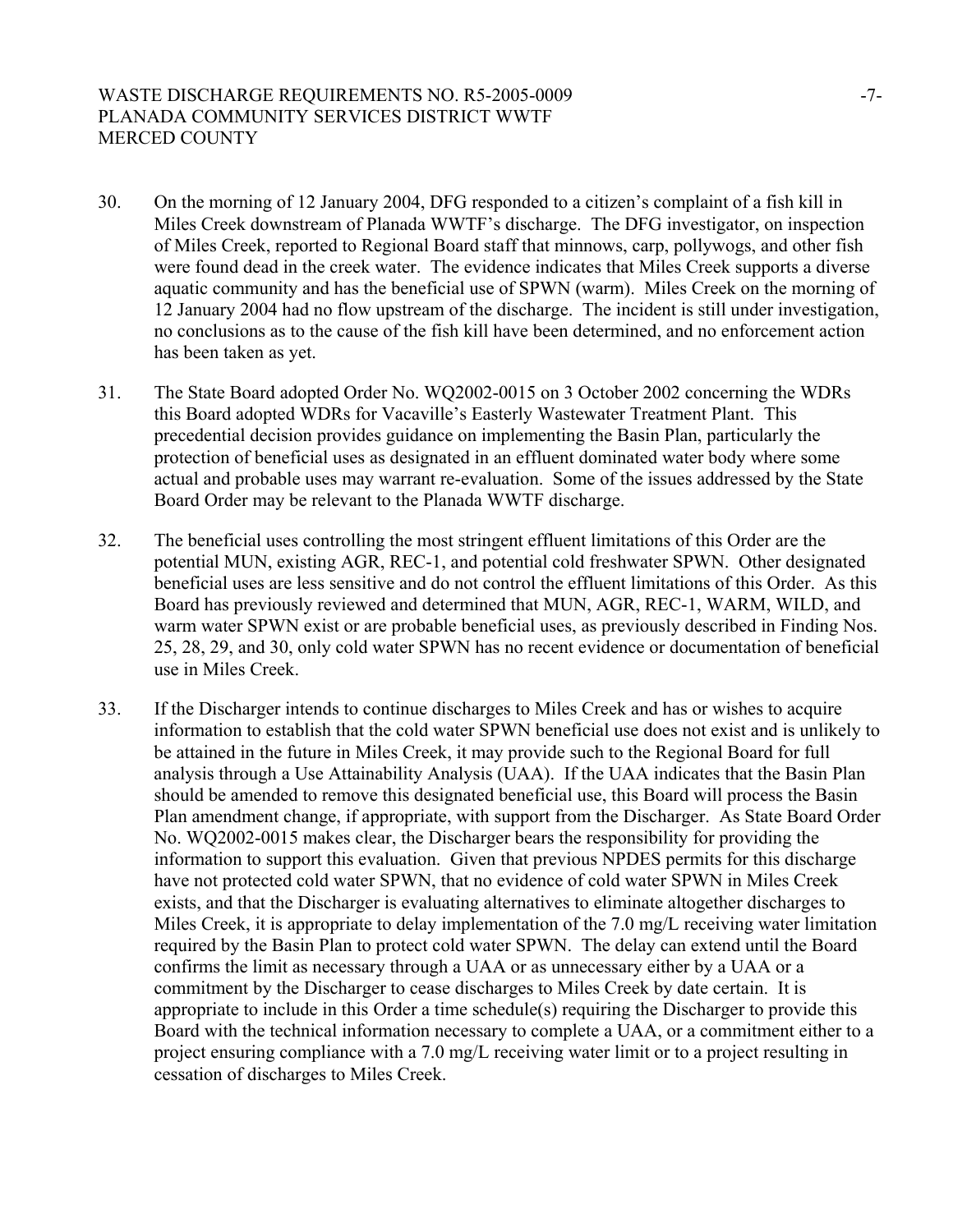30. On the morning of 12 January 2004, DFG responded to a citizen's complaint of a fish kill in Miles Creek downstream of Planada WWTF's discharge. The DFG investigator, on inspection of Miles Creek, reported to Regional Board staff that minnows, carp, pollywogs, and other fish were found dead in the creek water. The evidence indicates that Miles Creek supports a diverse aquatic community and has the beneficial use of SPWN (warm). Miles Creek on the morning of 12 January 2004 had no flow upstream of the discharge. The incident is still under investigation, no conclusions as to the cause of the fish kill have been determined, and no enforcement action has been taken as yet.

31. The State Board adopted Order No. WQ2002-0015 on 3 October 2002 concerning the WDRs this Board adopted WDRs for Vacaville's Easterly Wastewater Treatment Plant. This precedential decision provides guidance on implementing the Basin Plan, particularly the protection of beneficial uses as designated in an effluent dominated water body where some actual and probable uses may warrant re-evaluation. Some of the issues addressed by the State Board Order may be relevant to the Planada WWTF discharge.

32. The beneficial uses controlling the most stringent effluent limitations of this Order are the potential MUN, existing AGR, REC-1, and potential cold freshwater SPWN. Other designated beneficial uses are less sensitive and do not control the effluent limitations of this Order. As this Board has previously reviewed and determined that MUN, AGR, REC-1, WARM, WILD, and warm water SPWN exist or are probable beneficial uses, as previously described in Finding Nos. 25, 28, 29, and 30, only cold water SPWN has no recent evidence or documentation of beneficial use in Miles Creek.

33. If the Discharger intends to continue discharges to Miles Creek and has or wishes to acquire information to establish that the cold water SPWN beneficial use does not exist and is unlikely to be attained in the future in Miles Creek, it may provide such to the Regional Board for full analysis through a Use Attainability Analysis (UAA). If the UAA indicates that the Basin Plan should be amended to remove this designated beneficial use, this Board will process the Basin Plan amendment change, if appropriate, with support from the Discharger. As State Board Order No. WQ2002-0015 makes clear, the Discharger bears the responsibility for providing the information to support this evaluation. Given that previous NPDES permits for this discharge have not protected cold water SPWN, that no evidence of cold water SPWN in Miles Creek exists, and that the Discharger is evaluating alternatives to eliminate altogether discharges to Miles Creek, it is appropriate to delay implementation of the 7.0 mg/L receiving water limitation required by the Basin Plan to protect cold water SPWN. The delay can extend until the Board confirms the limit as necessary through a UAA or as unnecessary either by a UAA or a commitment by the Discharger to cease discharges to Miles Creek by date certain. It is appropriate to include in this Order a time schedule(s) requiring the Discharger to provide this Board with the technical information necessary to complete a UAA, or a commitment either to a project ensuring compliance with a 7.0 mg/L receiving water limit or to a project resulting in cessation of discharges to Miles Creek.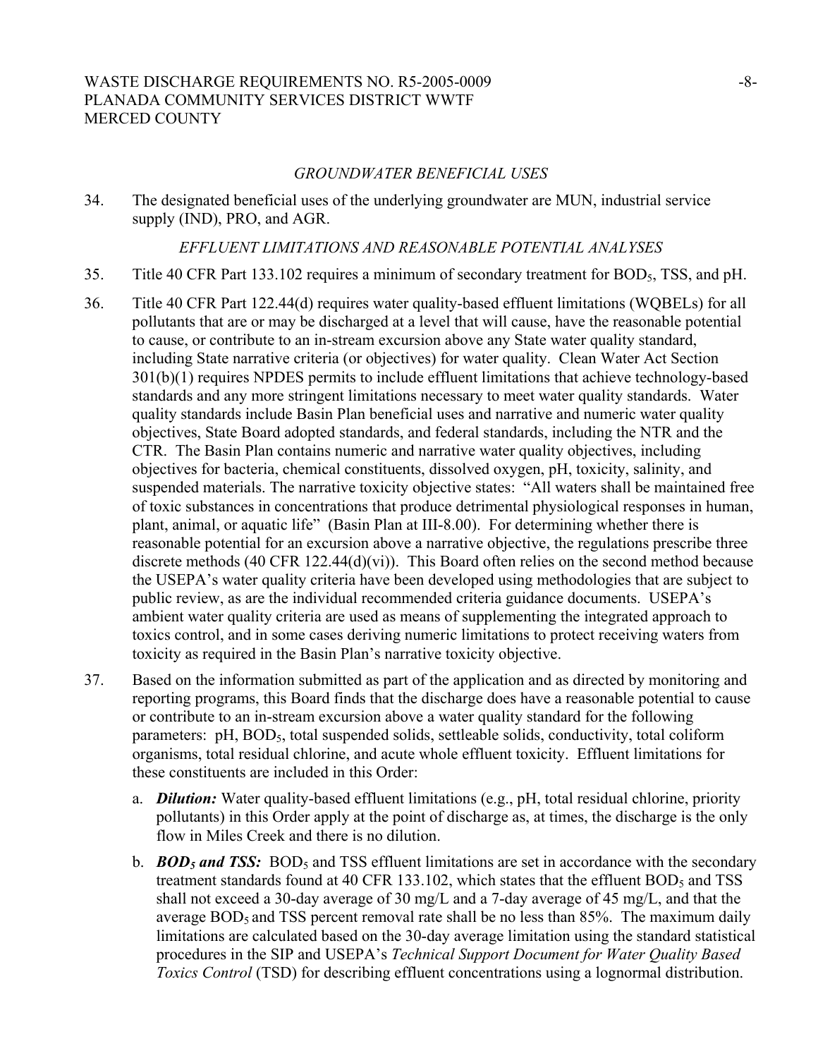*GROUNDWATER BENEFICIAL USES*

34. The designated beneficial uses of the underlying groundwater are MUN, industrial service supply (IND), PRO, and AGR.

*EFFLUENT LIMITATIONS AND REASONABLE POTENTIAL ANALYSES*

35. Title 40 CFR Part 133.102 requires a minimum of secondary treatment for $BOD_5$, TSS, and pH.

36. Title 40 CFR Part 122.44(d) requires water quality-based effluent limitations (WQBELs) for all pollutants that are or may be discharged at a level that will cause, have the reasonable potential to cause, or contribute to an in-stream excursion above any State water quality standard, including State narrative criteria (or objectives) for water quality. Clean Water Act Section 301(b)(1) requires NPDES permits to include effluent limitations that achieve technology-based standards and any more stringent limitations necessary to meet water quality standards. Water quality standards include Basin Plan beneficial uses and narrative and numeric water quality objectives, State Board adopted standards, and federal standards, including the NTR and the CTR. The Basin Plan contains numeric and narrative water quality objectives, including objectives for bacteria, chemical constituents, dissolved oxygen, pH, toxicity, salinity, and suspended materials. The narrative toxicity objective states: "All waters shall be maintained free of toxic substances in concentrations that produce detrimental physiological responses in human, plant, animal, or aquatic life" (Basin Plan at III-8.00). For determining whether there is reasonable potential for an excursion above a narrative objective, the regulations prescribe three discrete methods (40 CFR 122.44(d)(vi)). This Board often relies on the second method because the USEPA's water quality criteria have been developed using methodologies that are subject to public review, as are the individual recommended criteria guidance documents. USEPA's ambient water quality criteria are used as means of supplementing the integrated approach to toxics control, and in some cases deriving numeric limitations to protect receiving waters from toxicity as required in the Basin Plan's narrative toxicity objective.

37. Based on the information submitted as part of the application and as directed by monitoring and reporting programs, this Board finds that the discharge does have a reasonable potential to cause or contribute to an in-stream excursion above a water quality standard for the following parameters: pH, $BOD_5$, total suspended solids, settleable solids, conductivity, total coliform organisms, total residual chlorine, and acute whole effluent toxicity. Effluent limitations for these constituents are included in this Order:

    a. ***Dilution:*** Water quality-based effluent limitations (e.g., pH, total residual chlorine, priority pollutants) in this Order apply at the point of discharge as, at times, the discharge is the only flow in Miles Creek and there is no dilution.

    b. ***$BOD_5$ and TSS:*** $BOD_5$ and TSS effluent limitations are set in accordance with the secondary treatment standards found at 40 CFR 133.102, which states that the effluent $BOD_5$ and TSS shall not exceed a 30-day average of 30 mg/L and a 7-day average of 45 mg/L, and that the average $BOD_5$ and TSS percent removal rate shall be no less than 85%. The maximum daily limitations are calculated based on the 30-day average limitation using the standard statistical procedures in the SIP and USEPA's *Technical Support Document for Water Quality Based Toxics Control* (TSD) for describing effluent concentrations using a lognormal distribution.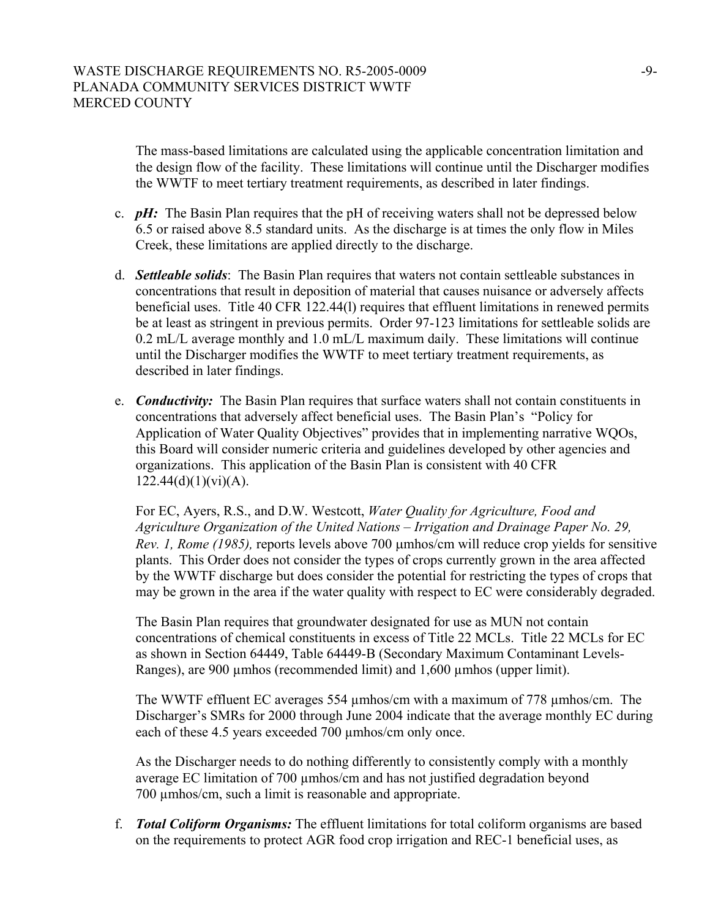The mass-based limitations are calculated using the applicable concentration limitation and the design flow of the facility. These limitations will continue until the Discharger modifies the WWTF to meet tertiary treatment requirements, as described in later findings.

c. ***pH:*** The Basin Plan requires that the pH of receiving waters shall not be depressed below 6.5 or raised above 8.5 standard units. As the discharge is at times the only flow in Miles Creek, these limitations are applied directly to the discharge.

d. ***Settleable solids***: The Basin Plan requires that waters not contain settleable substances in concentrations that result in deposition of material that causes nuisance or adversely affects beneficial uses. Title 40 CFR 122.44(l) requires that effluent limitations in renewed permits be at least as stringent in previous permits. Order 97-123 limitations for settleable solids are 0.2 mL/L average monthly and 1.0 mL/L maximum daily. These limitations will continue until the Discharger modifies the WWTF to meet tertiary treatment requirements, as described in later findings.

e. ***Conductivity:*** The Basin Plan requires that surface waters shall not contain constituents in concentrations that adversely affect beneficial uses. The Basin Plan's "Policy for Application of Water Quality Objectives" provides that in implementing narrative WQOs, this Board will consider numeric criteria and guidelines developed by other agencies and organizations. This application of the Basin Plan is consistent with 40 CFR 122.44(d)(1)(vi)(A).

   For EC, Ayers, R.S., and D.W. Westcott, *Water Quality for Agriculture, Food and Agriculture Organization of the United Nations – Irrigation and Drainage Paper No. 29, Rev. 1, Rome (1985),* reports levels above 700 µmhos/cm will reduce crop yields for sensitive plants. This Order does not consider the types of crops currently grown in the area affected by the WWTF discharge but does consider the potential for restricting the types of crops that may be grown in the area if the water quality with respect to EC were considerably degraded.

   The Basin Plan requires that groundwater designated for use as MUN not contain concentrations of chemical constituents in excess of Title 22 MCLs. Title 22 MCLs for EC as shown in Section 64449, Table 64449-B (Secondary Maximum Contaminant Levels-Ranges), are 900 µmhos (recommended limit) and 1,600 µmhos (upper limit).

   The WWTF effluent EC averages 554 µmhos/cm with a maximum of 778 µmhos/cm. The Discharger's SMRs for 2000 through June 2004 indicate that the average monthly EC during each of these 4.5 years exceeded 700 µmhos/cm only once.

   As the Discharger needs to do nothing differently to consistently comply with a monthly average EC limitation of 700 µmhos/cm and has not justified degradation beyond 700 µmhos/cm, such a limit is reasonable and appropriate.

f. ***Total Coliform Organisms:*** The effluent limitations for total coliform organisms are based on the requirements to protect AGR food crop irrigation and REC-1 beneficial uses, as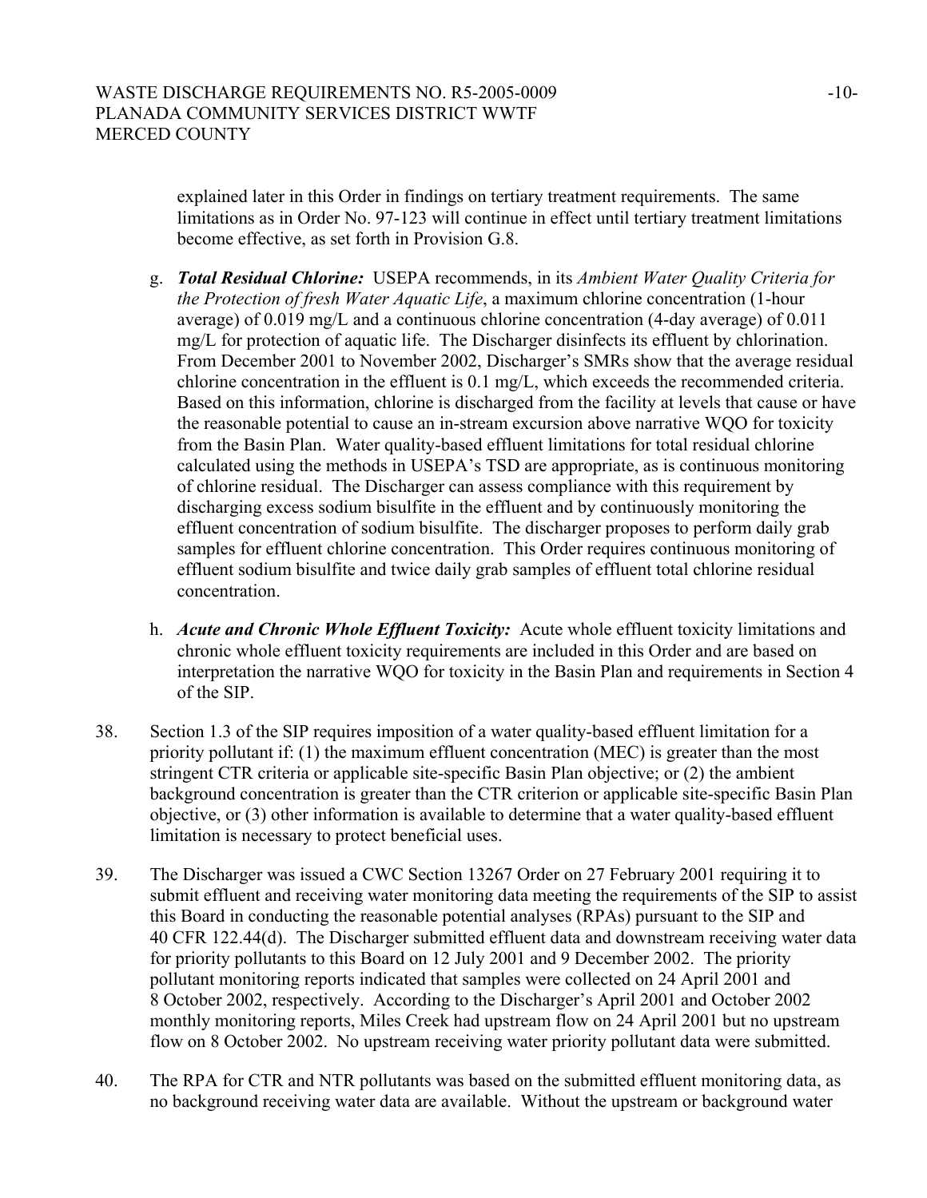explained later in this Order in findings on tertiary treatment requirements. The same limitations as in Order No. 97-123 will continue in effect until tertiary treatment limitations become effective, as set forth in Provision G.8.

g. ***Total Residual Chlorine:*** USEPA recommends, in its *Ambient Water Quality Criteria for the Protection of fresh Water Aquatic Life*, a maximum chlorine concentration (1-hour average) of 0.019 mg/L and a continuous chlorine concentration (4-day average) of 0.011 mg/L for protection of aquatic life. The Discharger disinfects its effluent by chlorination. From December 2001 to November 2002, Discharger's SMRs show that the average residual chlorine concentration in the effluent is 0.1 mg/L, which exceeds the recommended criteria. Based on this information, chlorine is discharged from the facility at levels that cause or have the reasonable potential to cause an in-stream excursion above narrative WQO for toxicity from the Basin Plan. Water quality-based effluent limitations for total residual chlorine calculated using the methods in USEPA's TSD are appropriate, as is continuous monitoring of chlorine residual. The Discharger can assess compliance with this requirement by discharging excess sodium bisulfite in the effluent and by continuously monitoring the effluent concentration of sodium bisulfite. The discharger proposes to perform daily grab samples for effluent chlorine concentration. This Order requires continuous monitoring of effluent sodium bisulfite and twice daily grab samples of effluent total chlorine residual concentration.

h. ***Acute and Chronic Whole Effluent Toxicity:*** Acute whole effluent toxicity limitations and chronic whole effluent toxicity requirements are included in this Order and are based on interpretation the narrative WQO for toxicity in the Basin Plan and requirements in Section 4 of the SIP.

38. Section 1.3 of the SIP requires imposition of a water quality-based effluent limitation for a priority pollutant if: (1) the maximum effluent concentration (MEC) is greater than the most stringent CTR criteria or applicable site-specific Basin Plan objective; or (2) the ambient background concentration is greater than the CTR criterion or applicable site-specific Basin Plan objective, or (3) other information is available to determine that a water quality-based effluent limitation is necessary to protect beneficial uses.

39. The Discharger was issued a CWC Section 13267 Order on 27 February 2001 requiring it to submit effluent and receiving water monitoring data meeting the requirements of the SIP to assist this Board in conducting the reasonable potential analyses (RPAs) pursuant to the SIP and 40 CFR 122.44(d). The Discharger submitted effluent data and downstream receiving water data for priority pollutants to this Board on 12 July 2001 and 9 December 2002. The priority pollutant monitoring reports indicated that samples were collected on 24 April 2001 and 8 October 2002, respectively. According to the Discharger's April 2001 and October 2002 monthly monitoring reports, Miles Creek had upstream flow on 24 April 2001 but no upstream flow on 8 October 2002. No upstream receiving water priority pollutant data were submitted.

40. The RPA for CTR and NTR pollutants was based on the submitted effluent monitoring data, as no background receiving water data are available. Without the upstream or background water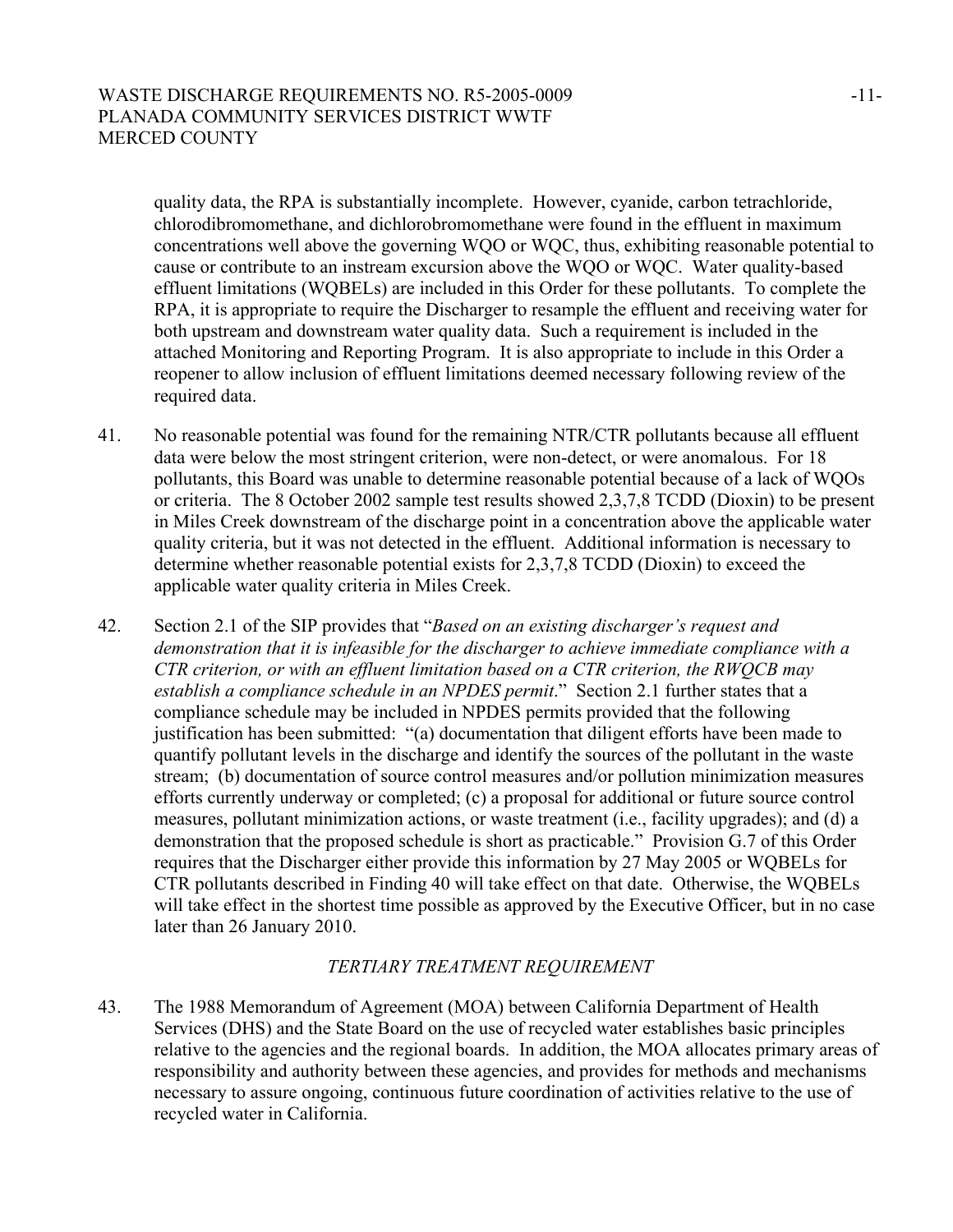quality data, the RPA is substantially incomplete. However, cyanide, carbon tetrachloride, chlorodibromomethane, and dichlorobromomethane were found in the effluent in maximum concentrations well above the governing WQO or WQC, thus, exhibiting reasonable potential to cause or contribute to an instream excursion above the WQO or WQC. Water quality-based effluent limitations (WQBELs) are included in this Order for these pollutants. To complete the RPA, it is appropriate to require the Discharger to resample the effluent and receiving water for both upstream and downstream water quality data. Such a requirement is included in the attached Monitoring and Reporting Program. It is also appropriate to include in this Order a reopener to allow inclusion of effluent limitations deemed necessary following review of the required data.

41. No reasonable potential was found for the remaining NTR/CTR pollutants because all effluent data were below the most stringent criterion, were non-detect, or were anomalous. For 18 pollutants, this Board was unable to determine reasonable potential because of a lack of WQOs or criteria. The 8 October 2002 sample test results showed 2,3,7,8 TCDD (Dioxin) to be present in Miles Creek downstream of the discharge point in a concentration above the applicable water quality criteria, but it was not detected in the effluent. Additional information is necessary to determine whether reasonable potential exists for 2,3,7,8 TCDD (Dioxin) to exceed the applicable water quality criteria in Miles Creek.

42. Section 2.1 of the SIP provides that "*Based on an existing discharger's request and demonstration that it is infeasible for the discharger to achieve immediate compliance with a CTR criterion, or with an effluent limitation based on a CTR criterion, the RWQCB may establish a compliance schedule in an NPDES permit*." Section 2.1 further states that a compliance schedule may be included in NPDES permits provided that the following justification has been submitted: "(a) documentation that diligent efforts have been made to quantify pollutant levels in the discharge and identify the sources of the pollutant in the waste stream; (b) documentation of source control measures and/or pollution minimization measures efforts currently underway or completed; (c) a proposal for additional or future source control measures, pollutant minimization actions, or waste treatment (i.e., facility upgrades); and (d) a demonstration that the proposed schedule is short as practicable." Provision G.7 of this Order requires that the Discharger either provide this information by 27 May 2005 or WQBELs for CTR pollutants described in Finding 40 will take effect on that date. Otherwise, the WQBELs will take effect in the shortest time possible as approved by the Executive Officer, but in no case later than 26 January 2010.

### *TERTIARY TREATMENT REQUIREMENT*

43. The 1988 Memorandum of Agreement (MOA) between California Department of Health Services (DHS) and the State Board on the use of recycled water establishes basic principles relative to the agencies and the regional boards. In addition, the MOA allocates primary areas of responsibility and authority between these agencies, and provides for methods and mechanisms necessary to assure ongoing, continuous future coordination of activities relative to the use of recycled water in California.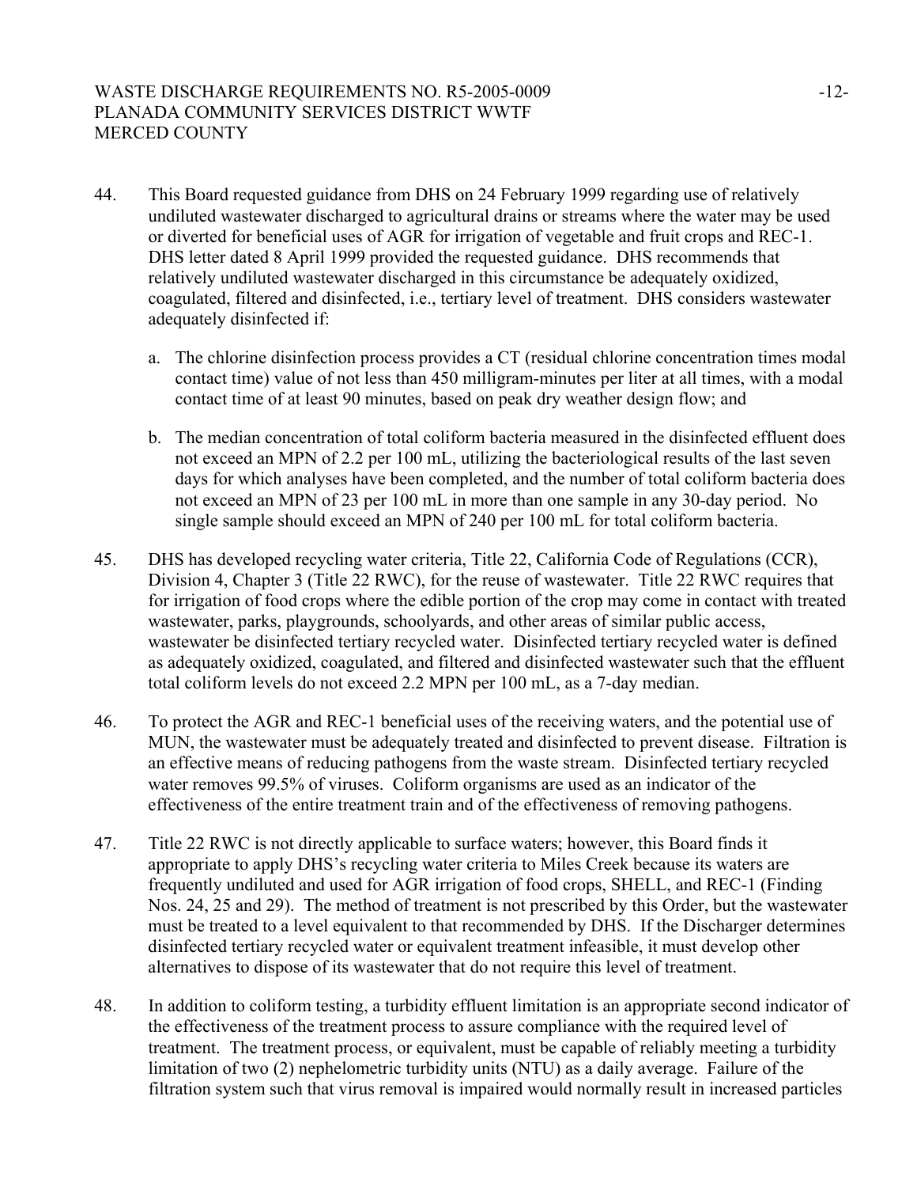44. This Board requested guidance from DHS on 24 February 1999 regarding use of relatively undiluted wastewater discharged to agricultural drains or streams where the water may be used or diverted for beneficial uses of AGR for irrigation of vegetable and fruit crops and REC-1. DHS letter dated 8 April 1999 provided the requested guidance. DHS recommends that relatively undiluted wastewater discharged in this circumstance be adequately oxidized, coagulated, filtered and disinfected, i.e., tertiary level of treatment. DHS considers wastewater adequately disinfected if:

    a. The chlorine disinfection process provides a CT (residual chlorine concentration times modal contact time) value of not less than 450 milligram-minutes per liter at all times, with a modal contact time of at least 90 minutes, based on peak dry weather design flow; and

    b. The median concentration of total coliform bacteria measured in the disinfected effluent does not exceed an MPN of 2.2 per 100 mL, utilizing the bacteriological results of the last seven days for which analyses have been completed, and the number of total coliform bacteria does not exceed an MPN of 23 per 100 mL in more than one sample in any 30-day period. No single sample should exceed an MPN of 240 per 100 mL for total coliform bacteria.

45. DHS has developed recycling water criteria, Title 22, California Code of Regulations (CCR), Division 4, Chapter 3 (Title 22 RWC), for the reuse of wastewater. Title 22 RWC requires that for irrigation of food crops where the edible portion of the crop may come in contact with treated wastewater, parks, playgrounds, schoolyards, and other areas of similar public access, wastewater be disinfected tertiary recycled water. Disinfected tertiary recycled water is defined as adequately oxidized, coagulated, and filtered and disinfected wastewater such that the effluent total coliform levels do not exceed 2.2 MPN per 100 mL, as a 7-day median.

46. To protect the AGR and REC-1 beneficial uses of the receiving waters, and the potential use of MUN, the wastewater must be adequately treated and disinfected to prevent disease. Filtration is an effective means of reducing pathogens from the waste stream. Disinfected tertiary recycled water removes 99.5% of viruses. Coliform organisms are used as an indicator of the effectiveness of the entire treatment train and of the effectiveness of removing pathogens.

47. Title 22 RWC is not directly applicable to surface waters; however, this Board finds it appropriate to apply DHS's recycling water criteria to Miles Creek because its waters are frequently undiluted and used for AGR irrigation of food crops, SHELL, and REC-1 (Finding Nos. 24, 25 and 29). The method of treatment is not prescribed by this Order, but the wastewater must be treated to a level equivalent to that recommended by DHS. If the Discharger determines disinfected tertiary recycled water or equivalent treatment infeasible, it must develop other alternatives to dispose of its wastewater that do not require this level of treatment.

48. In addition to coliform testing, a turbidity effluent limitation is an appropriate second indicator of the effectiveness of the treatment process to assure compliance with the required level of treatment. The treatment process, or equivalent, must be capable of reliably meeting a turbidity limitation of two (2) nephelometric turbidity units (NTU) as a daily average. Failure of the filtration system such that virus removal is impaired would normally result in increased particles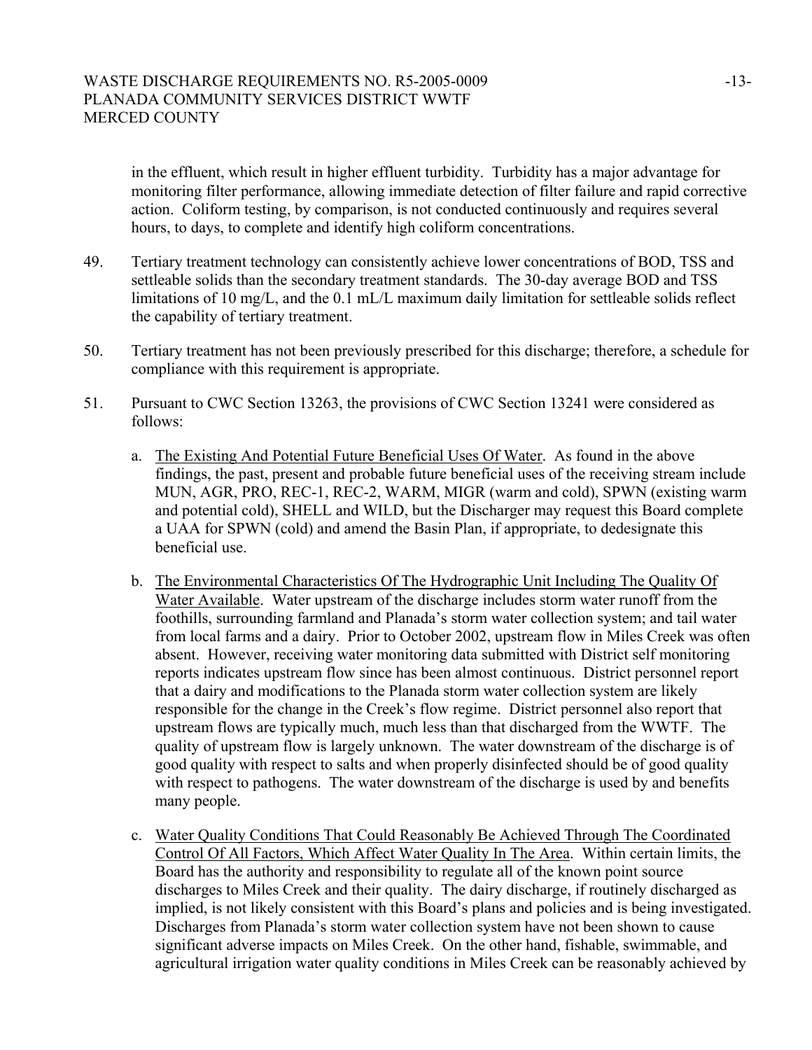in the effluent, which result in higher effluent turbidity. Turbidity has a major advantage for monitoring filter performance, allowing immediate detection of filter failure and rapid corrective action. Coliform testing, by comparison, is not conducted continuously and requires several hours, to days, to complete and identify high coliform concentrations.

49. Tertiary treatment technology can consistently achieve lower concentrations of BOD, TSS and settleable solids than the secondary treatment standards. The 30-day average BOD and TSS limitations of 10 mg/L, and the 0.1 mL/L maximum daily limitation for settleable solids reflect the capability of tertiary treatment.

50. Tertiary treatment has not been previously prescribed for this discharge; therefore, a schedule for compliance with this requirement is appropriate.

51. Pursuant to CWC Section 13263, the provisions of CWC Section 13241 were considered as follows:

    a. <u>The Existing And Potential Future Beneficial Uses Of Water</u>. As found in the above findings, the past, present and probable future beneficial uses of the receiving stream include MUN, AGR, PRO, REC-1, REC-2, WARM, MIGR (warm and cold), SPWN (existing warm and potential cold), SHELL and WILD, but the Discharger may request this Board complete a UAA for SPWN (cold) and amend the Basin Plan, if appropriate, to dedesignate this beneficial use.

    b. <u>The Environmental Characteristics Of The Hydrographic Unit Including The Quality Of Water Available</u>. Water upstream of the discharge includes storm water runoff from the foothills, surrounding farmland and Planada's storm water collection system; and tail water from local farms and a dairy. Prior to October 2002, upstream flow in Miles Creek was often absent. However, receiving water monitoring data submitted with District self monitoring reports indicates upstream flow since has been almost continuous. District personnel report that a dairy and modifications to the Planada storm water collection system are likely responsible for the change in the Creek's flow regime. District personnel also report that upstream flows are typically much, much less than that discharged from the WWTF. The quality of upstream flow is largely unknown. The water downstream of the discharge is of good quality with respect to salts and when properly disinfected should be of good quality with respect to pathogens. The water downstream of the discharge is used by and benefits many people.

    c. <u>Water Quality Conditions That Could Reasonably Be Achieved Through The Coordinated Control Of All Factors, Which Affect Water Quality In The Area</u>. Within certain limits, the Board has the authority and responsibility to regulate all of the known point source discharges to Miles Creek and their quality. The dairy discharge, if routinely discharged as implied, is not likely consistent with this Board's plans and policies and is being investigated. Discharges from Planada's storm water collection system have not been shown to cause significant adverse impacts on Miles Creek. On the other hand, fishable, swimmable, and agricultural irrigation water quality conditions in Miles Creek can be reasonably achieved by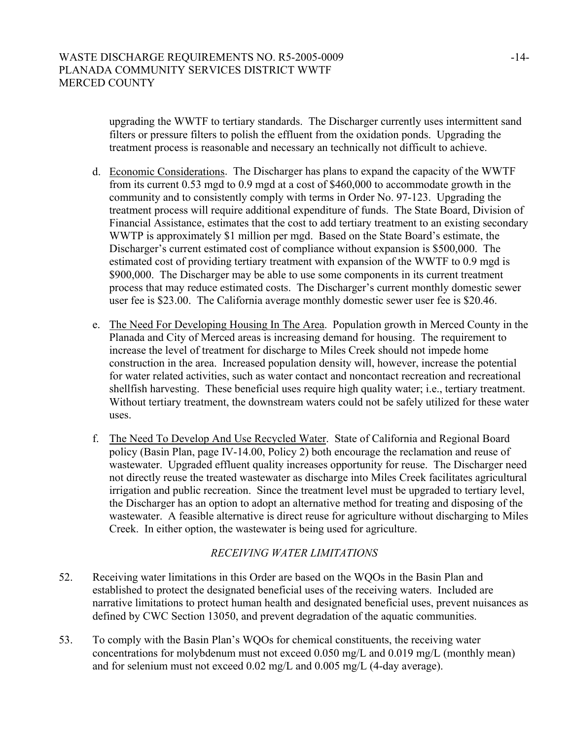upgrading the WWTF to tertiary standards. The Discharger currently uses intermittent sand filters or pressure filters to polish the effluent from the oxidation ponds. Upgrading the treatment process is reasonable and necessary an technically not difficult to achieve.

d. Economic Considerations. The Discharger has plans to expand the capacity of the WWTF from its current 0.53 mgd to 0.9 mgd at a cost of $460,000 to accommodate growth in the community and to consistently comply with terms in Order No. 97-123. Upgrading the treatment process will require additional expenditure of funds. The State Board, Division of Financial Assistance, estimates that the cost to add tertiary treatment to an existing secondary WWTP is approximately $1 million per mgd. Based on the State Board's estimate, the Discharger's current estimated cost of compliance without expansion is $500,000. The estimated cost of providing tertiary treatment with expansion of the WWTF to 0.9 mgd is $900,000. The Discharger may be able to use some components in its current treatment process that may reduce estimated costs. The Discharger's current monthly domestic sewer user fee is $23.00. The California average monthly domestic sewer user fee is $20.46.

e. The Need For Developing Housing In The Area. Population growth in Merced County in the Planada and City of Merced areas is increasing demand for housing. The requirement to increase the level of treatment for discharge to Miles Creek should not impede home construction in the area. Increased population density will, however, increase the potential for water related activities, such as water contact and noncontact recreation and recreational shellfish harvesting. These beneficial uses require high quality water; i.e., tertiary treatment. Without tertiary treatment, the downstream waters could not be safely utilized for these water uses.

f. The Need To Develop And Use Recycled Water. State of California and Regional Board policy (Basin Plan, page IV-14.00, Policy 2) both encourage the reclamation and reuse of wastewater. Upgraded effluent quality increases opportunity for reuse. The Discharger need not directly reuse the treated wastewater as discharge into Miles Creek facilitates agricultural irrigation and public recreation. Since the treatment level must be upgraded to tertiary level, the Discharger has an option to adopt an alternative method for treating and disposing of the wastewater. A feasible alternative is direct reuse for agriculture without discharging to Miles Creek. In either option, the wastewater is being used for agriculture.

*RECEIVING WATER LIMITATIONS*

52. Receiving water limitations in this Order are based on the WQOs in the Basin Plan and established to protect the designated beneficial uses of the receiving waters. Included are narrative limitations to protect human health and designated beneficial uses, prevent nuisances as defined by CWC Section 13050, and prevent degradation of the aquatic communities.

53. To comply with the Basin Plan's WQOs for chemical constituents, the receiving water concentrations for molybdenum must not exceed 0.050 mg/L and 0.019 mg/L (monthly mean) and for selenium must not exceed 0.02 mg/L and 0.005 mg/L (4-day average).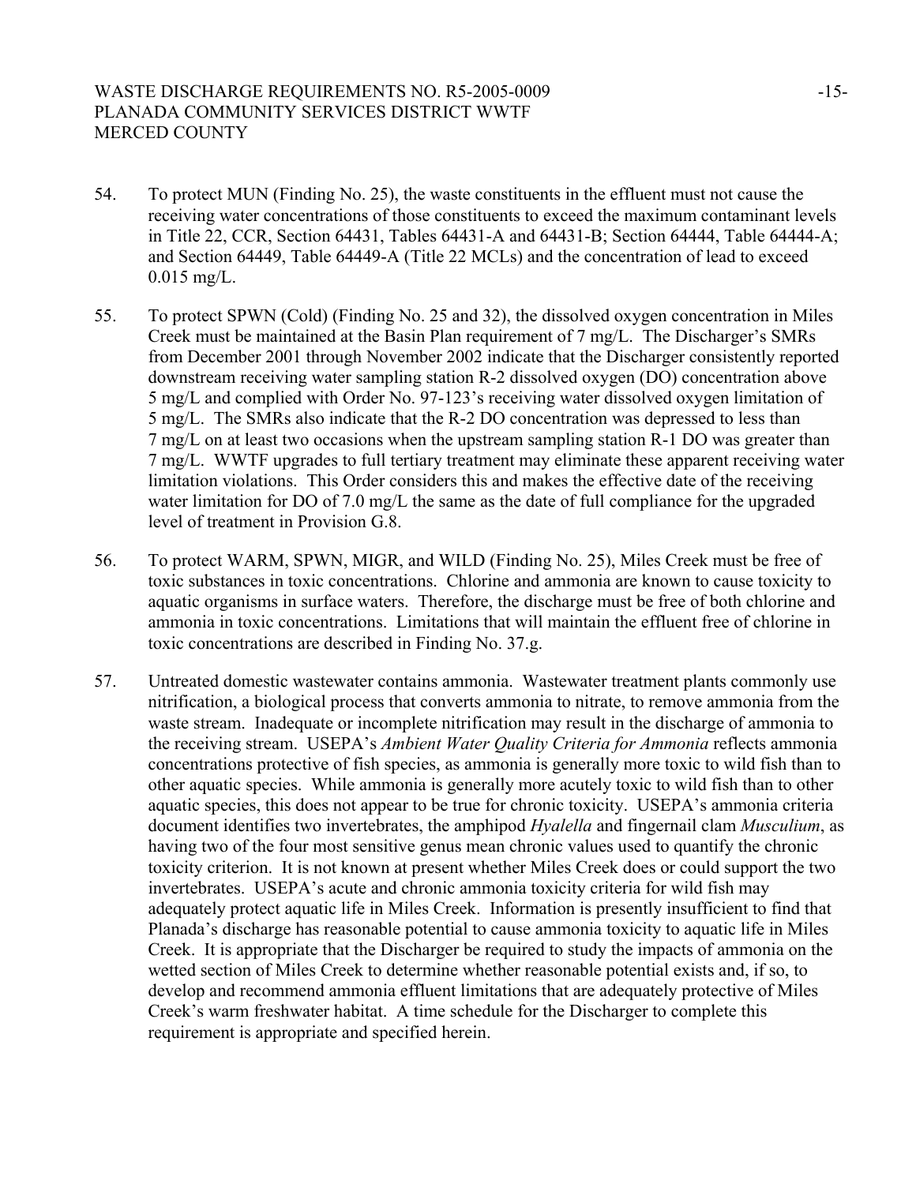54. To protect MUN (Finding No. 25), the waste constituents in the effluent must not cause the receiving water concentrations of those constituents to exceed the maximum contaminant levels in Title 22, CCR, Section 64431, Tables 64431-A and 64431-B; Section 64444, Table 64444-A; and Section 64449, Table 64449-A (Title 22 MCLs) and the concentration of lead to exceed 0.015 mg/L.

55. To protect SPWN (Cold) (Finding No. 25 and 32), the dissolved oxygen concentration in Miles Creek must be maintained at the Basin Plan requirement of 7 mg/L. The Discharger's SMRs from December 2001 through November 2002 indicate that the Discharger consistently reported downstream receiving water sampling station R-2 dissolved oxygen (DO) concentration above 5 mg/L and complied with Order No. 97-123's receiving water dissolved oxygen limitation of 5 mg/L. The SMRs also indicate that the R-2 DO concentration was depressed to less than 7 mg/L on at least two occasions when the upstream sampling station R-1 DO was greater than 7 mg/L. WWTF upgrades to full tertiary treatment may eliminate these apparent receiving water limitation violations. This Order considers this and makes the effective date of the receiving water limitation for DO of 7.0 mg/L the same as the date of full compliance for the upgraded level of treatment in Provision G.8.

56. To protect WARM, SPWN, MIGR, and WILD (Finding No. 25), Miles Creek must be free of toxic substances in toxic concentrations. Chlorine and ammonia are known to cause toxicity to aquatic organisms in surface waters. Therefore, the discharge must be free of both chlorine and ammonia in toxic concentrations. Limitations that will maintain the effluent free of chlorine in toxic concentrations are described in Finding No. 37.g.

57. Untreated domestic wastewater contains ammonia. Wastewater treatment plants commonly use nitrification, a biological process that converts ammonia to nitrate, to remove ammonia from the waste stream. Inadequate or incomplete nitrification may result in the discharge of ammonia to the receiving stream. USEPA's *Ambient Water Quality Criteria for Ammonia* reflects ammonia concentrations protective of fish species, as ammonia is generally more toxic to wild fish than to other aquatic species. While ammonia is generally more acutely toxic to wild fish than to other aquatic species, this does not appear to be true for chronic toxicity. USEPA's ammonia criteria document identifies two invertebrates, the amphipod *Hyalella* and fingernail clam *Musculium*, as having two of the four most sensitive genus mean chronic values used to quantify the chronic toxicity criterion. It is not known at present whether Miles Creek does or could support the two invertebrates. USEPA's acute and chronic ammonia toxicity criteria for wild fish may adequately protect aquatic life in Miles Creek. Information is presently insufficient to find that Planada's discharge has reasonable potential to cause ammonia toxicity to aquatic life in Miles Creek. It is appropriate that the Discharger be required to study the impacts of ammonia on the wetted section of Miles Creek to determine whether reasonable potential exists and, if so, to develop and recommend ammonia effluent limitations that are adequately protective of Miles Creek's warm freshwater habitat. A time schedule for the Discharger to complete this requirement is appropriate and specified herein.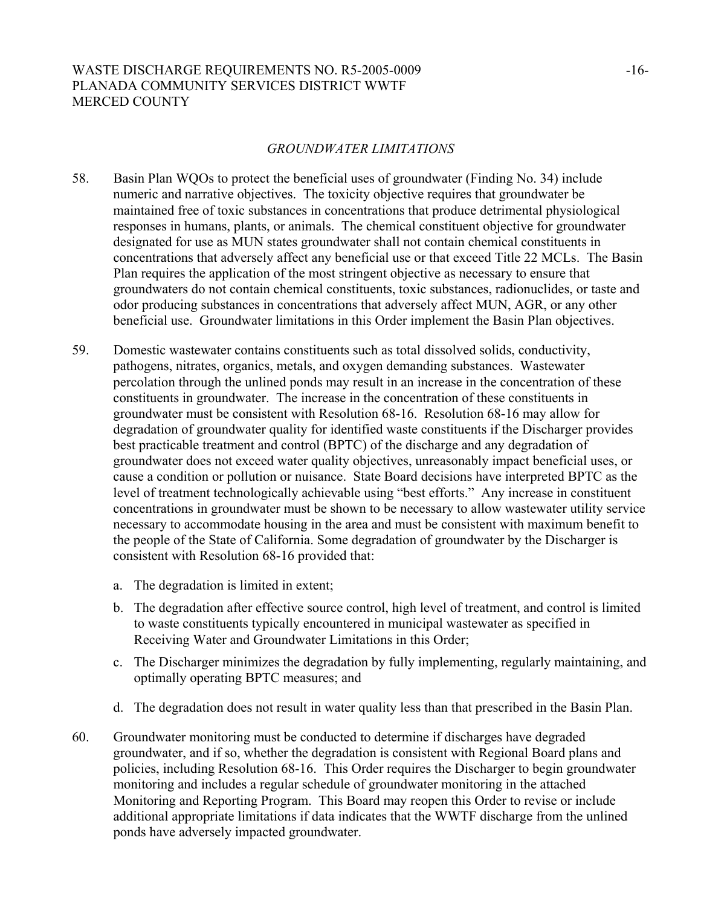*GROUNDWATER LIMITATIONS*

58. Basin Plan WQOs to protect the beneficial uses of groundwater (Finding No. 34) include numeric and narrative objectives. The toxicity objective requires that groundwater be maintained free of toxic substances in concentrations that produce detrimental physiological responses in humans, plants, or animals. The chemical constituent objective for groundwater designated for use as MUN states groundwater shall not contain chemical constituents in concentrations that adversely affect any beneficial use or that exceed Title 22 MCLs. The Basin Plan requires the application of the most stringent objective as necessary to ensure that groundwaters do not contain chemical constituents, toxic substances, radionuclides, or taste and odor producing substances in concentrations that adversely affect MUN, AGR, or any other beneficial use. Groundwater limitations in this Order implement the Basin Plan objectives.

59. Domestic wastewater contains constituents such as total dissolved solids, conductivity, pathogens, nitrates, organics, metals, and oxygen demanding substances. Wastewater percolation through the unlined ponds may result in an increase in the concentration of these constituents in groundwater. The increase in the concentration of these constituents in groundwater must be consistent with Resolution 68-16. Resolution 68-16 may allow for degradation of groundwater quality for identified waste constituents if the Discharger provides best practicable treatment and control (BPTC) of the discharge and any degradation of groundwater does not exceed water quality objectives, unreasonably impact beneficial uses, or cause a condition or pollution or nuisance. State Board decisions have interpreted BPTC as the level of treatment technologically achievable using "best efforts." Any increase in constituent concentrations in groundwater must be shown to be necessary to allow wastewater utility service necessary to accommodate housing in the area and must be consistent with maximum benefit to the people of the State of California. Some degradation of groundwater by the Discharger is consistent with Resolution 68-16 provided that:

    a. The degradation is limited in extent;

    b. The degradation after effective source control, high level of treatment, and control is limited to waste constituents typically encountered in municipal wastewater as specified in Receiving Water and Groundwater Limitations in this Order;

    c. The Discharger minimizes the degradation by fully implementing, regularly maintaining, and optimally operating BPTC measures; and

    d. The degradation does not result in water quality less than that prescribed in the Basin Plan.

60. Groundwater monitoring must be conducted to determine if discharges have degraded groundwater, and if so, whether the degradation is consistent with Regional Board plans and policies, including Resolution 68-16. This Order requires the Discharger to begin groundwater monitoring and includes a regular schedule of groundwater monitoring in the attached Monitoring and Reporting Program. This Board may reopen this Order to revise or include additional appropriate limitations if data indicates that the WWTF discharge from the unlined ponds have adversely impacted groundwater.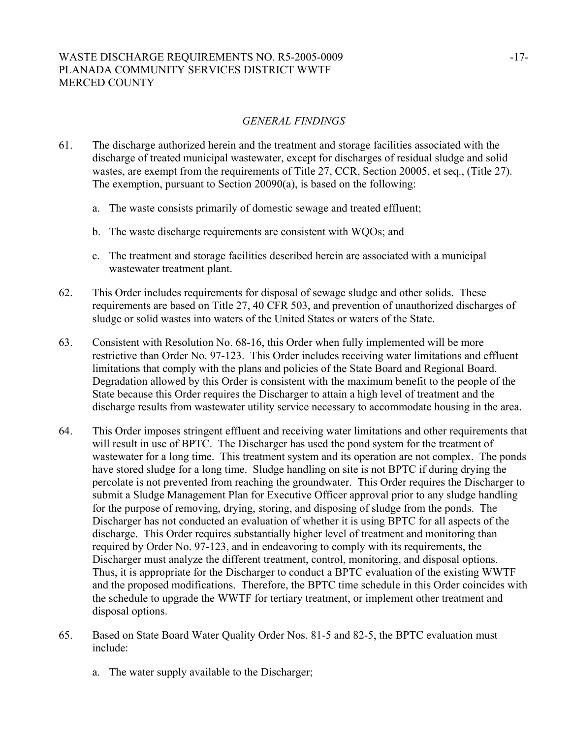*GENERAL FINDINGS*

61. The discharge authorized herein and the treatment and storage facilities associated with the discharge of treated municipal wastewater, except for discharges of residual sludge and solid wastes, are exempt from the requirements of Title 27, CCR, Section 20005, et seq., (Title 27). The exemption, pursuant to Section 20090(a), is based on the following:

    a. The waste consists primarily of domestic sewage and treated effluent;

    b. The waste discharge requirements are consistent with WQOs; and

    c. The treatment and storage facilities described herein are associated with a municipal wastewater treatment plant.

62. This Order includes requirements for disposal of sewage sludge and other solids. These requirements are based on Title 27, 40 CFR 503, and prevention of unauthorized discharges of sludge or solid wastes into waters of the United States or waters of the State.

63. Consistent with Resolution No. 68-16, this Order when fully implemented will be more restrictive than Order No. 97-123. This Order includes receiving water limitations and effluent limitations that comply with the plans and policies of the State Board and Regional Board. Degradation allowed by this Order is consistent with the maximum benefit to the people of the State because this Order requires the Discharger to attain a high level of treatment and the discharge results from wastewater utility service necessary to accommodate housing in the area.

64. This Order imposes stringent effluent and receiving water limitations and other requirements that will result in use of BPTC. The Discharger has used the pond system for the treatment of wastewater for a long time. This treatment system and its operation are not complex. The ponds have stored sludge for a long time. Sludge handling on site is not BPTC if during drying the percolate is not prevented from reaching the groundwater. This Order requires the Discharger to submit a Sludge Management Plan for Executive Officer approval prior to any sludge handling for the purpose of removing, drying, storing, and disposing of sludge from the ponds. The Discharger has not conducted an evaluation of whether it is using BPTC for all aspects of the discharge. This Order requires substantially higher level of treatment and monitoring than required by Order No. 97-123, and in endeavoring to comply with its requirements, the Discharger must analyze the different treatment, control, monitoring, and disposal options. Thus, it is appropriate for the Discharger to conduct a BPTC evaluation of the existing WWTF and the proposed modifications. Therefore, the BPTC time schedule in this Order coincides with the schedule to upgrade the WWTF for tertiary treatment, or implement other treatment and disposal options.

65. Based on State Board Water Quality Order Nos. 81-5 and 82-5, the BPTC evaluation must include:

    a. The water supply available to the Discharger;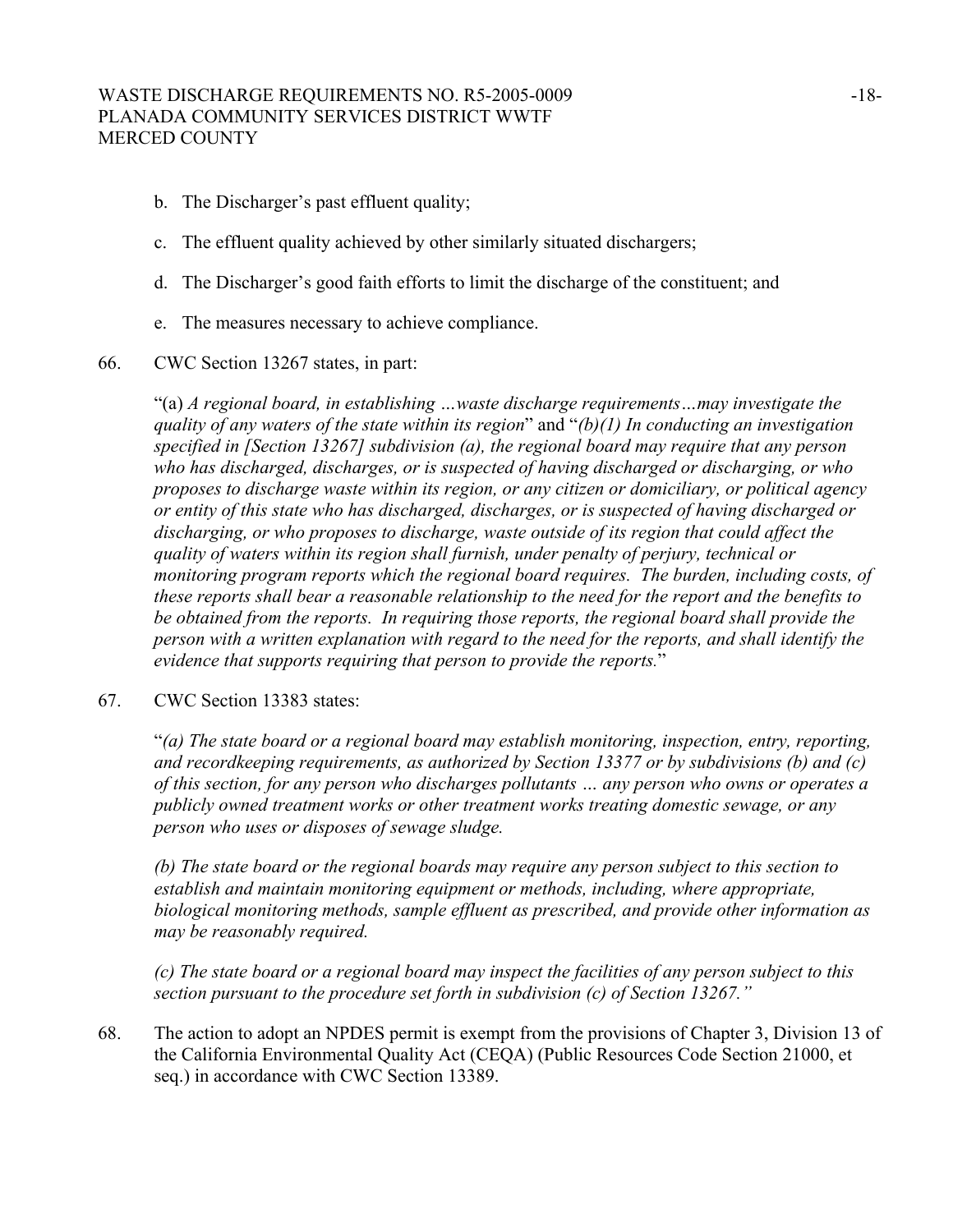b. The Discharger's past effluent quality;

c. The effluent quality achieved by other similarly situated dischargers;

d. The Discharger's good faith efforts to limit the discharge of the constituent; and

e. The measures necessary to achieve compliance.

66. CWC Section 13267 states, in part:

"(a) *A regional board, in establishing …waste discharge requirements…may investigate the quality of any waters of the state within its region*" and "*(b)(1) In conducting an investigation specified in [Section 13267] subdivision (a), the regional board may require that any person who has discharged, discharges, or is suspected of having discharged or discharging, or who proposes to discharge waste within its region, or any citizen or domiciliary, or political agency or entity of this state who has discharged, discharges, or is suspected of having discharged or discharging, or who proposes to discharge, waste outside of its region that could affect the quality of waters within its region shall furnish, under penalty of perjury, technical or monitoring program reports which the regional board requires. The burden, including costs, of these reports shall bear a reasonable relationship to the need for the report and the benefits to be obtained from the reports. In requiring those reports, the regional board shall provide the person with a written explanation with regard to the need for the reports, and shall identify the evidence that supports requiring that person to provide the reports.*"

67. CWC Section 13383 states:

"*(a) The state board or a regional board may establish monitoring, inspection, entry, reporting, and recordkeeping requirements, as authorized by Section 13377 or by subdivisions (b) and (c) of this section, for any person who discharges pollutants … any person who owns or operates a publicly owned treatment works or other treatment works treating domestic sewage, or any person who uses or disposes of sewage sludge.*

*(b) The state board or the regional boards may require any person subject to this section to establish and maintain monitoring equipment or methods, including, where appropriate, biological monitoring methods, sample effluent as prescribed, and provide other information as may be reasonably required.*

*(c) The state board or a regional board may inspect the facilities of any person subject to this section pursuant to the procedure set forth in subdivision (c) of Section 13267.*"

68. The action to adopt an NPDES permit is exempt from the provisions of Chapter 3, Division 13 of the California Environmental Quality Act (CEQA) (Public Resources Code Section 21000, et seq.) in accordance with CWC Section 13389.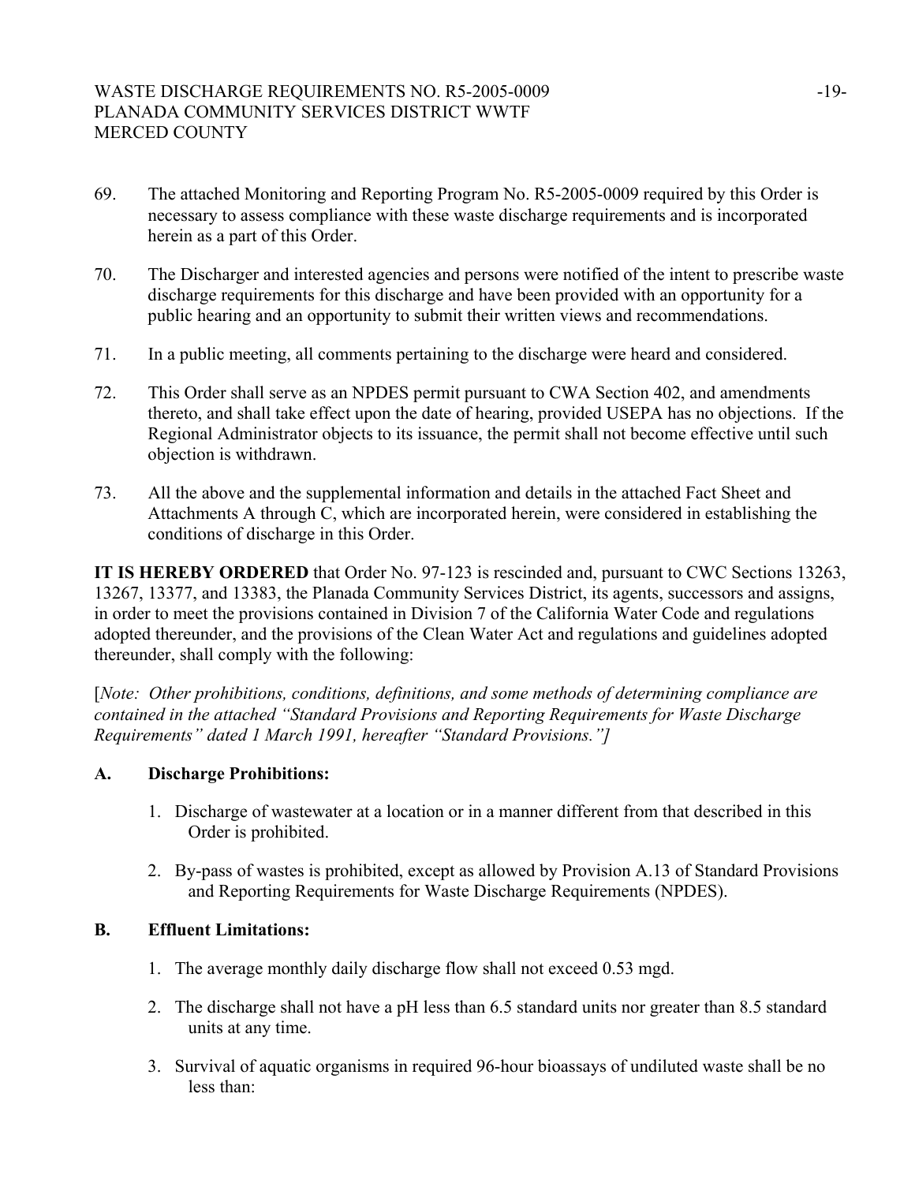69. The attached Monitoring and Reporting Program No. R5-2005-0009 required by this Order is necessary to assess compliance with these waste discharge requirements and is incorporated herein as a part of this Order.

70. The Discharger and interested agencies and persons were notified of the intent to prescribe waste discharge requirements for this discharge and have been provided with an opportunity for a public hearing and an opportunity to submit their written views and recommendations.

71. In a public meeting, all comments pertaining to the discharge were heard and considered.

72. This Order shall serve as an NPDES permit pursuant to CWA Section 402, and amendments thereto, and shall take effect upon the date of hearing, provided USEPA has no objections. If the Regional Administrator objects to its issuance, the permit shall not become effective until such objection is withdrawn.

73. All the above and the supplemental information and details in the attached Fact Sheet and Attachments A through C, which are incorporated herein, were considered in establishing the conditions of discharge in this Order.

**IT IS HEREBY ORDERED** that Order No. 97-123 is rescinded and, pursuant to CWC Sections 13263, 13267, 13377, and 13383, the Planada Community Services District, its agents, successors and assigns, in order to meet the provisions contained in Division 7 of the California Water Code and regulations adopted thereunder, and the provisions of the Clean Water Act and regulations and guidelines adopted thereunder, shall comply with the following:

[*Note: Other prohibitions, conditions, definitions, and some methods of determining compliance are contained in the attached "Standard Provisions and Reporting Requirements for Waste Discharge Requirements" dated 1 March 1991, hereafter "Standard Provisions."]*

**A. Discharge Prohibitions:**

1. Discharge of wastewater at a location or in a manner different from that described in this Order is prohibited.

2. By-pass of wastes is prohibited, except as allowed by Provision A.13 of Standard Provisions and Reporting Requirements for Waste Discharge Requirements (NPDES).

**B. Effluent Limitations:**

1. The average monthly daily discharge flow shall not exceed 0.53 mgd.

2. The discharge shall not have a pH less than 6.5 standard units nor greater than 8.5 standard units at any time.

3. Survival of aquatic organisms in required 96-hour bioassays of undiluted waste shall be no less than: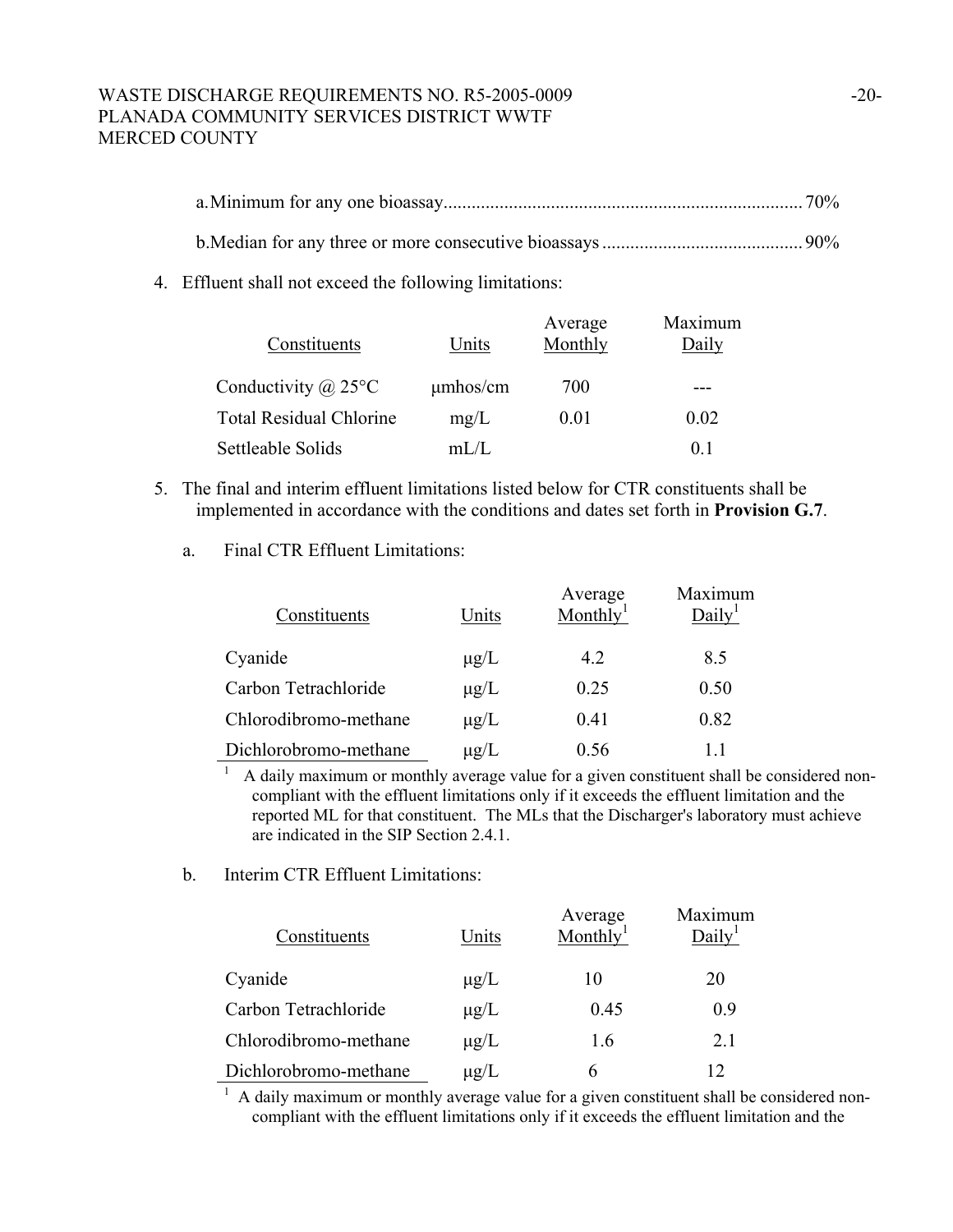a. Minimum for any one bioassay........................................................................... 70%

b. Median for any three or more consecutive bioassays .......................................... 90%

4. Effluent shall not exceed the following limitations:

| Constituents | Units | Average Monthly | Maximum Daily |
|---|---|---|---|
| Conductivity @ 25°C | μmhos/cm | 700 | --- |
| Total Residual Chlorine | mg/L | 0.01 | 0.02 |
| Settleable Solids | mL/L | | 0.1 |

5. The final and interim effluent limitations listed below for CTR constituents shall be implemented in accordance with the conditions and dates set forth in **Provision G.7**.

   a. Final CTR Effluent Limitations:

| Constituents | Units | Average Monthly[1] | Maximum Daily[1] |
|---|---|---|---|
| Cyanide | μg/L | 4.2 | 8.5 |
| Carbon Tetrachloride | μg/L | 0.25 | 0.50 |
| Chlorodibromo-methane | μg/L | 0.41 | 0.82 |
| Dichlorobromo-methane | μg/L | 0.56 | 1.1 |

[1] A daily maximum or monthly average value for a given constituent shall be considered non-compliant with the effluent limitations only if it exceeds the effluent limitation and the reported ML for that constituent. The MLs that the Discharger's laboratory must achieve are indicated in the SIP Section 2.4.1.

   b. Interim CTR Effluent Limitations:

| Constituents | Units | Average Monthly[1] | Maximum Daily[1] |
|---|---|---|---|
| Cyanide | μg/L | 10 | 20 |
| Carbon Tetrachloride | μg/L | 0.45 | 0.9 |
| Chlorodibromo-methane | μg/L | 1.6 | 2.1 |
| Dichlorobromo-methane | μg/L | 6 | 12 |

[1] A daily maximum or monthly average value for a given constituent shall be considered non-compliant with the effluent limitations only if it exceeds the effluent limitation and the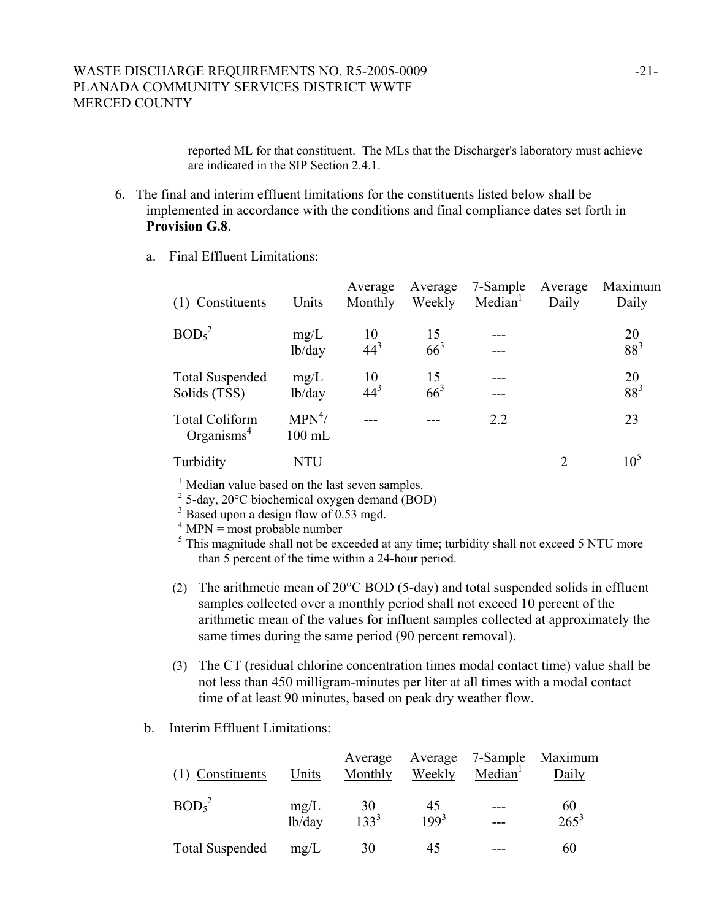reported ML for that constituent. The MLs that the Discharger's laboratory must achieve are indicated in the SIP Section 2.4.1.

6. The final and interim effluent limitations for the constituents listed below shall be implemented in accordance with the conditions and final compliance dates set forth in **Provision G.8**.

   a. Final Effluent Limitations:

| (1) Constituents | Units | Average Monthly | Average Weekly | 7-Sample Median[1] | Average Daily | Maximum Daily |
|---|---|---|---|---|---|---|
| $BOD_5$[2] | mg/L | 10 | 15 | --- | | 20 |
| | lb/day | 44[3] | 66[3] | --- | | 88[3] |
| Total Suspended Solids (TSS) | mg/L | 10 | 15 | --- | | 20 |
| | lb/day | 44[3] | 66[3] | --- | | 88[3] |
| Total Coliform Organisms[4] | MPN[4]/ 100 mL | --- | --- | 2.2 | | 23 |
| Turbidity | NTU | | | | 2 | 10[5] |

[1] Median value based on the last seven samples.
[2] 5-day, 20°C biochemical oxygen demand (BOD)
[3] Based upon a design flow of 0.53 mgd.
[4] MPN = most probable number
[5] This magnitude shall not be exceeded at any time; turbidity shall not exceed 5 NTU more than 5 percent of the time within a 24-hour period.

   (2) The arithmetic mean of 20°C BOD (5-day) and total suspended solids in effluent samples collected over a monthly period shall not exceed 10 percent of the arithmetic mean of the values for influent samples collected at approximately the same times during the same period (90 percent removal).

   (3) The CT (residual chlorine concentration times modal contact time) value shall be not less than 450 milligram-minutes per liter at all times with a modal contact time of at least 90 minutes, based on peak dry weather flow.

   b. Interim Effluent Limitations:

| (1) Constituents | Units | Average Monthly | Average Weekly | 7-Sample Median[1] | Maximum Daily |
|---|---|---|---|---|---|
| $BOD_5$[2] | mg/L | 30 | 45 | --- | 60 |
| | lb/day | 133[3] | 199[3] | --- | 265[3] |
| Total Suspended | mg/L | 30 | 45 | --- | 60 |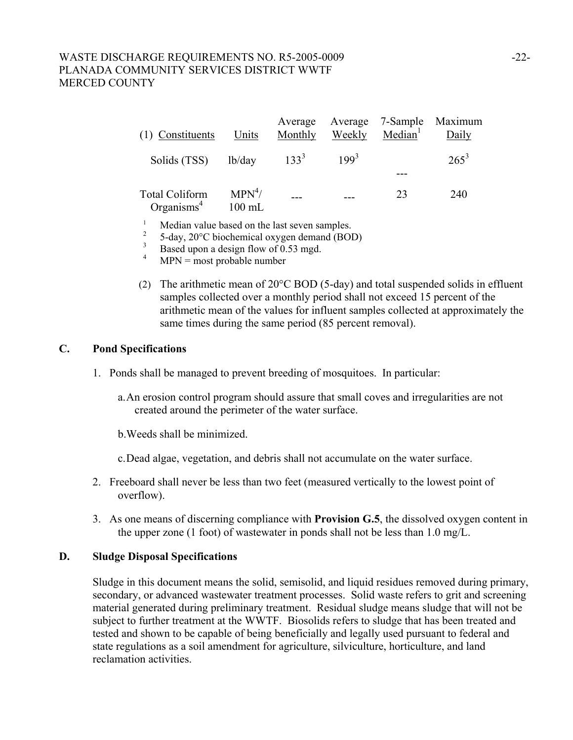| (1) Constituents | Units | Average Monthly | Average Weekly | 7-Sample Median[1] | Maximum Daily |
|---|---|---|---|---|---|
| Solids (TSS) | lb/day | 133[3] | 199[3] | --- | 265[3] |
| Total Coliform Organisms[4] | MPN[4]/ 100 mL | --- | --- | 23 | 240 |

[1] Median value based on the last seven samples.
[2] 5-day, 20°C biochemical oxygen demand (BOD)
[3] Based upon a design flow of 0.53 mgd.
[4] MPN = most probable number

(2) The arithmetic mean of 20°C BOD (5-day) and total suspended solids in effluent samples collected over a monthly period shall not exceed 15 percent of the arithmetic mean of the values for influent samples collected at approximately the same times during the same period (85 percent removal).

## C. Pond Specifications

1. Ponds shall be managed to prevent breeding of mosquitoes. In particular:

   a. An erosion control program should assure that small coves and irregularities are not created around the perimeter of the water surface.

   b. Weeds shall be minimized.

   c. Dead algae, vegetation, and debris shall not accumulate on the water surface.

2. Freeboard shall never be less than two feet (measured vertically to the lowest point of overflow).

3. As one means of discerning compliance with **Provision G.5**, the dissolved oxygen content in the upper zone (1 foot) of wastewater in ponds shall not be less than 1.0 mg/L.

## D. Sludge Disposal Specifications

Sludge in this document means the solid, semisolid, and liquid residues removed during primary, secondary, or advanced wastewater treatment processes. Solid waste refers to grit and screening material generated during preliminary treatment. Residual sludge means sludge that will not be subject to further treatment at the WWTF. Biosolids refers to sludge that has been treated and tested and shown to be capable of being beneficially and legally used pursuant to federal and state regulations as a soil amendment for agriculture, silviculture, horticulture, and land reclamation activities.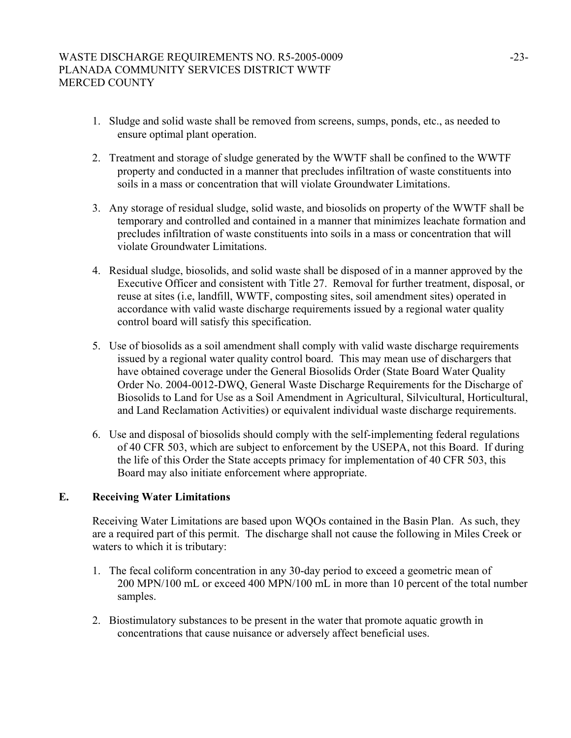1. Sludge and solid waste shall be removed from screens, sumps, ponds, etc., as needed to ensure optimal plant operation.

2. Treatment and storage of sludge generated by the WWTF shall be confined to the WWTF property and conducted in a manner that precludes infiltration of waste constituents into soils in a mass or concentration that will violate Groundwater Limitations.

3. Any storage of residual sludge, solid waste, and biosolids on property of the WWTF shall be temporary and controlled and contained in a manner that minimizes leachate formation and precludes infiltration of waste constituents into soils in a mass or concentration that will violate Groundwater Limitations.

4. Residual sludge, biosolids, and solid waste shall be disposed of in a manner approved by the Executive Officer and consistent with Title 27. Removal for further treatment, disposal, or reuse at sites (i.e, landfill, WWTF, composting sites, soil amendment sites) operated in accordance with valid waste discharge requirements issued by a regional water quality control board will satisfy this specification.

5. Use of biosolids as a soil amendment shall comply with valid waste discharge requirements issued by a regional water quality control board. This may mean use of dischargers that have obtained coverage under the General Biosolids Order (State Board Water Quality Order No. 2004-0012-DWQ, General Waste Discharge Requirements for the Discharge of Biosolids to Land for Use as a Soil Amendment in Agricultural, Silvicultural, Horticultural, and Land Reclamation Activities) or equivalent individual waste discharge requirements.

6. Use and disposal of biosolids should comply with the self-implementing federal regulations of 40 CFR 503, which are subject to enforcement by the USEPA, not this Board. If during the life of this Order the State accepts primacy for implementation of 40 CFR 503, this Board may also initiate enforcement where appropriate.

## E. Receiving Water Limitations

Receiving Water Limitations are based upon WQOs contained in the Basin Plan. As such, they are a required part of this permit. The discharge shall not cause the following in Miles Creek or waters to which it is tributary:

1. The fecal coliform concentration in any 30-day period to exceed a geometric mean of 200 MPN/100 mL or exceed 400 MPN/100 mL in more than 10 percent of the total number samples.

2. Biostimulatory substances to be present in the water that promote aquatic growth in concentrations that cause nuisance or adversely affect beneficial uses.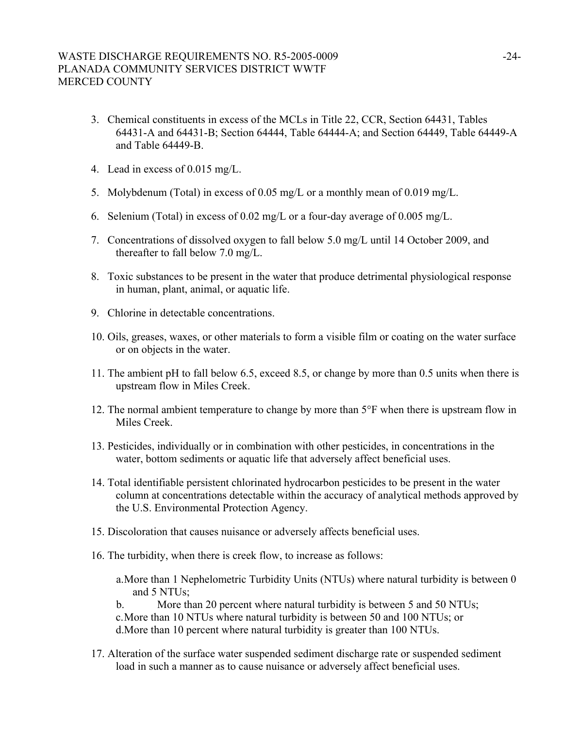3. Chemical constituents in excess of the MCLs in Title 22, CCR, Section 64431, Tables 64431-A and 64431-B; Section 64444, Table 64444-A; and Section 64449, Table 64449-A and Table 64449-B.

4. Lead in excess of 0.015 mg/L.

5. Molybdenum (Total) in excess of 0.05 mg/L or a monthly mean of 0.019 mg/L.

6. Selenium (Total) in excess of 0.02 mg/L or a four-day average of 0.005 mg/L.

7. Concentrations of dissolved oxygen to fall below 5.0 mg/L until 14 October 2009, and thereafter to fall below 7.0 mg/L.

8. Toxic substances to be present in the water that produce detrimental physiological response in human, plant, animal, or aquatic life.

9. Chlorine in detectable concentrations.

10. Oils, greases, waxes, or other materials to form a visible film or coating on the water surface or on objects in the water.

11. The ambient pH to fall below 6.5, exceed 8.5, or change by more than 0.5 units when there is upstream flow in Miles Creek.

12. The normal ambient temperature to change by more than 5°F when there is upstream flow in Miles Creek.

13. Pesticides, individually or in combination with other pesticides, in concentrations in the water, bottom sediments or aquatic life that adversely affect beneficial uses.

14. Total identifiable persistent chlorinated hydrocarbon pesticides to be present in the water column at concentrations detectable within the accuracy of analytical methods approved by the U.S. Environmental Protection Agency.

15. Discoloration that causes nuisance or adversely affects beneficial uses.

16. The turbidity, when there is creek flow, to increase as follows:

    a. More than 1 Nephelometric Turbidity Units (NTUs) where natural turbidity is between 0 and 5 NTUs;
    b. More than 20 percent where natural turbidity is between 5 and 50 NTUs;
    c. More than 10 NTUs where natural turbidity is between 50 and 100 NTUs; or
    d. More than 10 percent where natural turbidity is greater than 100 NTUs.

17. Alteration of the surface water suspended sediment discharge rate or suspended sediment load in such a manner as to cause nuisance or adversely affect beneficial uses.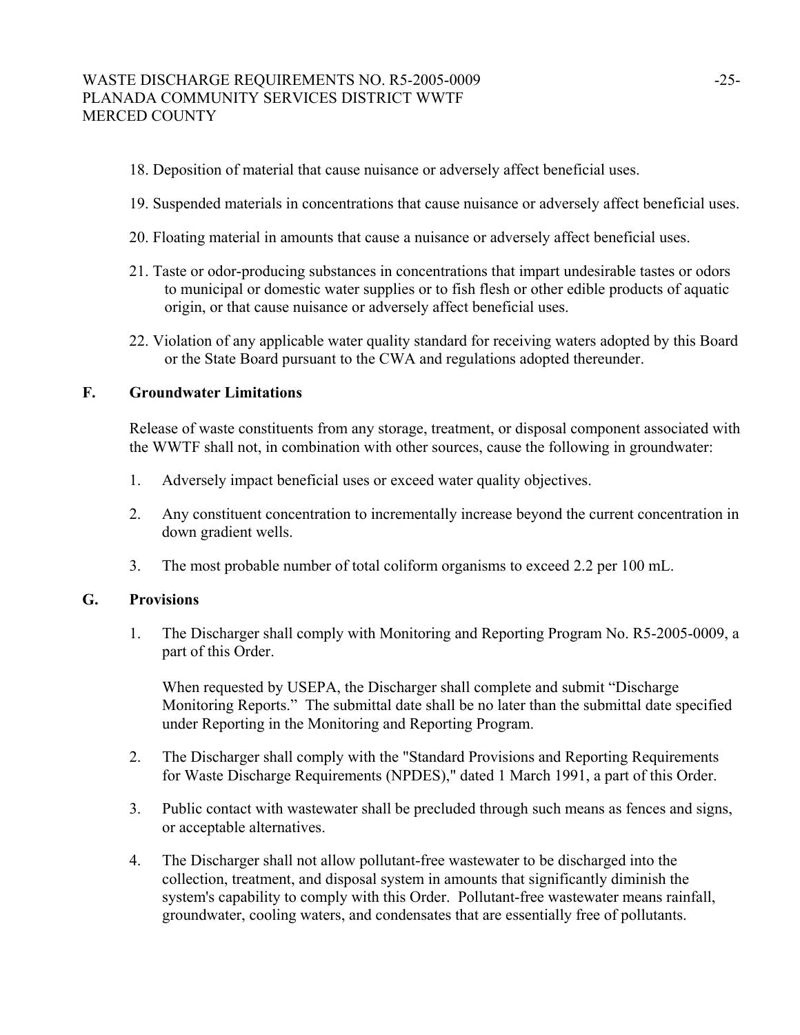18. Deposition of material that cause nuisance or adversely affect beneficial uses.

19. Suspended materials in concentrations that cause nuisance or adversely affect beneficial uses.

20. Floating material in amounts that cause a nuisance or adversely affect beneficial uses.

21. Taste or odor-producing substances in concentrations that impart undesirable tastes or odors to municipal or domestic water supplies or to fish flesh or other edible products of aquatic origin, or that cause nuisance or adversely affect beneficial uses.

22. Violation of any applicable water quality standard for receiving waters adopted by this Board or the State Board pursuant to the CWA and regulations adopted thereunder.

## F. Groundwater Limitations

Release of waste constituents from any storage, treatment, or disposal component associated with the WWTF shall not, in combination with other sources, cause the following in groundwater:

1. Adversely impact beneficial uses or exceed water quality objectives.

2. Any constituent concentration to incrementally increase beyond the current concentration in down gradient wells.

3. The most probable number of total coliform organisms to exceed 2.2 per 100 mL.

## G. Provisions

1. The Discharger shall comply with Monitoring and Reporting Program No. R5-2005-0009, a part of this Order.

   When requested by USEPA, the Discharger shall complete and submit "Discharge Monitoring Reports." The submittal date shall be no later than the submittal date specified under Reporting in the Monitoring and Reporting Program.

2. The Discharger shall comply with the "Standard Provisions and Reporting Requirements for Waste Discharge Requirements (NPDES)," dated 1 March 1991, a part of this Order.

3. Public contact with wastewater shall be precluded through such means as fences and signs, or acceptable alternatives.

4. The Discharger shall not allow pollutant-free wastewater to be discharged into the collection, treatment, and disposal system in amounts that significantly diminish the system's capability to comply with this Order. Pollutant-free wastewater means rainfall, groundwater, cooling waters, and condensates that are essentially free of pollutants.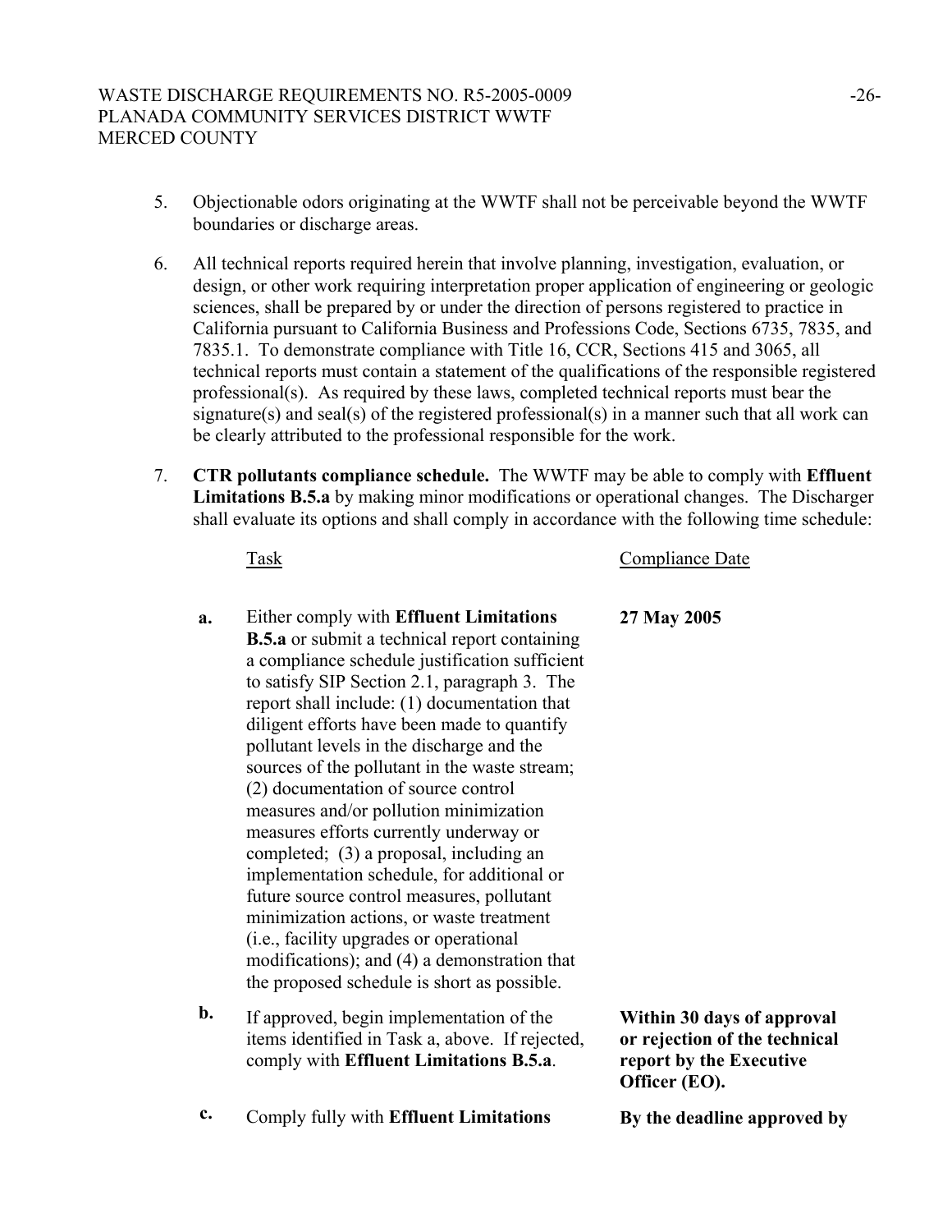5. Objectionable odors originating at the WWTF shall not be perceivable beyond the WWTF boundaries or discharge areas.

6. All technical reports required herein that involve planning, investigation, evaluation, or design, or other work requiring interpretation proper application of engineering or geologic sciences, shall be prepared by or under the direction of persons registered to practice in California pursuant to California Business and Professions Code, Sections 6735, 7835, and 7835.1. To demonstrate compliance with Title 16, CCR, Sections 415 and 3065, all technical reports must contain a statement of the qualifications of the responsible registered professional(s). As required by these laws, completed technical reports must bear the signature(s) and seal(s) of the registered professional(s) in a manner such that all work can be clearly attributed to the professional responsible for the work.

7. **CTR pollutants compliance schedule.** The WWTF may be able to comply with **Effluent Limitations B.5.a** by making minor modifications or operational changes. The Discharger shall evaluate its options and shall comply in accordance with the following time schedule:

| | Task | Compliance Date |
|---|---|---|
| **a.** | Either comply with **Effluent Limitations B.5.a** or submit a technical report containing a compliance schedule justification sufficient to satisfy SIP Section 2.1, paragraph 3. The report shall include: (1) documentation that diligent efforts have been made to quantify pollutant levels in the discharge and the sources of the pollutant in the waste stream; (2) documentation of source control measures and/or pollution minimization measures efforts currently underway or completed; (3) a proposal, including an implementation schedule, for additional or future source control measures, pollutant minimization actions, or waste treatment (i.e., facility upgrades or operational modifications); and (4) a demonstration that the proposed schedule is short as possible. | **27 May 2005** |
| **b.** | If approved, begin implementation of the items identified in Task a, above. If rejected, comply with **Effluent Limitations B.5.a**. | **Within 30 days of approval or rejection of the technical report by the Executive Officer (EO).** |
| **c.** | Comply fully with **Effluent Limitations** | **By the deadline approved by** |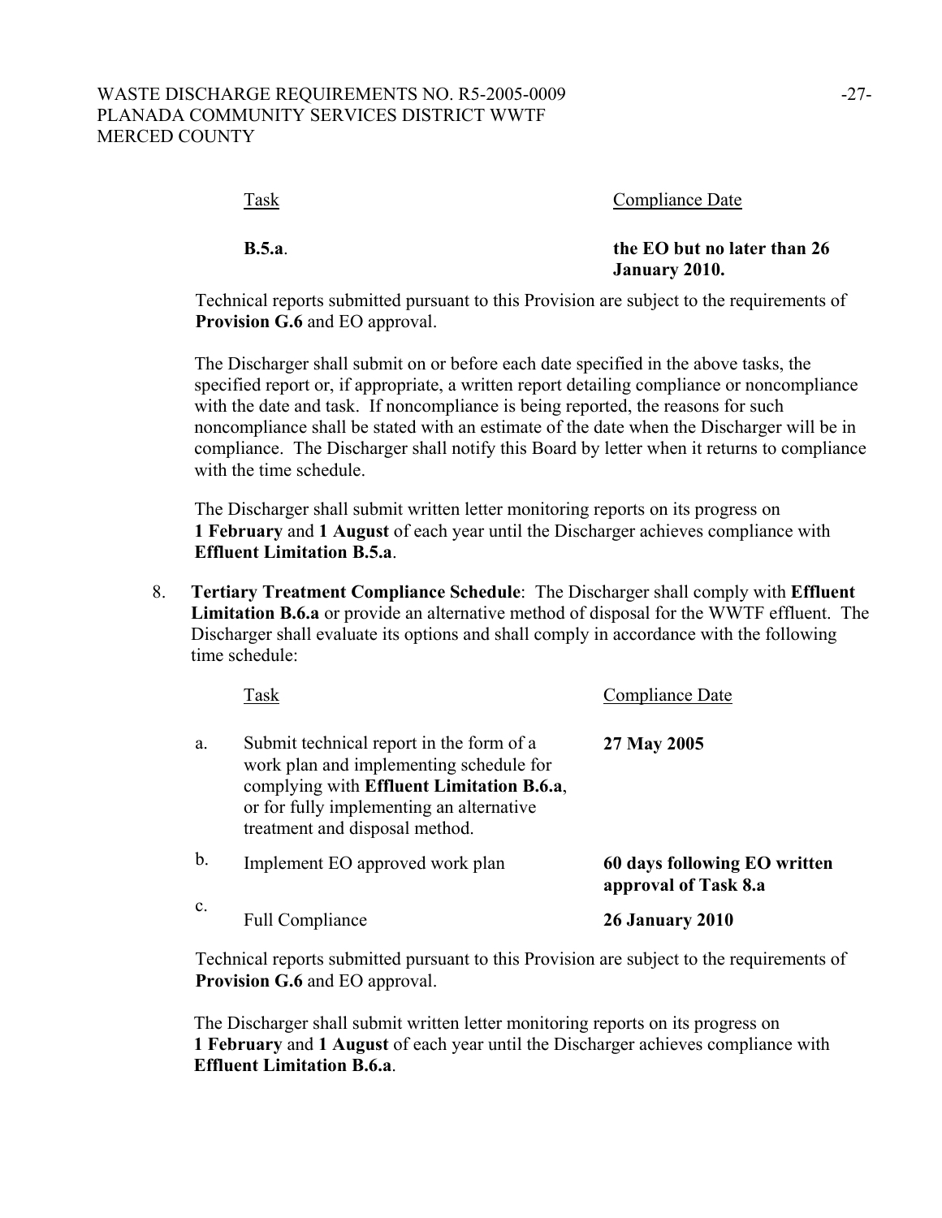| Task | Compliance Date |
|---|---|
| **B.5.a**. | **the EO but no later than 26 January 2010.** |

Technical reports submitted pursuant to this Provision are subject to the requirements of **Provision G.6** and EO approval.

The Discharger shall submit on or before each date specified in the above tasks, the specified report or, if appropriate, a written report detailing compliance or noncompliance with the date and task. If noncompliance is being reported, the reasons for such noncompliance shall be stated with an estimate of the date when the Discharger will be in compliance. The Discharger shall notify this Board by letter when it returns to compliance with the time schedule.

The Discharger shall submit written letter monitoring reports on its progress on **1 February** and **1 August** of each year until the Discharger achieves compliance with **Effluent Limitation B.5.a**.

8. **Tertiary Treatment Compliance Schedule**: The Discharger shall comply with **Effluent Limitation B.6.a** or provide an alternative method of disposal for the WWTF effluent. The Discharger shall evaluate its options and shall comply in accordance with the following time schedule:

| | Task | Compliance Date |
|---|---|---|
| a. | Submit technical report in the form of a work plan and implementing schedule for complying with **Effluent Limitation B.6.a**, or for fully implementing an alternative treatment and disposal method. | **27 May 2005** |
| b. | Implement EO approved work plan | **60 days following EO written approval of Task 8.a** |
| c. | Full Compliance | **26 January 2010** |

Technical reports submitted pursuant to this Provision are subject to the requirements of **Provision G.6** and EO approval.

The Discharger shall submit written letter monitoring reports on its progress on **1 February** and **1 August** of each year until the Discharger achieves compliance with **Effluent Limitation B.6.a**.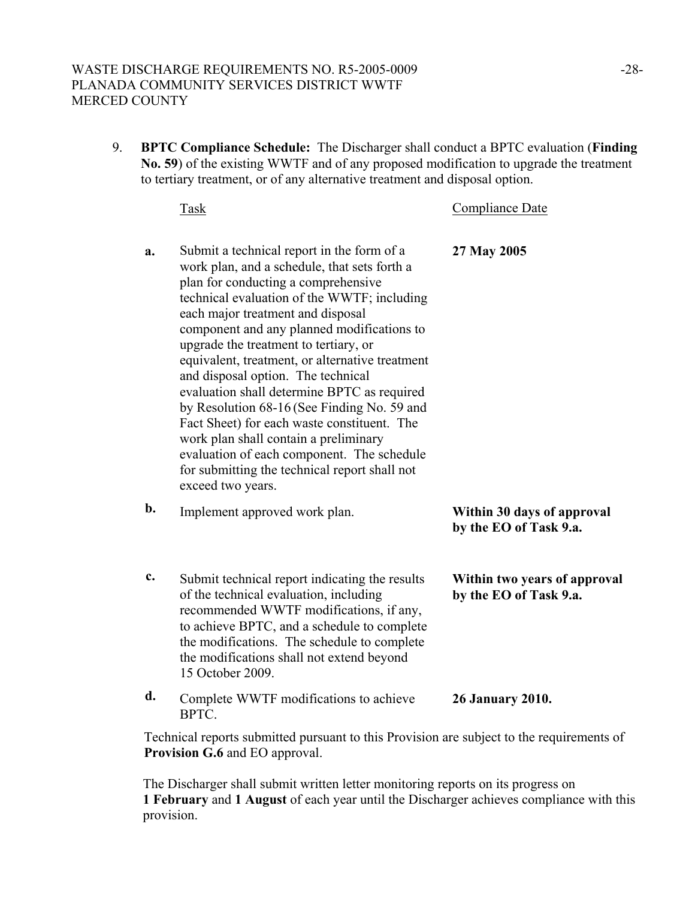9. **BPTC Compliance Schedule:** The Discharger shall conduct a BPTC evaluation (**Finding No. 59**) of the existing WWTF and of any proposed modification to upgrade the treatment to tertiary treatment, or of any alternative treatment and disposal option.

| | Task | Compliance Date |
|---|---|---|
| **a.** | Submit a technical report in the form of a work plan, and a schedule, that sets forth a plan for conducting a comprehensive technical evaluation of the WWTF; including each major treatment and disposal component and any planned modifications to upgrade the treatment to tertiary, or equivalent, treatment, or alternative treatment and disposal option. The technical evaluation shall determine BPTC as required by Resolution 68-16 (See Finding No. 59 and Fact Sheet) for each waste constituent. The work plan shall contain a preliminary evaluation of each component. The schedule for submitting the technical report shall not exceed two years. | **27 May 2005** |
| **b.** | Implement approved work plan. | **Within 30 days of approval by the EO of Task 9.a.** |
| **c.** | Submit technical report indicating the results of the technical evaluation, including recommended WWTF modifications, if any, to achieve BPTC, and a schedule to complete the modifications. The schedule to complete the modifications shall not extend beyond 15 October 2009. | **Within two years of approval by the EO of Task 9.a.** |
| **d.** | Complete WWTF modifications to achieve BPTC. | **26 January 2010.** |

Technical reports submitted pursuant to this Provision are subject to the requirements of **Provision G.6** and EO approval.

The Discharger shall submit written letter monitoring reports on its progress on **1 February** and **1 August** of each year until the Discharger achieves compliance with this provision.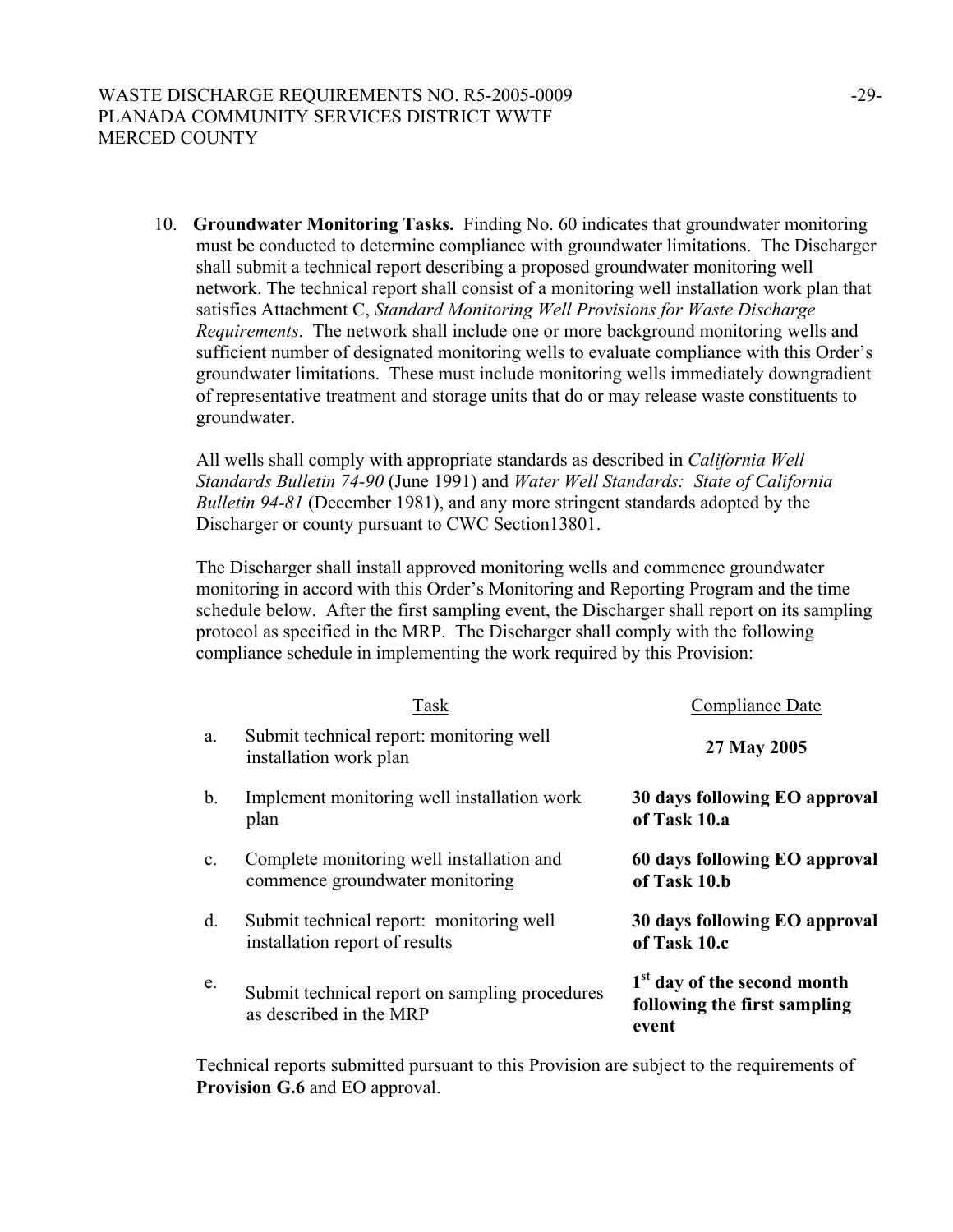10. **Groundwater Monitoring Tasks.** Finding No. 60 indicates that groundwater monitoring must be conducted to determine compliance with groundwater limitations. The Discharger shall submit a technical report describing a proposed groundwater monitoring well network. The technical report shall consist of a monitoring well installation work plan that satisfies Attachment C, *Standard Monitoring Well Provisions for Waste Discharge Requirements*. The network shall include one or more background monitoring wells and sufficient number of designated monitoring wells to evaluate compliance with this Order's groundwater limitations. These must include monitoring wells immediately downgradient of representative treatment and storage units that do or may release waste constituents to groundwater.

    All wells shall comply with appropriate standards as described in *California Well Standards Bulletin 74-90* (June 1991) and *Water Well Standards: State of California Bulletin 94-81* (December 1981), and any more stringent standards adopted by the Discharger or county pursuant to CWC Section13801.

    The Discharger shall install approved monitoring wells and commence groundwater monitoring in accord with this Order's Monitoring and Reporting Program and the time schedule below. After the first sampling event, the Discharger shall report on its sampling protocol as specified in the MRP. The Discharger shall comply with the following compliance schedule in implementing the work required by this Provision:

    | | Task | Compliance Date |
    |---|---|---|
    | a. | Submit technical report: monitoring well installation work plan | **27 May 2005** |
    | b. | Implement monitoring well installation work plan | **30 days following EO approval of Task 10.a** |
    | c. | Complete monitoring well installation and commence groundwater monitoring | **60 days following EO approval of Task 10.b** |
    | d. | Submit technical report: monitoring well installation report of results | **30 days following EO approval of Task 10.c** |
    | e. | Submit technical report on sampling procedures as described in the MRP | **1st day of the second month following the first sampling event** |

    Technical reports submitted pursuant to this Provision are subject to the requirements of **Provision G.6** and EO approval.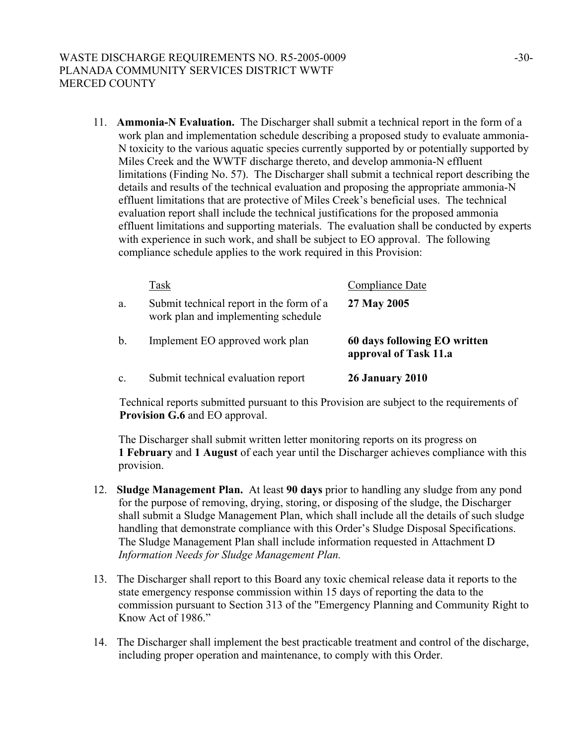11. **Ammonia-N Evaluation.** The Discharger shall submit a technical report in the form of a work plan and implementation schedule describing a proposed study to evaluate ammonia-N toxicity to the various aquatic species currently supported by or potentially supported by Miles Creek and the WWTF discharge thereto, and develop ammonia-N effluent limitations (Finding No. 57). The Discharger shall submit a technical report describing the details and results of the technical evaluation and proposing the appropriate ammonia-N effluent limitations that are protective of Miles Creek's beneficial uses. The technical evaluation report shall include the technical justifications for the proposed ammonia effluent limitations and supporting materials. The evaluation shall be conducted by experts with experience in such work, and shall be subject to EO approval. The following compliance schedule applies to the work required in this Provision:

| | Task | Compliance Date |
|---|---|---|
| a. | Submit technical report in the form of a work plan and implementing schedule | **27 May 2005** |
| b. | Implement EO approved work plan | **60 days following EO written approval of Task 11.a** |
| c. | Submit technical evaluation report | **26 January 2010** |

Technical reports submitted pursuant to this Provision are subject to the requirements of **Provision G.6** and EO approval.

The Discharger shall submit written letter monitoring reports on its progress on **1 February** and **1 August** of each year until the Discharger achieves compliance with this provision.

12. **Sludge Management Plan.** At least **90 days** prior to handling any sludge from any pond for the purpose of removing, drying, storing, or disposing of the sludge, the Discharger shall submit a Sludge Management Plan, which shall include all the details of such sludge handling that demonstrate compliance with this Order's Sludge Disposal Specifications. The Sludge Management Plan shall include information requested in Attachment D *Information Needs for Sludge Management Plan.*

13. The Discharger shall report to this Board any toxic chemical release data it reports to the state emergency response commission within 15 days of reporting the data to the commission pursuant to Section 313 of the "Emergency Planning and Community Right to Know Act of 1986."

14. The Discharger shall implement the best practicable treatment and control of the discharge, including proper operation and maintenance, to comply with this Order.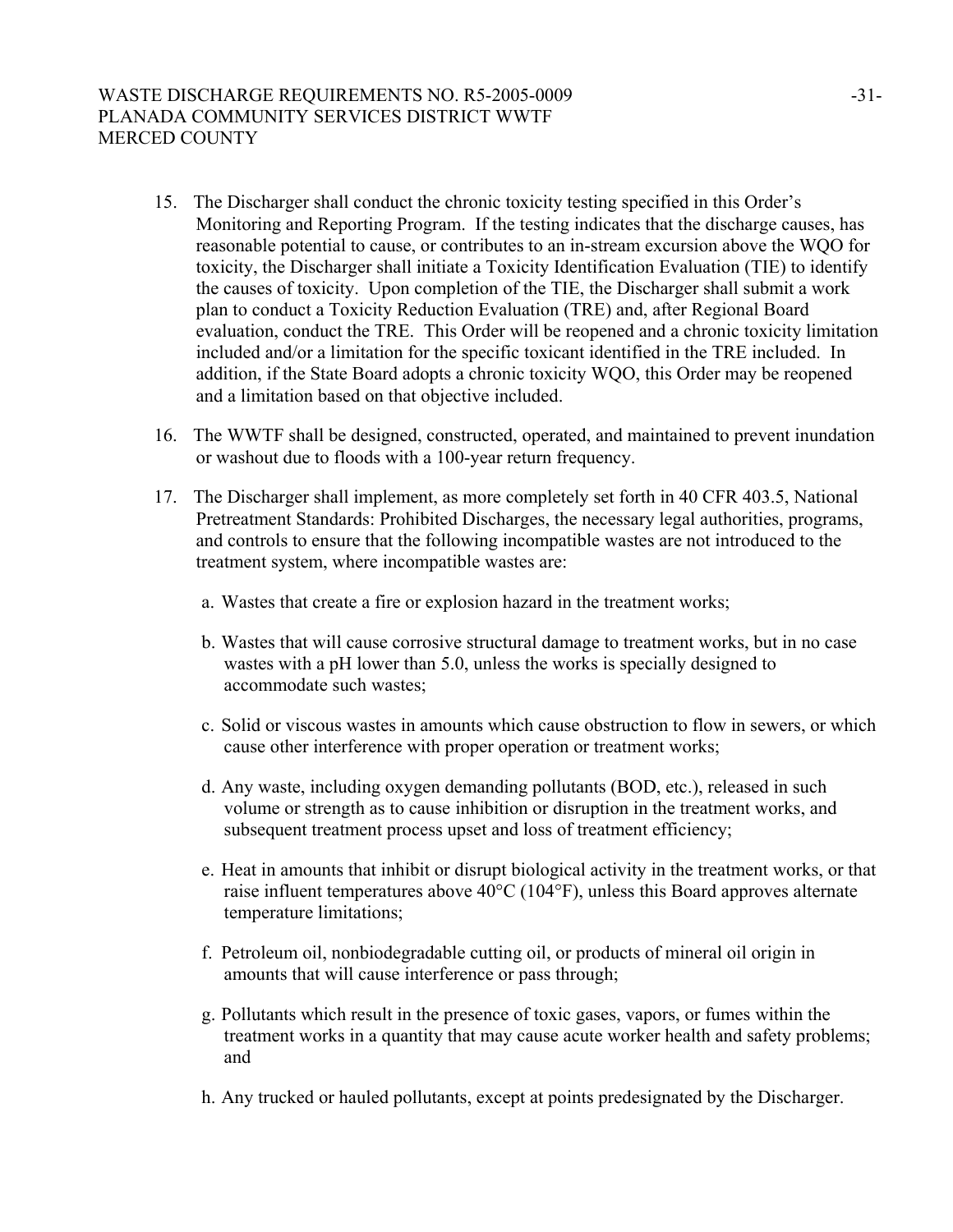15. The Discharger shall conduct the chronic toxicity testing specified in this Order's Monitoring and Reporting Program. If the testing indicates that the discharge causes, has reasonable potential to cause, or contributes to an in-stream excursion above the WQO for toxicity, the Discharger shall initiate a Toxicity Identification Evaluation (TIE) to identify the causes of toxicity. Upon completion of the TIE, the Discharger shall submit a work plan to conduct a Toxicity Reduction Evaluation (TRE) and, after Regional Board evaluation, conduct the TRE. This Order will be reopened and a chronic toxicity limitation included and/or a limitation for the specific toxicant identified in the TRE included. In addition, if the State Board adopts a chronic toxicity WQO, this Order may be reopened and a limitation based on that objective included.

16. The WWTF shall be designed, constructed, operated, and maintained to prevent inundation or washout due to floods with a 100-year return frequency.

17. The Discharger shall implement, as more completely set forth in 40 CFR 403.5, National Pretreatment Standards: Prohibited Discharges, the necessary legal authorities, programs, and controls to ensure that the following incompatible wastes are not introduced to the treatment system, where incompatible wastes are:

    a. Wastes that create a fire or explosion hazard in the treatment works;

    b. Wastes that will cause corrosive structural damage to treatment works, but in no case wastes with a pH lower than 5.0, unless the works is specially designed to accommodate such wastes;

    c. Solid or viscous wastes in amounts which cause obstruction to flow in sewers, or which cause other interference with proper operation or treatment works;

    d. Any waste, including oxygen demanding pollutants (BOD, etc.), released in such volume or strength as to cause inhibition or disruption in the treatment works, and subsequent treatment process upset and loss of treatment efficiency;

    e. Heat in amounts that inhibit or disrupt biological activity in the treatment works, or that raise influent temperatures above 40°C (104°F), unless this Board approves alternate temperature limitations;

    f. Petroleum oil, nonbiodegradable cutting oil, or products of mineral oil origin in amounts that will cause interference or pass through;

    g. Pollutants which result in the presence of toxic gases, vapors, or fumes within the treatment works in a quantity that may cause acute worker health and safety problems; and

    h. Any trucked or hauled pollutants, except at points predesignated by the Discharger.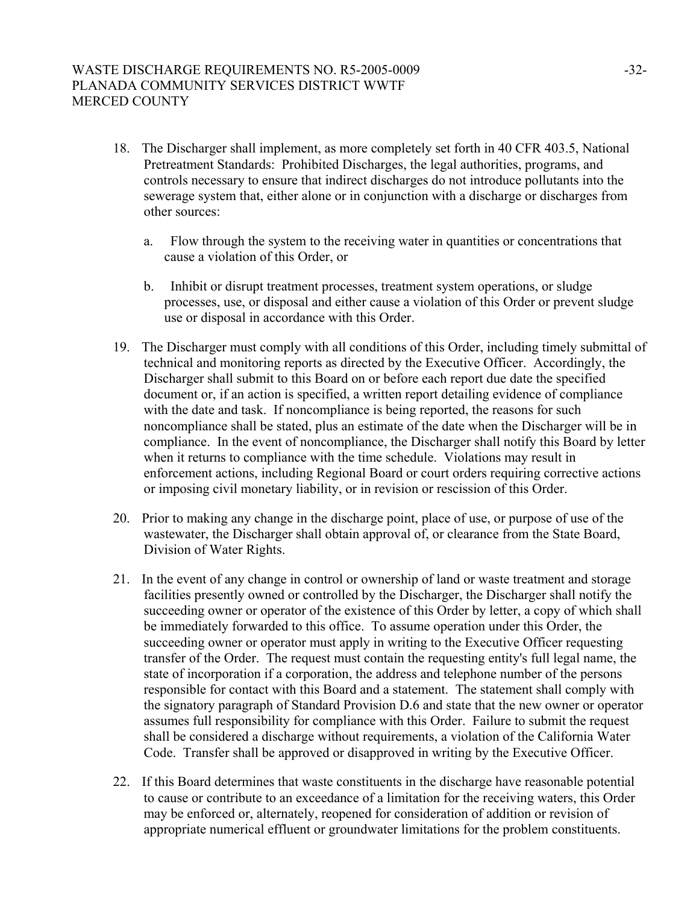18. The Discharger shall implement, as more completely set forth in 40 CFR 403.5, National Pretreatment Standards: Prohibited Discharges, the legal authorities, programs, and controls necessary to ensure that indirect discharges do not introduce pollutants into the sewerage system that, either alone or in conjunction with a discharge or discharges from other sources:

    a. Flow through the system to the receiving water in quantities or concentrations that cause a violation of this Order, or

    b. Inhibit or disrupt treatment processes, treatment system operations, or sludge processes, use, or disposal and either cause a violation of this Order or prevent sludge use or disposal in accordance with this Order.

19. The Discharger must comply with all conditions of this Order, including timely submittal of technical and monitoring reports as directed by the Executive Officer. Accordingly, the Discharger shall submit to this Board on or before each report due date the specified document or, if an action is specified, a written report detailing evidence of compliance with the date and task. If noncompliance is being reported, the reasons for such noncompliance shall be stated, plus an estimate of the date when the Discharger will be in compliance. In the event of noncompliance, the Discharger shall notify this Board by letter when it returns to compliance with the time schedule. Violations may result in enforcement actions, including Regional Board or court orders requiring corrective actions or imposing civil monetary liability, or in revision or rescission of this Order.

20. Prior to making any change in the discharge point, place of use, or purpose of use of the wastewater, the Discharger shall obtain approval of, or clearance from the State Board, Division of Water Rights.

21. In the event of any change in control or ownership of land or waste treatment and storage facilities presently owned or controlled by the Discharger, the Discharger shall notify the succeeding owner or operator of the existence of this Order by letter, a copy of which shall be immediately forwarded to this office. To assume operation under this Order, the succeeding owner or operator must apply in writing to the Executive Officer requesting transfer of the Order. The request must contain the requesting entity's full legal name, the state of incorporation if a corporation, the address and telephone number of the persons responsible for contact with this Board and a statement. The statement shall comply with the signatory paragraph of Standard Provision D.6 and state that the new owner or operator assumes full responsibility for compliance with this Order. Failure to submit the request shall be considered a discharge without requirements, a violation of the California Water Code. Transfer shall be approved or disapproved in writing by the Executive Officer.

22. If this Board determines that waste constituents in the discharge have reasonable potential to cause or contribute to an exceedance of a limitation for the receiving waters, this Order may be enforced or, alternately, reopened for consideration of addition or revision of appropriate numerical effluent or groundwater limitations for the problem constituents.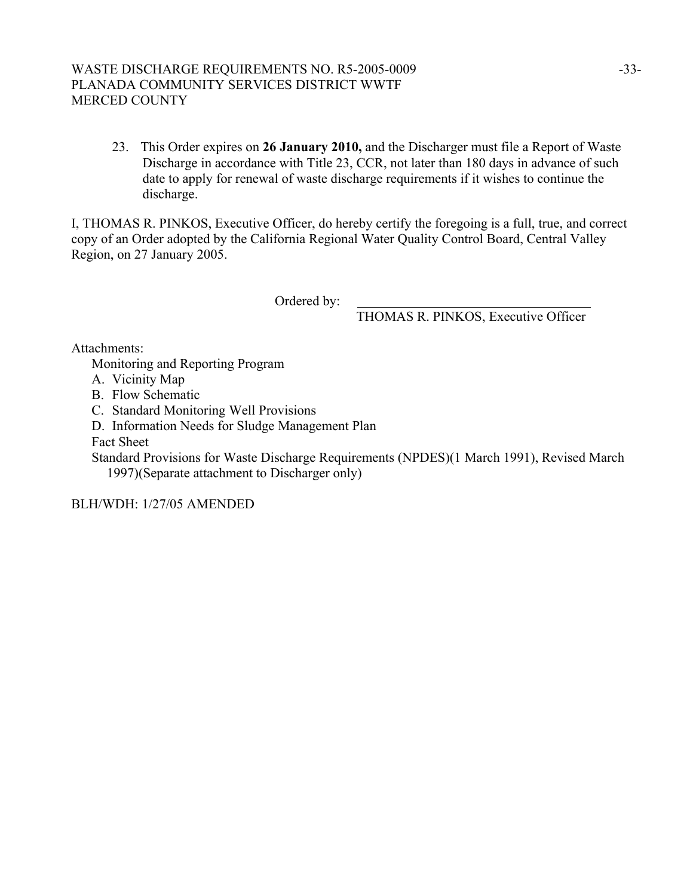23. This Order expires on **26 January 2010,** and the Discharger must file a Report of Waste Discharge in accordance with Title 23, CCR, not later than 180 days in advance of such date to apply for renewal of waste discharge requirements if it wishes to continue the discharge.

I, THOMAS R. PINKOS, Executive Officer, do hereby certify the foregoing is a full, true, and correct copy of an Order adopted by the California Regional Water Quality Control Board, Central Valley Region, on 27 January 2005.

Ordered by: \_\_\_\_\_\_\_\_\_\_\_\_\_\_\_\_\_\_\_\_\_\_\_\_\_\_\_\_\_\_\_\_\_\_\_\_

THOMAS R. PINKOS, Executive Officer

Attachments:

Monitoring and Reporting Program

A. Vicinity Map

B. Flow Schematic

C. Standard Monitoring Well Provisions

D. Information Needs for Sludge Management Plan

Fact Sheet

Standard Provisions for Waste Discharge Requirements (NPDES)(1 March 1991), Revised March 1997)(Separate attachment to Discharger only)

BLH/WDH: 1/27/05 AMENDED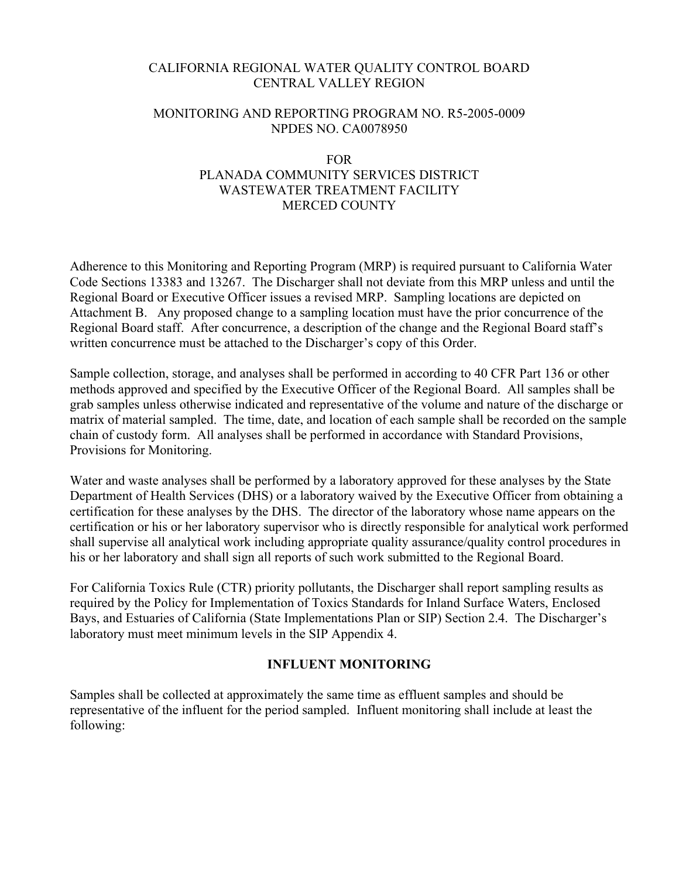CALIFORNIA REGIONAL WATER QUALITY CONTROL BOARD
CENTRAL VALLEY REGION

MONITORING AND REPORTING PROGRAM NO. R5-2005-0009
NPDES NO. CA0078950

FOR
PLANADA COMMUNITY SERVICES DISTRICT
WASTEWATER TREATMENT FACILITY
MERCED COUNTY

Adherence to this Monitoring and Reporting Program (MRP) is required pursuant to California Water Code Sections 13383 and 13267. The Discharger shall not deviate from this MRP unless and until the Regional Board or Executive Officer issues a revised MRP. Sampling locations are depicted on Attachment B. Any proposed change to a sampling location must have the prior concurrence of the Regional Board staff. After concurrence, a description of the change and the Regional Board staff's written concurrence must be attached to the Discharger's copy of this Order.

Sample collection, storage, and analyses shall be performed in according to 40 CFR Part 136 or other methods approved and specified by the Executive Officer of the Regional Board. All samples shall be grab samples unless otherwise indicated and representative of the volume and nature of the discharge or matrix of material sampled. The time, date, and location of each sample shall be recorded on the sample chain of custody form. All analyses shall be performed in accordance with Standard Provisions, Provisions for Monitoring.

Water and waste analyses shall be performed by a laboratory approved for these analyses by the State Department of Health Services (DHS) or a laboratory waived by the Executive Officer from obtaining a certification for these analyses by the DHS. The director of the laboratory whose name appears on the certification or his or her laboratory supervisor who is directly responsible for analytical work performed shall supervise all analytical work including appropriate quality assurance/quality control procedures in his or her laboratory and shall sign all reports of such work submitted to the Regional Board.

For California Toxics Rule (CTR) priority pollutants, the Discharger shall report sampling results as required by the Policy for Implementation of Toxics Standards for Inland Surface Waters, Enclosed Bays, and Estuaries of California (State Implementations Plan or SIP) Section 2.4. The Discharger's laboratory must meet minimum levels in the SIP Appendix 4.

## INFLUENT MONITORING

Samples shall be collected at approximately the same time as effluent samples and should be representative of the influent for the period sampled. Influent monitoring shall include at least the following: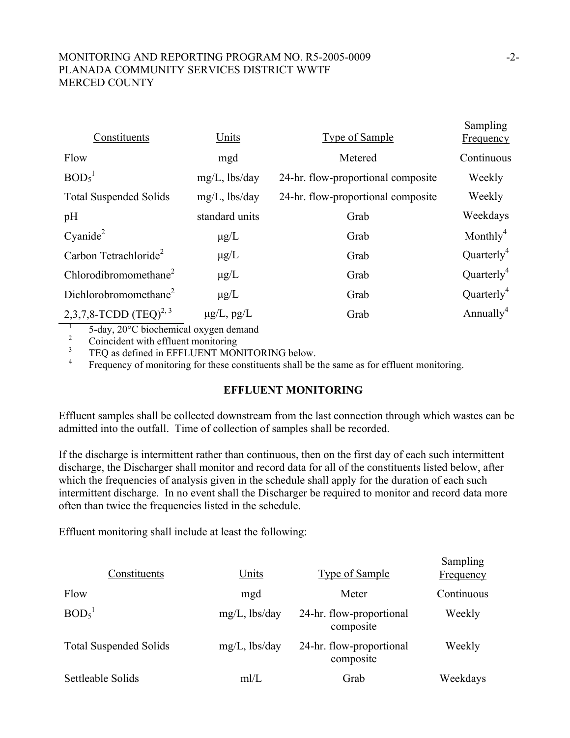| Constituents | Units | Type of Sample | Sampling Frequency |
|---|---|---|---|
| Flow | mgd | Metered | Continuous |
| $BOD_5$[1] | mg/L, lbs/day | 24-hr. flow-proportional composite | Weekly |
| Total Suspended Solids | mg/L, lbs/day | 24-hr. flow-proportional composite | Weekly |
| pH | standard units | Grab | Weekdays |
| Cyanide[2] | µg/L | Grab | Monthly[4] |
| Carbon Tetrachloride[2] | µg/L | Grab | Quarterly[4] |
| Chlorodibromomethane[2] | µg/L | Grab | Quarterly[4] |
| Dichlorobromomethane[2] | µg/L | Grab | Quarterly[4] |
| 2,3,7,8-TCDD (TEQ)[2, 3] | µg/L, pg/L | Grab | Annually[4] |

[1] 5-day, 20°C biochemical oxygen demand
[2] Coincident with effluent monitoring
[3] TEQ as defined in EFFLUENT MONITORING below.
[4] Frequency of monitoring for these constituents shall be the same as for effluent monitoring.

## EFFLUENT MONITORING

Effluent samples shall be collected downstream from the last connection through which wastes can be admitted into the outfall. Time of collection of samples shall be recorded.

If the discharge is intermittent rather than continuous, then on the first day of each such intermittent discharge, the Discharger shall monitor and record data for all of the constituents listed below, after which the frequencies of analysis given in the schedule shall apply for the duration of each such intermittent discharge. In no event shall the Discharger be required to monitor and record data more often than twice the frequencies listed in the schedule.

Effluent monitoring shall include at least the following:

| Constituents | Units | Type of Sample | Sampling Frequency |
|---|---|---|---|
| Flow | mgd | Meter | Continuous |
| $BOD_5$[1] | mg/L, lbs/day | 24-hr. flow-proportional composite | Weekly |
| Total Suspended Solids | mg/L, lbs/day | 24-hr. flow-proportional composite | Weekly |
| Settleable Solids | ml/L | Grab | Weekdays |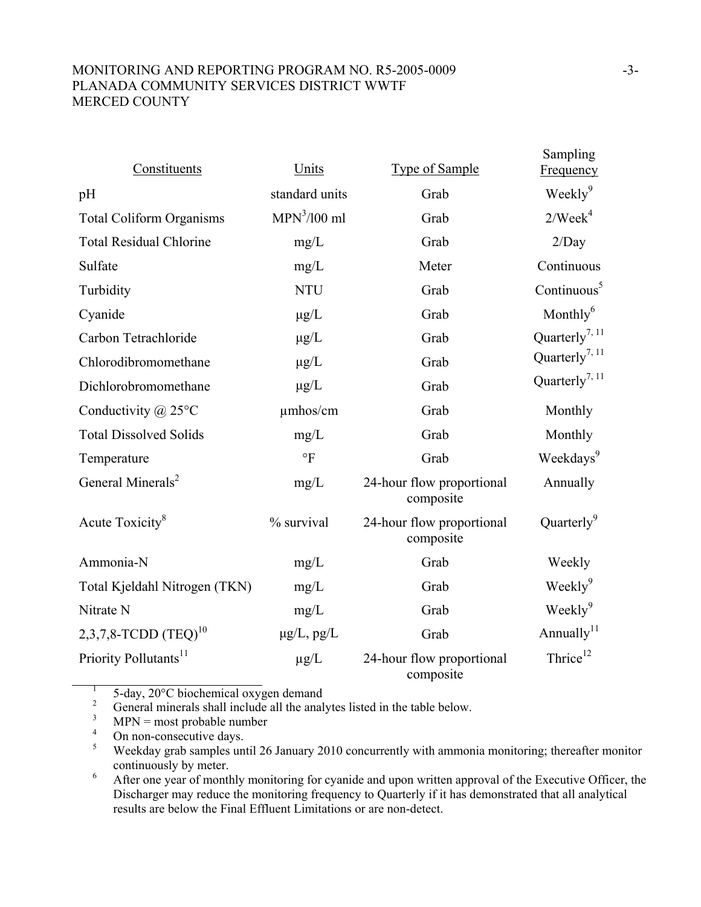| Constituents | Units | Type of Sample | Sampling Frequency |
|---|---|---|---|
| pH | standard units | Grab | Weekly[9] |
| Total Coliform Organisms | MPN[3]/l00 ml | Grab | 2/Week[4] |
| Total Residual Chlorine | mg/L | Grab | 2/Day |
| Sulfate | mg/L | Meter | Continuous |
| Turbidity | NTU | Grab | Continuous[5] |
| Cyanide | μg/L | Grab | Monthly[6] |
| Carbon Tetrachloride | μg/L | Grab | Quarterly[7, 11] |
| Chlorodibromomethane | μg/L | Grab | Quarterly[7, 11] |
| Dichlorobromomethane | μg/L | Grab | Quarterly[7, 11] |
| Conductivity @ 25°C | μmhos/cm | Grab | Monthly |
| Total Dissolved Solids | mg/L | Grab | Monthly |
| Temperature | °F | Grab | Weekdays[9] |
| General Minerals[2] | mg/L | 24-hour flow proportional composite | Annually |
| Acute Toxicity[8] | % survival | 24-hour flow proportional composite | Quarterly[9] |
| Ammonia-N | mg/L | Grab | Weekly |
| Total Kjeldahl Nitrogen (TKN) | mg/L | Grab | Weekly[9] |
| Nitrate N | mg/L | Grab | Weekly[9] |
| 2,3,7,8-TCDD (TEQ)[10] | μg/L, pg/L | Grab | Annually[11] |
| Priority Pollutants[11] | μg/L | 24-hour flow proportional composite | Thrice[12] |

[1] 5-day, 20°C biochemical oxygen demand

[2] General minerals shall include all the analytes listed in the table below.

[3] MPN = most probable number

[4] On non-consecutive days.

[5] Weekday grab samples until 26 January 2010 concurrently with ammonia monitoring; thereafter monitor continuously by meter.

[6] After one year of monthly monitoring for cyanide and upon written approval of the Executive Officer, the Discharger may reduce the monitoring frequency to Quarterly if it has demonstrated that all analytical results are below the Final Effluent Limitations or are non-detect.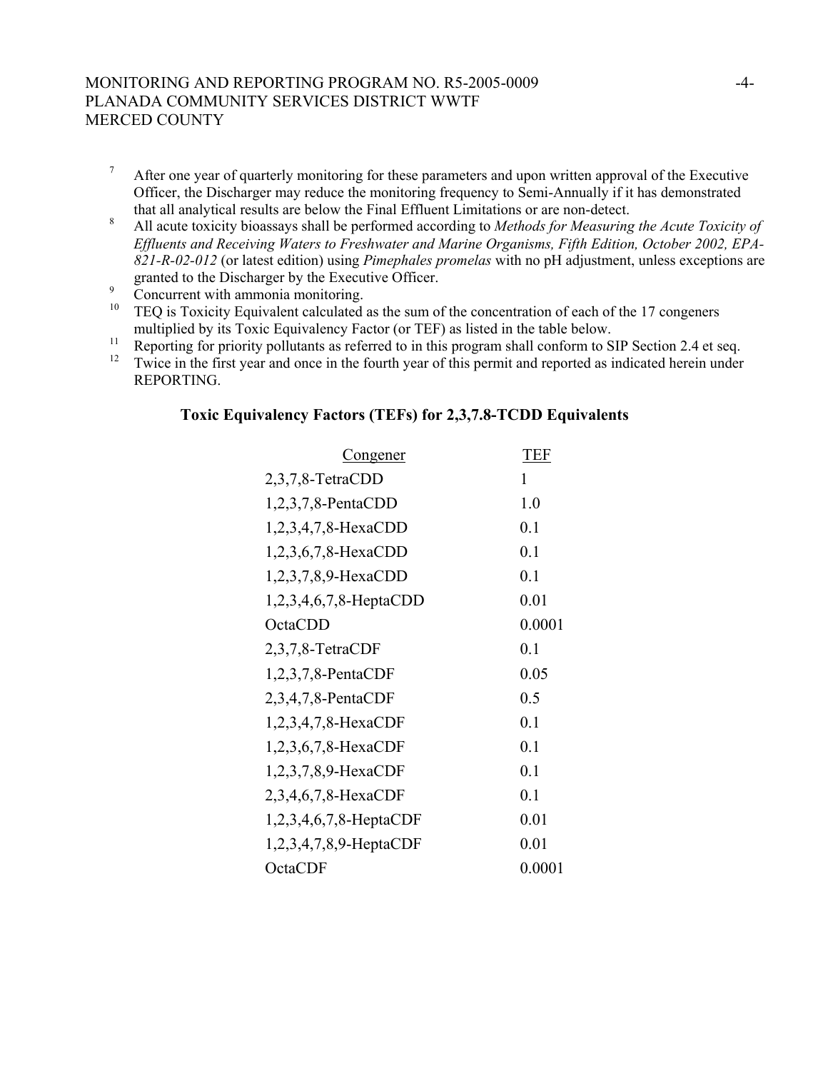[7] After one year of quarterly monitoring for these parameters and upon written approval of the Executive Officer, the Discharger may reduce the monitoring frequency to Semi-Annually if it has demonstrated that all analytical results are below the Final Effluent Limitations or are non-detect.

[8] All acute toxicity bioassays shall be performed according to *Methods for Measuring the Acute Toxicity of Effluents and Receiving Waters to Freshwater and Marine Organisms, Fifth Edition, October 2002, EPA-821-R-02-012* (or latest edition) using *Pimephales promelas* with no pH adjustment, unless exceptions are granted to the Discharger by the Executive Officer.

[9] Concurrent with ammonia monitoring.

[10] TEQ is Toxicity Equivalent calculated as the sum of the concentration of each of the 17 congeners multiplied by its Toxic Equivalency Factor (or TEF) as listed in the table below.

[11] Reporting for priority pollutants as referred to in this program shall conform to SIP Section 2.4 et seq.

[12] Twice in the first year and once in the fourth year of this permit and reported as indicated herein under REPORTING.

**Toxic Equivalency Factors (TEFs) for 2,3,7.8-TCDD Equivalents**

| Congener | TEF |
|---|---|
| 2,3,7,8-TetraCDD | 1 |
| 1,2,3,7,8-PentaCDD | 1.0 |
| 1,2,3,4,7,8-HexaCDD | 0.1 |
| 1,2,3,6,7,8-HexaCDD | 0.1 |
| 1,2,3,7,8,9-HexaCDD | 0.1 |
| 1,2,3,4,6,7,8-HeptaCDD | 0.01 |
| OctaCDD | 0.0001 |
| 2,3,7,8-TetraCDF | 0.1 |
| 1,2,3,7,8-PentaCDF | 0.05 |
| 2,3,4,7,8-PentaCDF | 0.5 |
| 1,2,3,4,7,8-HexaCDF | 0.1 |
| 1,2,3,6,7,8-HexaCDF | 0.1 |
| 1,2,3,7,8,9-HexaCDF | 0.1 |
| 2,3,4,6,7,8-HexaCDF | 0.1 |
| 1,2,3,4,6,7,8-HeptaCDF | 0.01 |
| 1,2,3,4,7,8,9-HeptaCDF | 0.01 |
| OctaCDF | 0.0001 |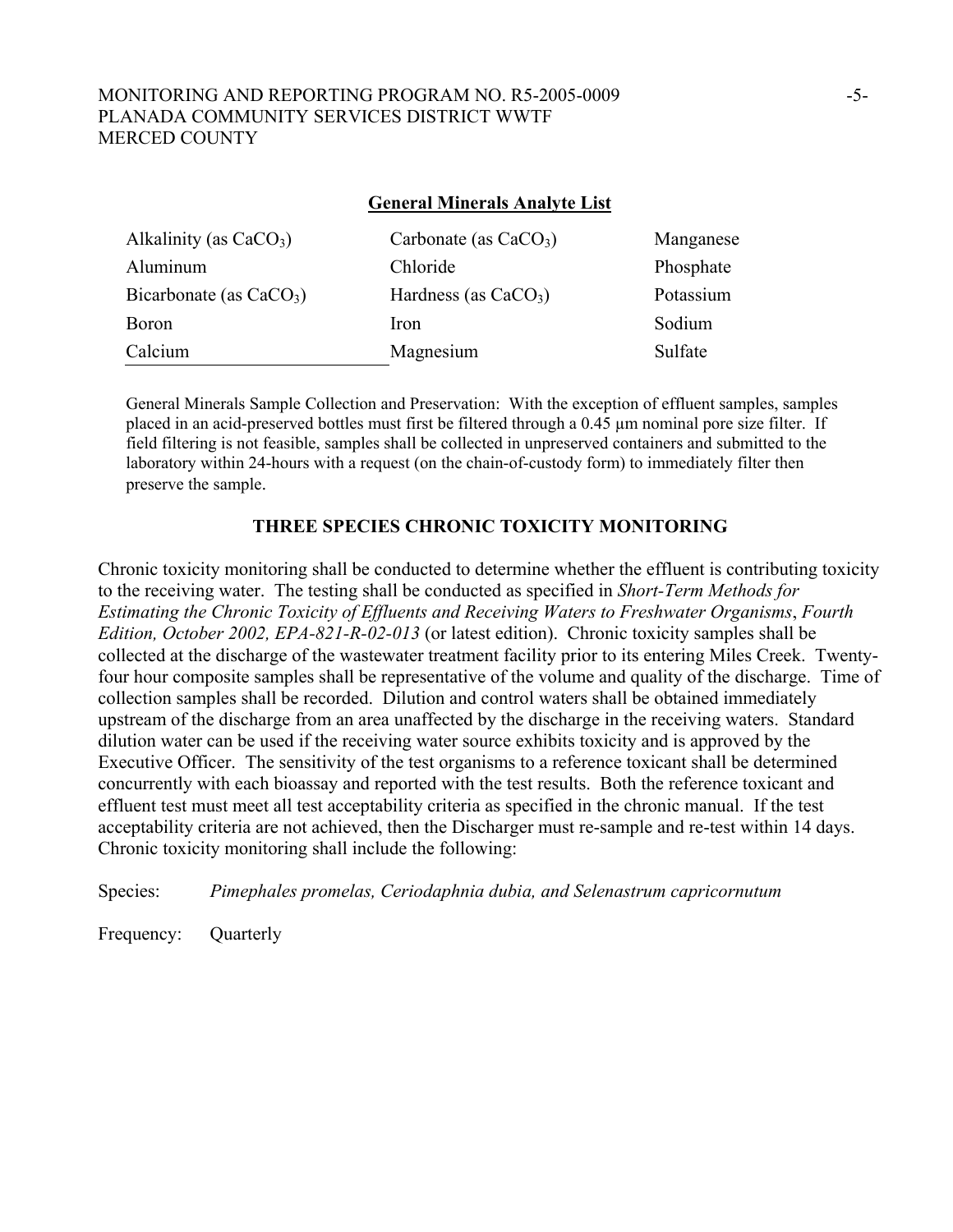## General Minerals Analyte List

| | | |
|---|---|---|
| Alkalinity (as $CaCO_3$) | Carbonate (as $CaCO_3$) | Manganese |
| Aluminum | Chloride | Phosphate |
| Bicarbonate (as $CaCO_3$) | Hardness (as $CaCO_3$) | Potassium |
| Boron | Iron | Sodium |
| Calcium | Magnesium | Sulfate |

General Minerals Sample Collection and Preservation: With the exception of effluent samples, samples placed in an acid-preserved bottles must first be filtered through a 0.45 µm nominal pore size filter. If field filtering is not feasible, samples shall be collected in unpreserved containers and submitted to the laboratory within 24-hours with a request (on the chain-of-custody form) to immediately filter then preserve the sample.

### THREE SPECIES CHRONIC TOXICITY MONITORING

Chronic toxicity monitoring shall be conducted to determine whether the effluent is contributing toxicity to the receiving water. The testing shall be conducted as specified in *Short-Term Methods for Estimating the Chronic Toxicity of Effluents and Receiving Waters to Freshwater Organisms*, *Fourth Edition, October 2002, EPA-821-R-02-013* (or latest edition). Chronic toxicity samples shall be collected at the discharge of the wastewater treatment facility prior to its entering Miles Creek. Twenty-four hour composite samples shall be representative of the volume and quality of the discharge. Time of collection samples shall be recorded. Dilution and control waters shall be obtained immediately upstream of the discharge from an area unaffected by the discharge in the receiving waters. Standard dilution water can be used if the receiving water source exhibits toxicity and is approved by the Executive Officer. The sensitivity of the test organisms to a reference toxicant shall be determined concurrently with each bioassay and reported with the test results. Both the reference toxicant and effluent test must meet all test acceptability criteria as specified in the chronic manual. If the test acceptability criteria are not achieved, then the Discharger must re-sample and re-test within 14 days. Chronic toxicity monitoring shall include the following:

Species: *Pimephales promelas, Ceriodaphnia dubia, and Selenastrum capricornutum*

Frequency: Quarterly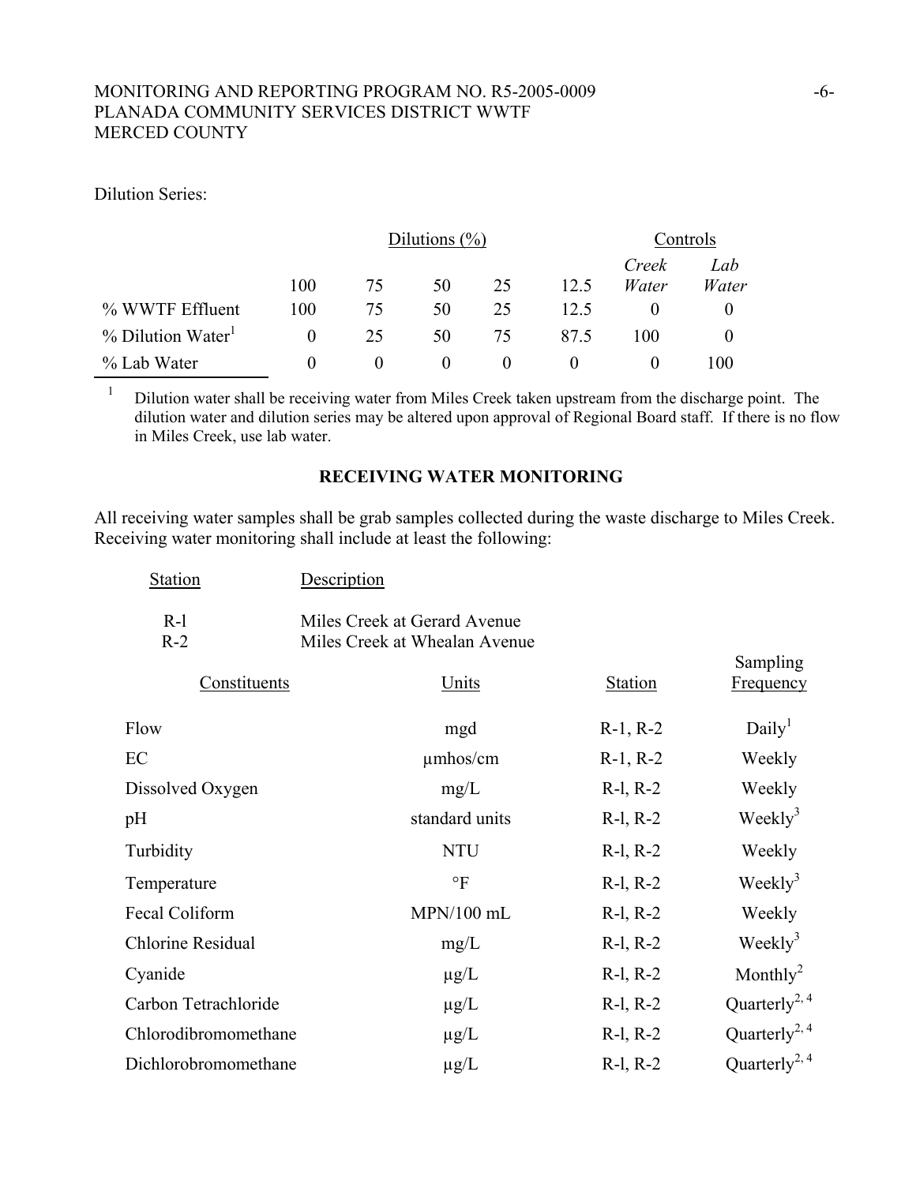Dilution Series:

| | Dilutions (%) | | | | | Controls | |
|---|---|---|---|---|---|---|---|
| | 100 | 75 | 50 | 25 | 12.5 | *Creek Water* | *Lab Water* |
| % WWTF Effluent | 100 | 75 | 50 | 25 | 12.5 | 0 | 0 |
| % Dilution Water[1] | 0 | 25 | 50 | 75 | 87.5 | 100 | 0 |
| % Lab Water | 0 | 0 | 0 | 0 | 0 | 0 | 100 |

[1] Dilution water shall be receiving water from Miles Creek taken upstream from the discharge point. The dilution water and dilution series may be altered upon approval of Regional Board staff. If there is no flow in Miles Creek, use lab water.

## RECEIVING WATER MONITORING

All receiving water samples shall be grab samples collected during the waste discharge to Miles Creek. Receiving water monitoring shall include at least the following:

| Station | Description |
|---|---|
| R-l | Miles Creek at Gerard Avenue |
| R-2 | Miles Creek at Whealan Avenue |

| Constituents | Units | Station | Sampling Frequency |
|---|---|---|---|
| Flow | mgd | R-1, R-2 | Daily[1] |
| EC | µmhos/cm | R-1, R-2 | Weekly |
| Dissolved Oxygen | mg/L | R-l, R-2 | Weekly |
| pH | standard units | R-l, R-2 | Weekly[3] |
| Turbidity | NTU | R-l, R-2 | Weekly |
| Temperature | °F | R-l, R-2 | Weekly[3] |
| Fecal Coliform | MPN/100 mL | R-l, R-2 | Weekly |
| Chlorine Residual | mg/L | R-l, R-2 | Weekly[3] |
| Cyanide | µg/L | R-l, R-2 | Monthly[2] |
| Carbon Tetrachloride | µg/L | R-l, R-2 | Quarterly[2, 4] |
| Chlorodibromomethane | µg/L | R-l, R-2 | Quarterly[2, 4] |
| Dichlorobromomethane | µg/L | R-l, R-2 | Quarterly[2, 4] |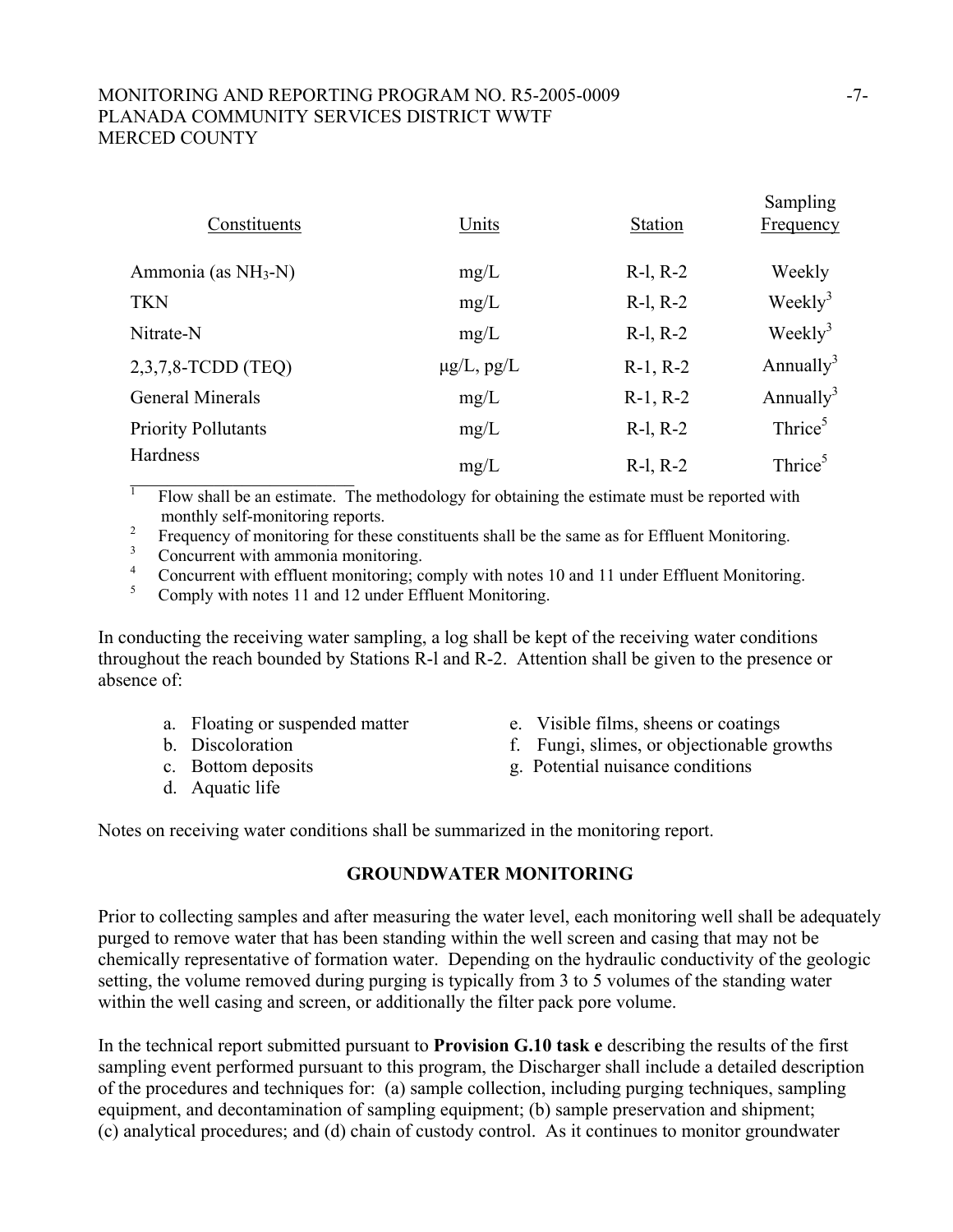| Constituents | Units | Station | Sampling Frequency |
|---|---|---|---|
| Ammonia (as $NH_3$-N) | mg/L | R-l, R-2 | Weekly |
| TKN | mg/L | R-l, R-2 | Weekly[3] |
| Nitrate-N | mg/L | R-l, R-2 | Weekly[3] |
| 2,3,7,8-TCDD (TEQ) | μg/L, pg/L | R-1, R-2 | Annually[3] |
| General Minerals | mg/L | R-1, R-2 | Annually[3] |
| Priority Pollutants | mg/L | R-l, R-2 | Thrice[5] |
| Hardness | mg/L | R-l, R-2 | Thrice[5] |

[1] Flow shall be an estimate. The methodology for obtaining the estimate must be reported with monthly self-monitoring reports.

[2] Frequency of monitoring for these constituents shall be the same as for Effluent Monitoring.

[3] Concurrent with ammonia monitoring.

[4] Concurrent with effluent monitoring; comply with notes 10 and 11 under Effluent Monitoring.

[5] Comply with notes 11 and 12 under Effluent Monitoring.

In conducting the receiving water sampling, a log shall be kept of the receiving water conditions throughout the reach bounded by Stations R-l and R-2. Attention shall be given to the presence or absence of:

a. Floating or suspended matter
b. Discoloration
c. Bottom deposits
d. Aquatic life
e. Visible films, sheens or coatings
f. Fungi, slimes, or objectionable growths
g. Potential nuisance conditions

Notes on receiving water conditions shall be summarized in the monitoring report.

## GROUNDWATER MONITORING

Prior to collecting samples and after measuring the water level, each monitoring well shall be adequately purged to remove water that has been standing within the well screen and casing that may not be chemically representative of formation water. Depending on the hydraulic conductivity of the geologic setting, the volume removed during purging is typically from 3 to 5 volumes of the standing water within the well casing and screen, or additionally the filter pack pore volume.

In the technical report submitted pursuant to **Provision G.10 task e** describing the results of the first sampling event performed pursuant to this program, the Discharger shall include a detailed description of the procedures and techniques for: (a) sample collection, including purging techniques, sampling equipment, and decontamination of sampling equipment; (b) sample preservation and shipment; (c) analytical procedures; and (d) chain of custody control. As it continues to monitor groundwater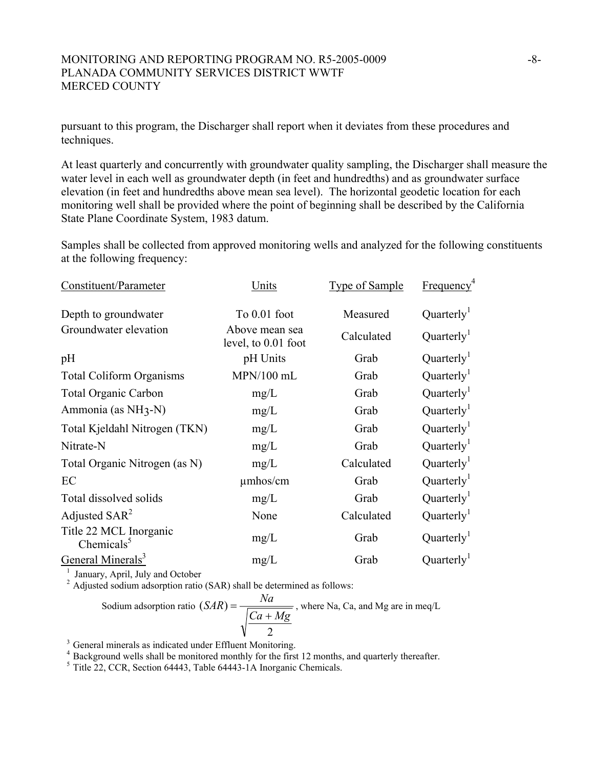pursuant to this program, the Discharger shall report when it deviates from these procedures and techniques.

At least quarterly and concurrently with groundwater quality sampling, the Discharger shall measure the water level in each well as groundwater depth (in feet and hundredths) and as groundwater surface elevation (in feet and hundredths above mean sea level). The horizontal geodetic location for each monitoring well shall be provided where the point of beginning shall be described by the California State Plane Coordinate System, 1983 datum.

Samples shall be collected from approved monitoring wells and analyzed for the following constituents at the following frequency:

| Constituent/Parameter | Units | Type of Sample | Frequency[4] |
|---|---|---|---|
| Depth to groundwater | To 0.01 foot | Measured | Quarterly[1] |
| Groundwater elevation | Above mean sea level, to 0.01 foot | Calculated | Quarterly[1] |
| pH | pH Units | Grab | Quarterly[1] |
| Total Coliform Organisms | MPN/100 mL | Grab | Quarterly[1] |
| Total Organic Carbon | mg/L | Grab | Quarterly[1] |
| Ammonia (as $NH_3$-N) | mg/L | Grab | Quarterly[1] |
| Total Kjeldahl Nitrogen (TKN) | mg/L | Grab | Quarterly[1] |
| Nitrate-N | mg/L | Grab | Quarterly[1] |
| Total Organic Nitrogen (as N) | mg/L | Calculated | Quarterly[1] |
| EC | µmhos/cm | Grab | Quarterly[1] |
| Total dissolved solids | mg/L | Grab | Quarterly[1] |
| Adjusted SAR[2] | None | Calculated | Quarterly[1] |
| Title 22 MCL Inorganic Chemicals[5] | mg/L | Grab | Quarterly[1] |
| General Minerals[3] | mg/L | Grab | Quarterly[1] |

[1] January, April, July and October

[2] Adjusted sodium adsorption ratio (SAR) shall be determined as follows:

$$\text{Sodium adsorption ratio } (SAR) = \frac{Na}{\sqrt{\frac{Ca + Mg}{2}}}$$, where Na, Ca, and Mg are in meq/L

[3] General minerals as indicated under Effluent Monitoring.

[4] Background wells shall be monitored monthly for the first 12 months, and quarterly thereafter.

[5] Title 22, CCR, Section 64443, Table 64443-1A Inorganic Chemicals.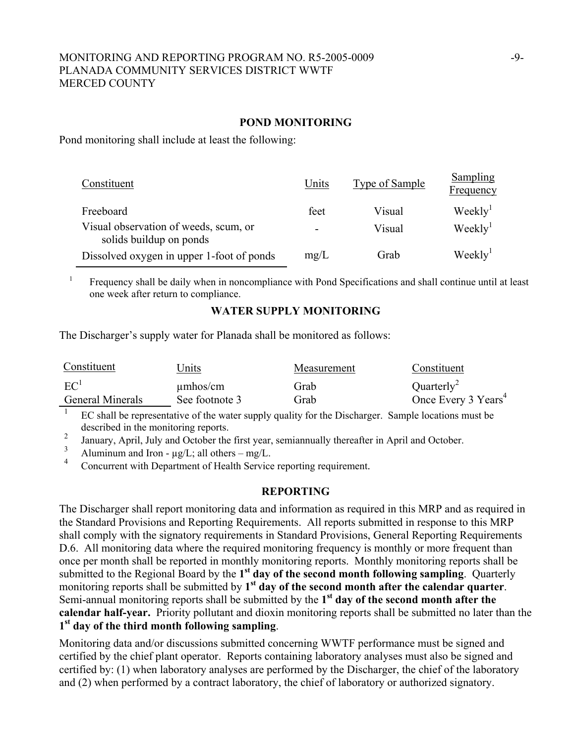## POND MONITORING

Pond monitoring shall include at least the following:

| Constituent | Units | Type of Sample | Sampling Frequency |
|---|---|---|---|
| Freeboard | feet | Visual | Weekly[1] |
| Visual observation of weeds, scum, or solids buildup on ponds | - | Visual | Weekly[1] |
| Dissolved oxygen in upper 1-foot of ponds | mg/L | Grab | Weekly[1] |

[1] Frequency shall be daily when in noncompliance with Pond Specifications and shall continue until at least one week after return to compliance.

## WATER SUPPLY MONITORING

The Discharger's supply water for Planada shall be monitored as follows:

| Constituent | Units | Measurement | Constituent |
|---|---|---|---|
| EC[1] | μmhos/cm | Grab | Quarterly[2] |
| General Minerals | See footnote 3 | Grab | Once Every 3 Years[4] |

[1] EC shall be representative of the water supply quality for the Discharger. Sample locations must be described in the monitoring reports.

[2] January, April, July and October the first year, semiannually thereafter in April and October.

[3] Aluminum and Iron - μg/L; all others – mg/L.

[4] Concurrent with Department of Health Service reporting requirement.

## REPORTING

The Discharger shall report monitoring data and information as required in this MRP and as required in the Standard Provisions and Reporting Requirements. All reports submitted in response to this MRP shall comply with the signatory requirements in Standard Provisions, General Reporting Requirements D.6. All monitoring data where the required monitoring frequency is monthly or more frequent than once per month shall be reported in monthly monitoring reports. Monthly monitoring reports shall be submitted to the Regional Board by the **1st day of the second month following sampling**. Quarterly monitoring reports shall be submitted by **1st day of the second month after the calendar quarter**. Semi-annual monitoring reports shall be submitted by the **1st day of the second month after the calendar half-year.** Priority pollutant and dioxin monitoring reports shall be submitted no later than the **1st day of the third month following sampling**.

Monitoring data and/or discussions submitted concerning WWTF performance must be signed and certified by the chief plant operator. Reports containing laboratory analyses must also be signed and certified by: (1) when laboratory analyses are performed by the Discharger, the chief of the laboratory and (2) when performed by a contract laboratory, the chief of laboratory or authorized signatory.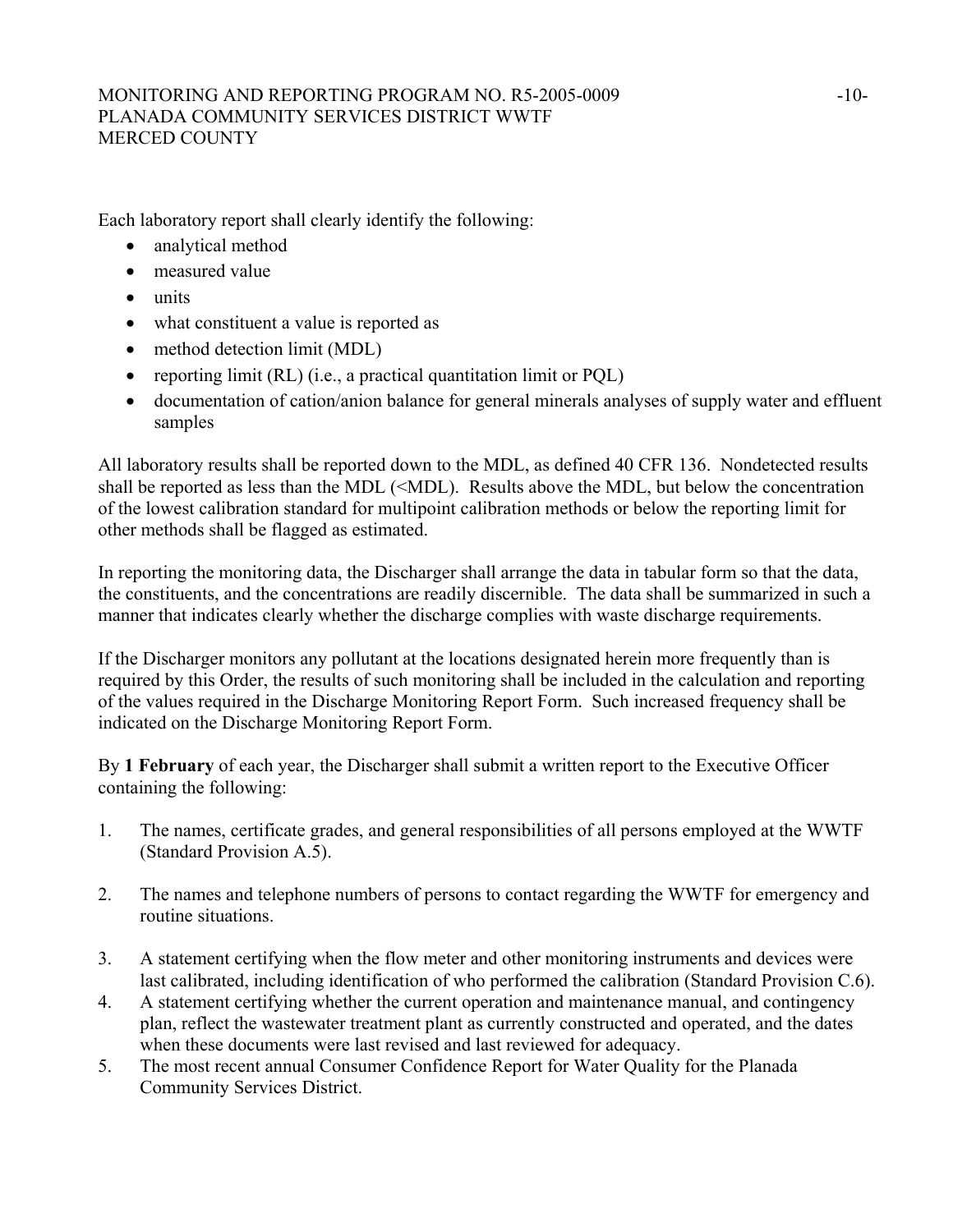Each laboratory report shall clearly identify the following:

- analytical method
- measured value
- units
- what constituent a value is reported as
- method detection limit (MDL)
- reporting limit (RL) (i.e., a practical quantitation limit or PQL)
- documentation of cation/anion balance for general minerals analyses of supply water and effluent samples

All laboratory results shall be reported down to the MDL, as defined 40 CFR 136. Nondetected results shall be reported as less than the MDL (<MDL). Results above the MDL, but below the concentration of the lowest calibration standard for multipoint calibration methods or below the reporting limit for other methods shall be flagged as estimated.

In reporting the monitoring data, the Discharger shall arrange the data in tabular form so that the data, the constituents, and the concentrations are readily discernible. The data shall be summarized in such a manner that indicates clearly whether the discharge complies with waste discharge requirements.

If the Discharger monitors any pollutant at the locations designated herein more frequently than is required by this Order, the results of such monitoring shall be included in the calculation and reporting of the values required in the Discharge Monitoring Report Form. Such increased frequency shall be indicated on the Discharge Monitoring Report Form.

By **1 February** of each year, the Discharger shall submit a written report to the Executive Officer containing the following:

1. The names, certificate grades, and general responsibilities of all persons employed at the WWTF (Standard Provision A.5).
2. The names and telephone numbers of persons to contact regarding the WWTF for emergency and routine situations.
3. A statement certifying when the flow meter and other monitoring instruments and devices were last calibrated, including identification of who performed the calibration (Standard Provision C.6).
4. A statement certifying whether the current operation and maintenance manual, and contingency plan, reflect the wastewater treatment plant as currently constructed and operated, and the dates when these documents were last revised and last reviewed for adequacy.
5. The most recent annual Consumer Confidence Report for Water Quality for the Planada Community Services District.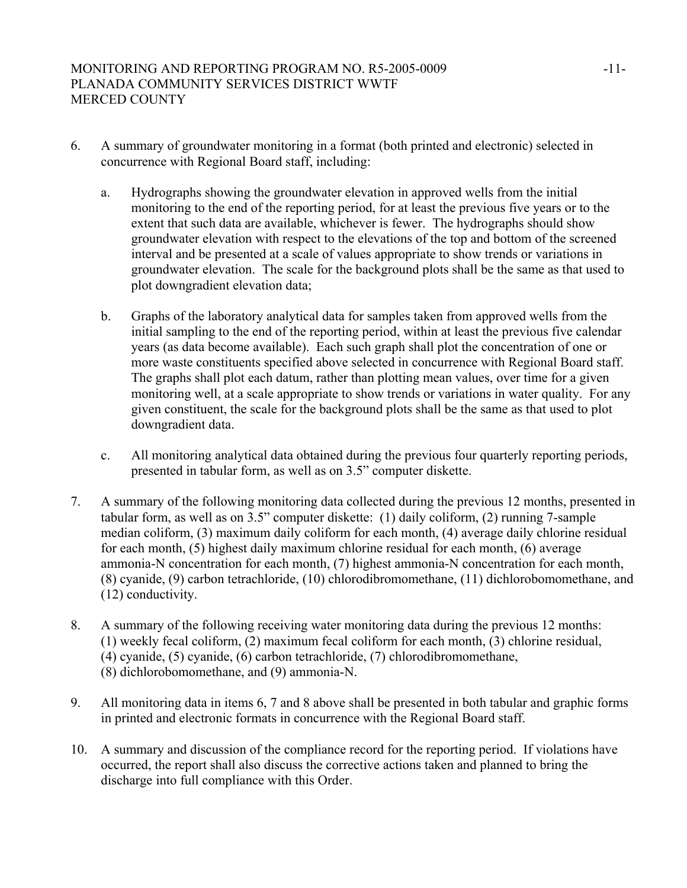6. A summary of groundwater monitoring in a format (both printed and electronic) selected in concurrence with Regional Board staff, including:

   a. Hydrographs showing the groundwater elevation in approved wells from the initial monitoring to the end of the reporting period, for at least the previous five years or to the extent that such data are available, whichever is fewer. The hydrographs should show groundwater elevation with respect to the elevations of the top and bottom of the screened interval and be presented at a scale of values appropriate to show trends or variations in groundwater elevation. The scale for the background plots shall be the same as that used to plot downgradient elevation data;

   b. Graphs of the laboratory analytical data for samples taken from approved wells from the initial sampling to the end of the reporting period, within at least the previous five calendar years (as data become available). Each such graph shall plot the concentration of one or more waste constituents specified above selected in concurrence with Regional Board staff. The graphs shall plot each datum, rather than plotting mean values, over time for a given monitoring well, at a scale appropriate to show trends or variations in water quality. For any given constituent, the scale for the background plots shall be the same as that used to plot downgradient data.

   c. All monitoring analytical data obtained during the previous four quarterly reporting periods, presented in tabular form, as well as on 3.5" computer diskette.

7. A summary of the following monitoring data collected during the previous 12 months, presented in tabular form, as well as on 3.5" computer diskette: (1) daily coliform, (2) running 7-sample median coliform, (3) maximum daily coliform for each month, (4) average daily chlorine residual for each month, (5) highest daily maximum chlorine residual for each month, (6) average ammonia-N concentration for each month, (7) highest ammonia-N concentration for each month, (8) cyanide, (9) carbon tetrachloride, (10) chlorodibromomethane, (11) dichlorobomomethane, and (12) conductivity.

8. A summary of the following receiving water monitoring data during the previous 12 months: (1) weekly fecal coliform, (2) maximum fecal coliform for each month, (3) chlorine residual, (4) cyanide, (5) cyanide, (6) carbon tetrachloride, (7) chlorodibromomethane, (8) dichlorobomomethane, and (9) ammonia-N.

9. All monitoring data in items 6, 7 and 8 above shall be presented in both tabular and graphic forms in printed and electronic formats in concurrence with the Regional Board staff.

10. A summary and discussion of the compliance record for the reporting period. If violations have occurred, the report shall also discuss the corrective actions taken and planned to bring the discharge into full compliance with this Order.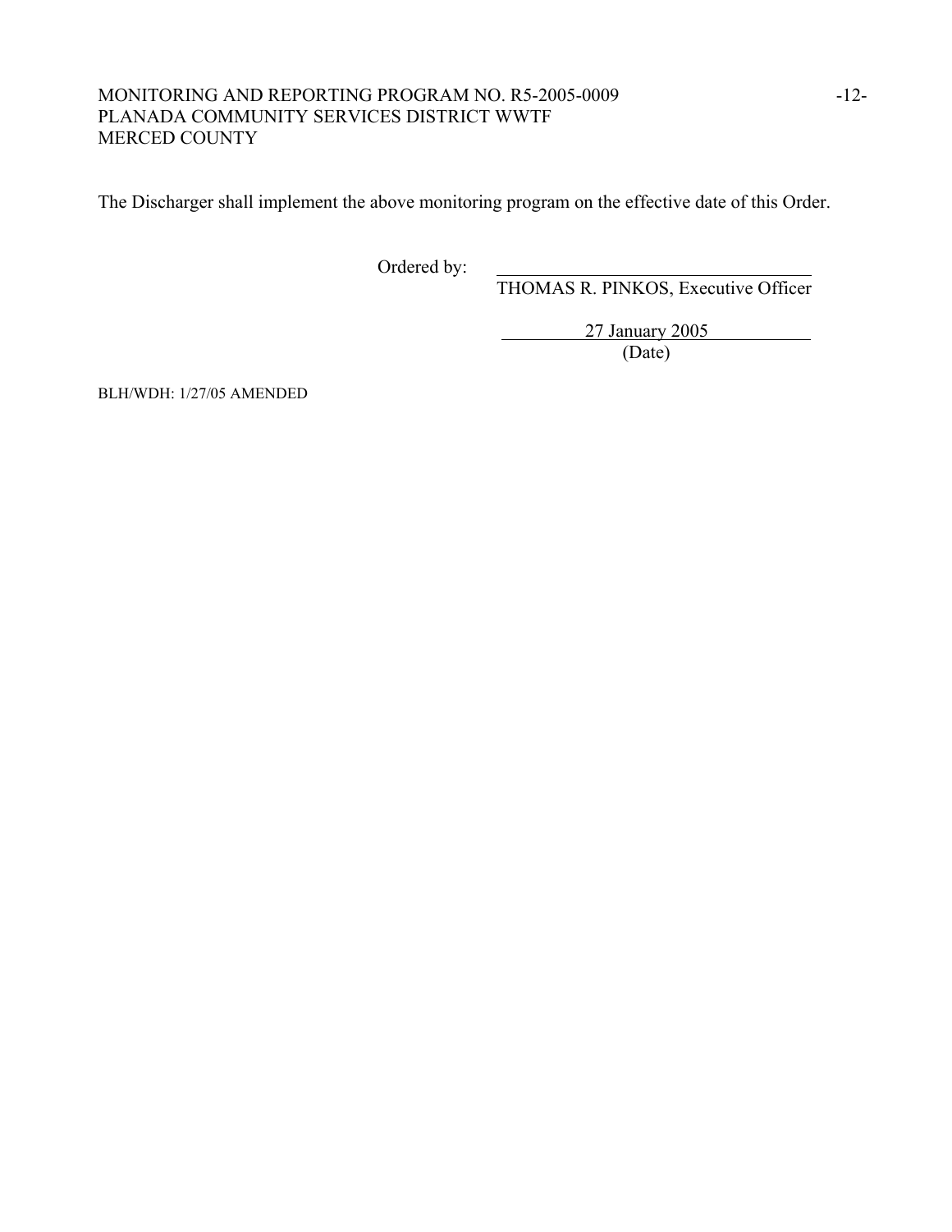The Discharger shall implement the above monitoring program on the effective date of this Order.

Ordered by: \_\_\_\_\_\_\_\_\_\_\_\_\_\_\_\_\_\_\_\_\_\_\_\_\_\_\_\_\_\_\_\_\_\_\_\_\_\_

THOMAS R. PINKOS, Executive Officer

27 January 2005

(Date)

BLH/WDH: 1/27/05 AMENDED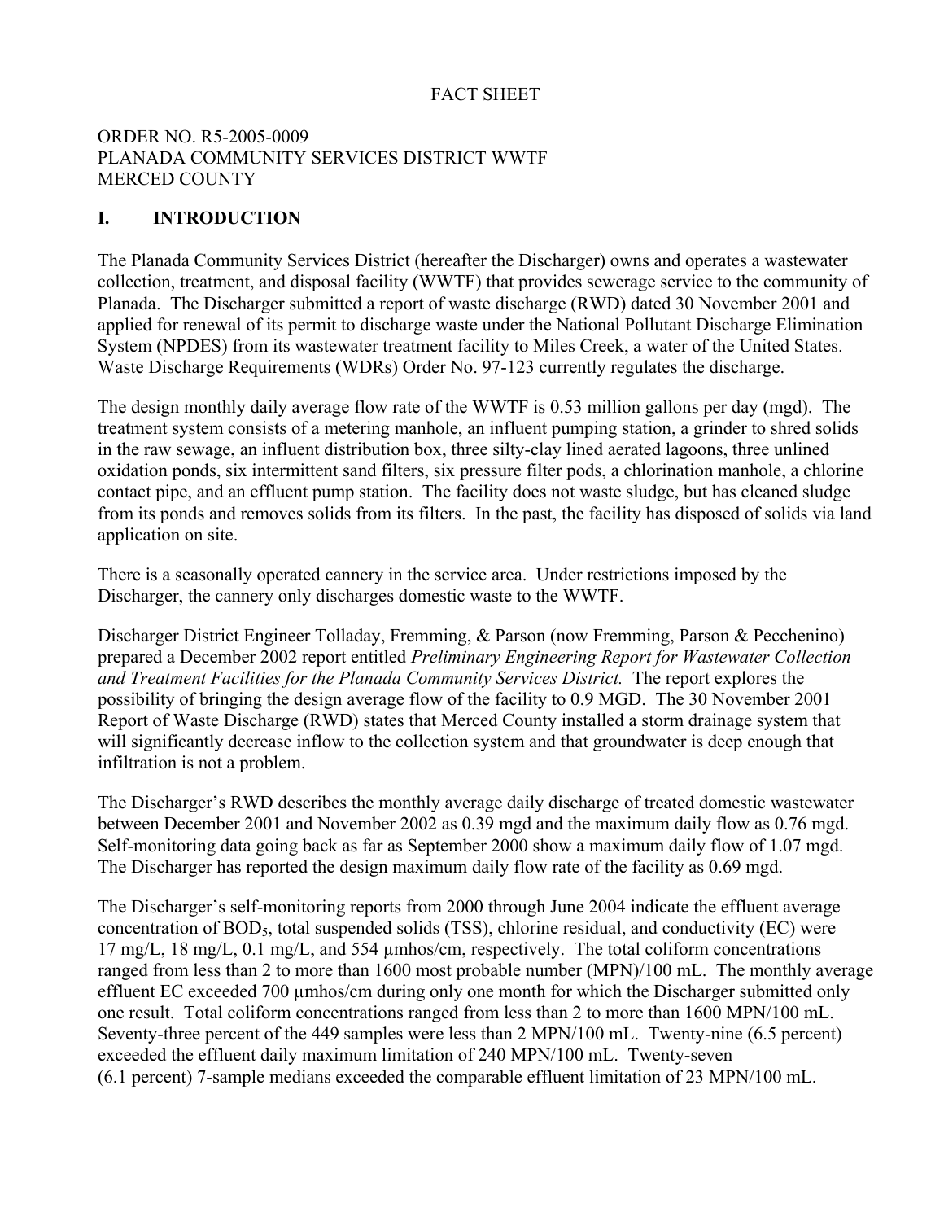# FACT SHEET

ORDER NO. R5-2005-0009
PLANADA COMMUNITY SERVICES DISTRICT WWTF
MERCED COUNTY

## I. INTRODUCTION

The Planada Community Services District (hereafter the Discharger) owns and operates a wastewater collection, treatment, and disposal facility (WWTF) that provides sewerage service to the community of Planada. The Discharger submitted a report of waste discharge (RWD) dated 30 November 2001 and applied for renewal of its permit to discharge waste under the National Pollutant Discharge Elimination System (NPDES) from its wastewater treatment facility to Miles Creek, a water of the United States. Waste Discharge Requirements (WDRs) Order No. 97-123 currently regulates the discharge.

The design monthly daily average flow rate of the WWTF is 0.53 million gallons per day (mgd). The treatment system consists of a metering manhole, an influent pumping station, a grinder to shred solids in the raw sewage, an influent distribution box, three silty-clay lined aerated lagoons, three unlined oxidation ponds, six intermittent sand filters, six pressure filter pods, a chlorination manhole, a chlorine contact pipe, and an effluent pump station. The facility does not waste sludge, but has cleaned sludge from its ponds and removes solids from its filters. In the past, the facility has disposed of solids via land application on site.

There is a seasonally operated cannery in the service area. Under restrictions imposed by the Discharger, the cannery only discharges domestic waste to the WWTF.

Discharger District Engineer Tolladay, Fremming, & Parson (now Fremming, Parson & Pecchenino) prepared a December 2002 report entitled *Preliminary Engineering Report for Wastewater Collection and Treatment Facilities for the Planada Community Services District.* The report explores the possibility of bringing the design average flow of the facility to 0.9 MGD. The 30 November 2001 Report of Waste Discharge (RWD) states that Merced County installed a storm drainage system that will significantly decrease inflow to the collection system and that groundwater is deep enough that infiltration is not a problem.

The Discharger's RWD describes the monthly average daily discharge of treated domestic wastewater between December 2001 and November 2002 as 0.39 mgd and the maximum daily flow as 0.76 mgd. Self-monitoring data going back as far as September 2000 show a maximum daily flow of 1.07 mgd. The Discharger has reported the design maximum daily flow rate of the facility as 0.69 mgd.

The Discharger's self-monitoring reports from 2000 through June 2004 indicate the effluent average concentration of $BOD_5$, total suspended solids (TSS), chlorine residual, and conductivity (EC) were 17 mg/L, 18 mg/L, 0.1 mg/L, and 554 µmhos/cm, respectively. The total coliform concentrations ranged from less than 2 to more than 1600 most probable number (MPN)/100 mL. The monthly average effluent EC exceeded 700 µmhos/cm during only one month for which the Discharger submitted only one result. Total coliform concentrations ranged from less than 2 to more than 1600 MPN/100 mL. Seventy-three percent of the 449 samples were less than 2 MPN/100 mL. Twenty-nine (6.5 percent) exceeded the effluent daily maximum limitation of 240 MPN/100 mL. Twenty-seven (6.1 percent) 7-sample medians exceeded the comparable effluent limitation of 23 MPN/100 mL.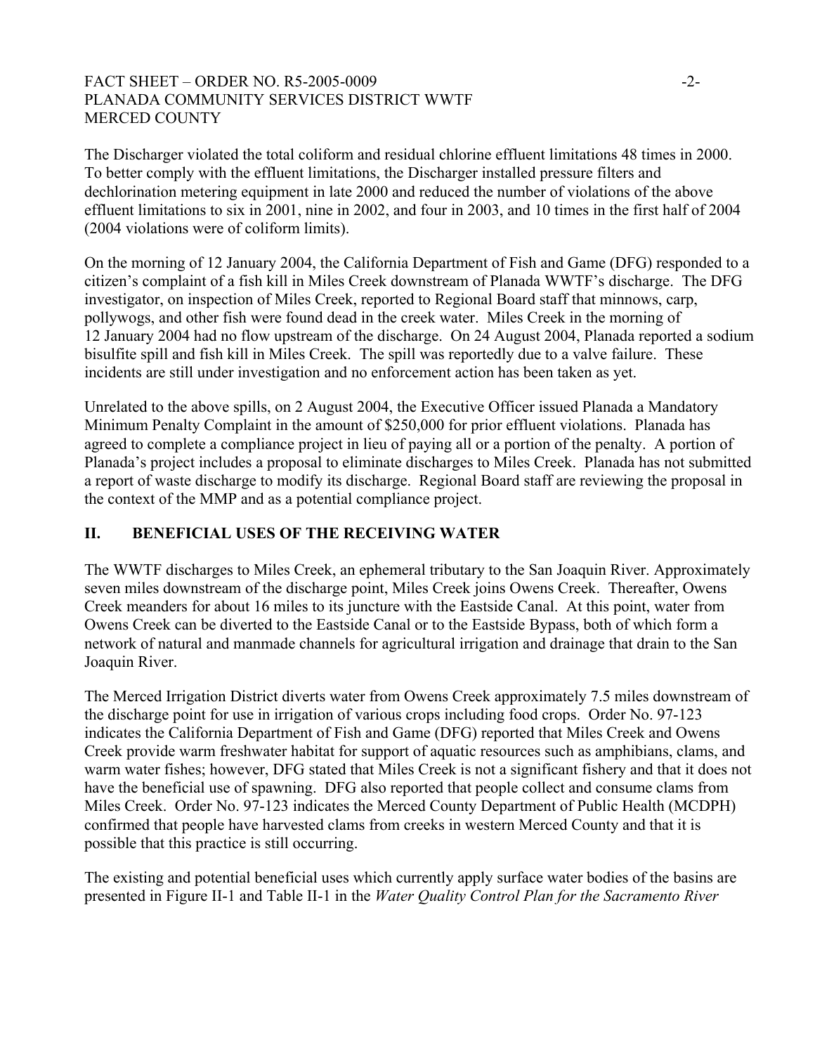The Discharger violated the total coliform and residual chlorine effluent limitations 48 times in 2000. To better comply with the effluent limitations, the Discharger installed pressure filters and dechlorination metering equipment in late 2000 and reduced the number of violations of the above effluent limitations to six in 2001, nine in 2002, and four in 2003, and 10 times in the first half of 2004 (2004 violations were of coliform limits).

On the morning of 12 January 2004, the California Department of Fish and Game (DFG) responded to a citizen's complaint of a fish kill in Miles Creek downstream of Planada WWTF's discharge. The DFG investigator, on inspection of Miles Creek, reported to Regional Board staff that minnows, carp, pollywogs, and other fish were found dead in the creek water. Miles Creek in the morning of 12 January 2004 had no flow upstream of the discharge. On 24 August 2004, Planada reported a sodium bisulfite spill and fish kill in Miles Creek. The spill was reportedly due to a valve failure. These incidents are still under investigation and no enforcement action has been taken as yet.

Unrelated to the above spills, on 2 August 2004, the Executive Officer issued Planada a Mandatory Minimum Penalty Complaint in the amount of $250,000 for prior effluent violations. Planada has agreed to complete a compliance project in lieu of paying all or a portion of the penalty. A portion of Planada's project includes a proposal to eliminate discharges to Miles Creek. Planada has not submitted a report of waste discharge to modify its discharge. Regional Board staff are reviewing the proposal in the context of the MMP and as a potential compliance project.

## II. BENEFICIAL USES OF THE RECEIVING WATER

The WWTF discharges to Miles Creek, an ephemeral tributary to the San Joaquin River. Approximately seven miles downstream of the discharge point, Miles Creek joins Owens Creek. Thereafter, Owens Creek meanders for about 16 miles to its juncture with the Eastside Canal. At this point, water from Owens Creek can be diverted to the Eastside Canal or to the Eastside Bypass, both of which form a network of natural and manmade channels for agricultural irrigation and drainage that drain to the San Joaquin River.

The Merced Irrigation District diverts water from Owens Creek approximately 7.5 miles downstream of the discharge point for use in irrigation of various crops including food crops. Order No. 97-123 indicates the California Department of Fish and Game (DFG) reported that Miles Creek and Owens Creek provide warm freshwater habitat for support of aquatic resources such as amphibians, clams, and warm water fishes; however, DFG stated that Miles Creek is not a significant fishery and that it does not have the beneficial use of spawning. DFG also reported that people collect and consume clams from Miles Creek. Order No. 97-123 indicates the Merced County Department of Public Health (MCDPH) confirmed that people have harvested clams from creeks in western Merced County and that it is possible that this practice is still occurring.

The existing and potential beneficial uses which currently apply surface water bodies of the basins are presented in Figure II-1 and Table II-1 in the *Water Quality Control Plan for the Sacramento River*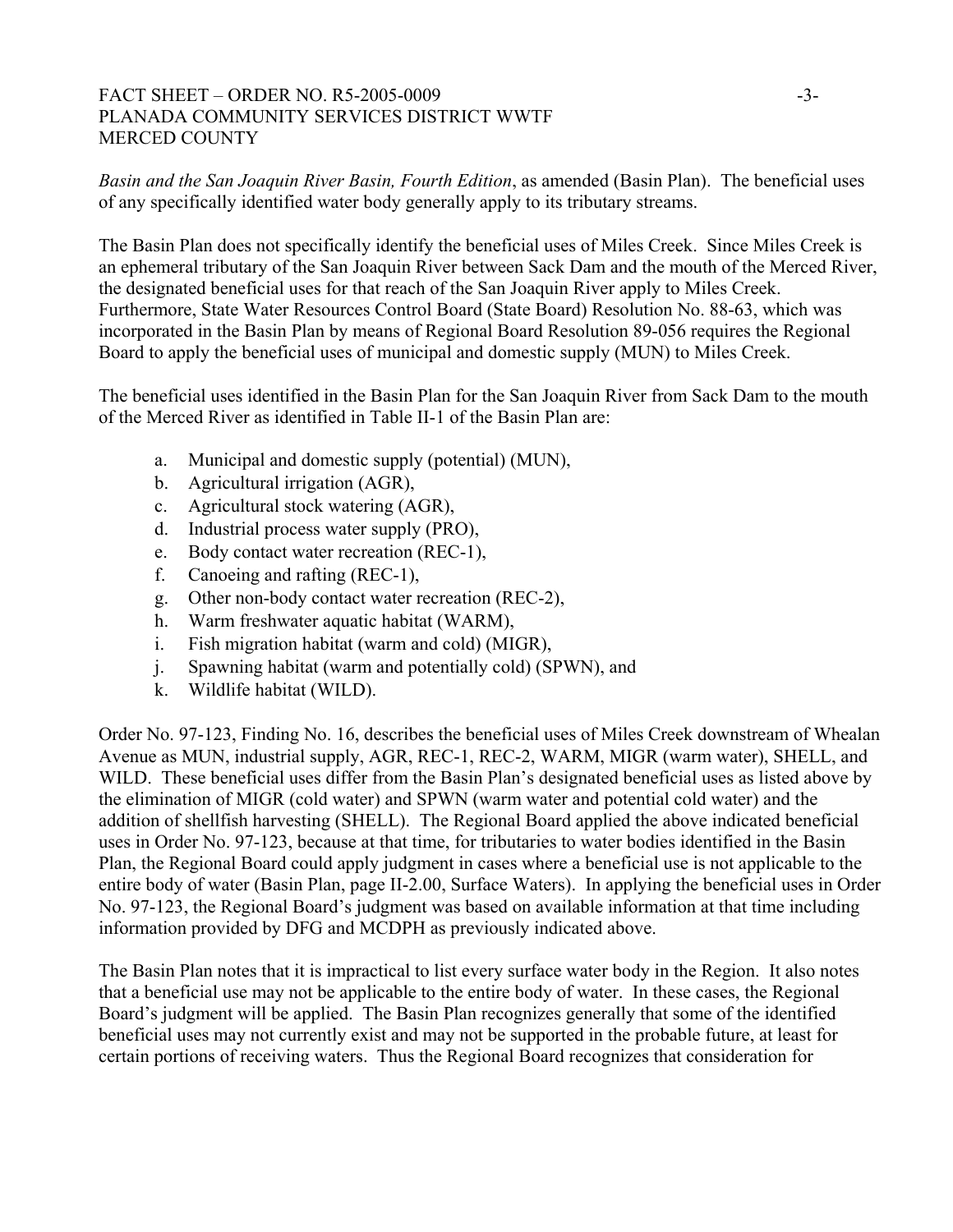*Basin and the San Joaquin River Basin, Fourth Edition*, as amended (Basin Plan). The beneficial uses of any specifically identified water body generally apply to its tributary streams.

The Basin Plan does not specifically identify the beneficial uses of Miles Creek. Since Miles Creek is an ephemeral tributary of the San Joaquin River between Sack Dam and the mouth of the Merced River, the designated beneficial uses for that reach of the San Joaquin River apply to Miles Creek. Furthermore, State Water Resources Control Board (State Board) Resolution No. 88-63, which was incorporated in the Basin Plan by means of Regional Board Resolution 89-056 requires the Regional Board to apply the beneficial uses of municipal and domestic supply (MUN) to Miles Creek.

The beneficial uses identified in the Basin Plan for the San Joaquin River from Sack Dam to the mouth of the Merced River as identified in Table II-1 of the Basin Plan are:

a. Municipal and domestic supply (potential) (MUN),
b. Agricultural irrigation (AGR),
c. Agricultural stock watering (AGR),
d. Industrial process water supply (PRO),
e. Body contact water recreation (REC-1),
f. Canoeing and rafting (REC-1),
g. Other non-body contact water recreation (REC-2),
h. Warm freshwater aquatic habitat (WARM),
i. Fish migration habitat (warm and cold) (MIGR),
j. Spawning habitat (warm and potentially cold) (SPWN), and
k. Wildlife habitat (WILD).

Order No. 97-123, Finding No. 16, describes the beneficial uses of Miles Creek downstream of Whealan Avenue as MUN, industrial supply, AGR, REC-1, REC-2, WARM, MIGR (warm water), SHELL, and WILD. These beneficial uses differ from the Basin Plan's designated beneficial uses as listed above by the elimination of MIGR (cold water) and SPWN (warm water and potential cold water) and the addition of shellfish harvesting (SHELL). The Regional Board applied the above indicated beneficial uses in Order No. 97-123, because at that time, for tributaries to water bodies identified in the Basin Plan, the Regional Board could apply judgment in cases where a beneficial use is not applicable to the entire body of water (Basin Plan, page II-2.00, Surface Waters). In applying the beneficial uses in Order No. 97-123, the Regional Board's judgment was based on available information at that time including information provided by DFG and MCDPH as previously indicated above.

The Basin Plan notes that it is impractical to list every surface water body in the Region. It also notes that a beneficial use may not be applicable to the entire body of water. In these cases, the Regional Board's judgment will be applied. The Basin Plan recognizes generally that some of the identified beneficial uses may not currently exist and may not be supported in the probable future, at least for certain portions of receiving waters. Thus the Regional Board recognizes that consideration for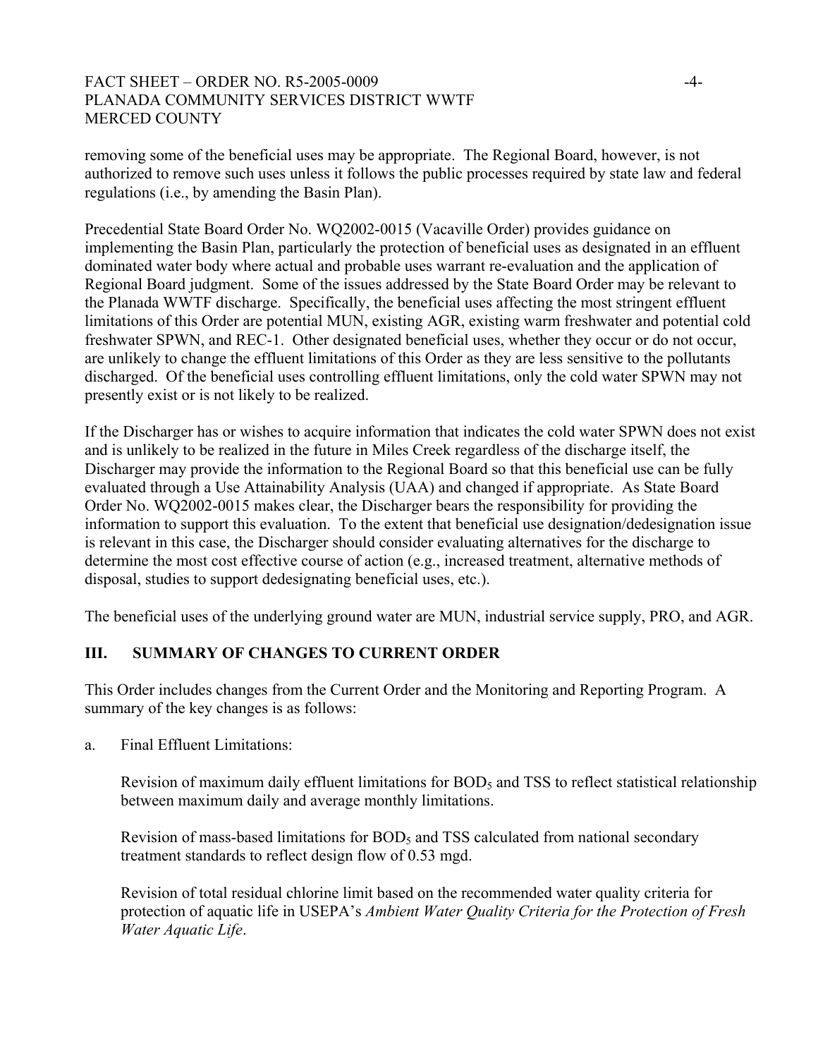removing some of the beneficial uses may be appropriate. The Regional Board, however, is not authorized to remove such uses unless it follows the public processes required by state law and federal regulations (i.e., by amending the Basin Plan).

Precedential State Board Order No. WQ2002-0015 (Vacaville Order) provides guidance on implementing the Basin Plan, particularly the protection of beneficial uses as designated in an effluent dominated water body where actual and probable uses warrant re-evaluation and the application of Regional Board judgment. Some of the issues addressed by the State Board Order may be relevant to the Planada WWTF discharge. Specifically, the beneficial uses affecting the most stringent effluent limitations of this Order are potential MUN, existing AGR, existing warm freshwater and potential cold freshwater SPWN, and REC-1. Other designated beneficial uses, whether they occur or do not occur, are unlikely to change the effluent limitations of this Order as they are less sensitive to the pollutants discharged. Of the beneficial uses controlling effluent limitations, only the cold water SPWN may not presently exist or is not likely to be realized.

If the Discharger has or wishes to acquire information that indicates the cold water SPWN does not exist and is unlikely to be realized in the future in Miles Creek regardless of the discharge itself, the Discharger may provide the information to the Regional Board so that this beneficial use can be fully evaluated through a Use Attainability Analysis (UAA) and changed if appropriate. As State Board Order No. WQ2002-0015 makes clear, the Discharger bears the responsibility for providing the information to support this evaluation. To the extent that beneficial use designation/dedesignation issue is relevant in this case, the Discharger should consider evaluating alternatives for the discharge to determine the most cost effective course of action (e.g., increased treatment, alternative methods of disposal, studies to support dedesignating beneficial uses, etc.).

The beneficial uses of the underlying ground water are MUN, industrial service supply, PRO, and AGR.

## III. SUMMARY OF CHANGES TO CURRENT ORDER

This Order includes changes from the Current Order and the Monitoring and Reporting Program. A summary of the key changes is as follows:

a. Final Effluent Limitations:

Revision of maximum daily effluent limitations for $BOD_5$ and TSS to reflect statistical relationship between maximum daily and average monthly limitations.

Revision of mass-based limitations for $BOD_5$ and TSS calculated from national secondary treatment standards to reflect design flow of 0.53 mgd.

Revision of total residual chlorine limit based on the recommended water quality criteria for protection of aquatic life in USEPA's *Ambient Water Quality Criteria for the Protection of Fresh Water Aquatic Life*.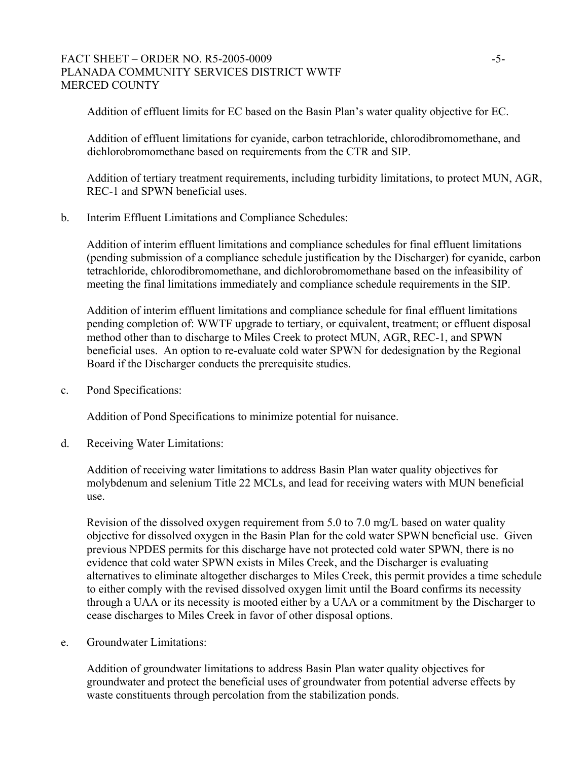Addition of effluent limits for EC based on the Basin Plan's water quality objective for EC.

Addition of effluent limitations for cyanide, carbon tetrachloride, chlorodibromomethane, and dichlorobromomethane based on requirements from the CTR and SIP.

Addition of tertiary treatment requirements, including turbidity limitations, to protect MUN, AGR, REC-1 and SPWN beneficial uses.

b. Interim Effluent Limitations and Compliance Schedules:

Addition of interim effluent limitations and compliance schedules for final effluent limitations (pending submission of a compliance schedule justification by the Discharger) for cyanide, carbon tetrachloride, chlorodibromomethane, and dichlorobromomethane based on the infeasibility of meeting the final limitations immediately and compliance schedule requirements in the SIP.

Addition of interim effluent limitations and compliance schedule for final effluent limitations pending completion of: WWTF upgrade to tertiary, or equivalent, treatment; or effluent disposal method other than to discharge to Miles Creek to protect MUN, AGR, REC-1, and SPWN beneficial uses. An option to re-evaluate cold water SPWN for dedesignation by the Regional Board if the Discharger conducts the prerequisite studies.

c. Pond Specifications:

Addition of Pond Specifications to minimize potential for nuisance.

d. Receiving Water Limitations:

Addition of receiving water limitations to address Basin Plan water quality objectives for molybdenum and selenium Title 22 MCLs, and lead for receiving waters with MUN beneficial use.

Revision of the dissolved oxygen requirement from 5.0 to 7.0 mg/L based on water quality objective for dissolved oxygen in the Basin Plan for the cold water SPWN beneficial use. Given previous NPDES permits for this discharge have not protected cold water SPWN, there is no evidence that cold water SPWN exists in Miles Creek, and the Discharger is evaluating alternatives to eliminate altogether discharges to Miles Creek, this permit provides a time schedule to either comply with the revised dissolved oxygen limit until the Board confirms its necessity through a UAA or its necessity is mooted either by a UAA or a commitment by the Discharger to cease discharges to Miles Creek in favor of other disposal options.

e. Groundwater Limitations:

Addition of groundwater limitations to address Basin Plan water quality objectives for groundwater and protect the beneficial uses of groundwater from potential adverse effects by waste constituents through percolation from the stabilization ponds.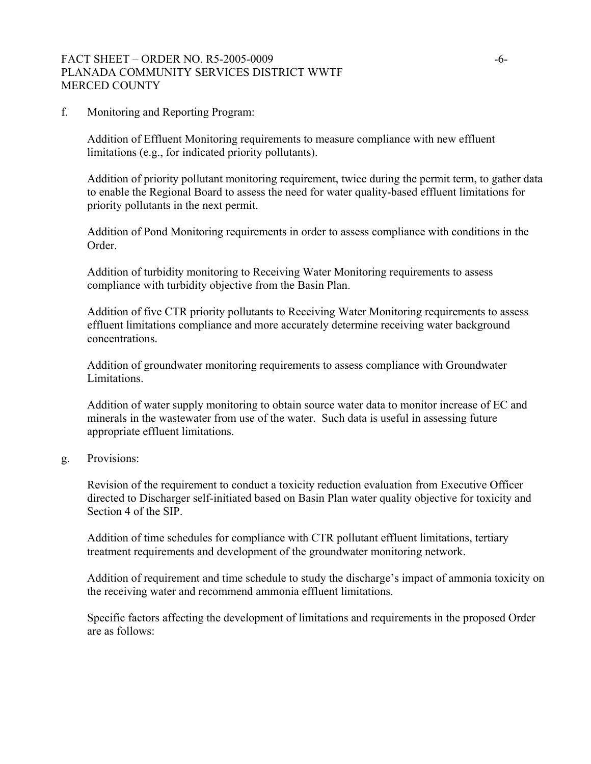f. Monitoring and Reporting Program:

 Addition of Effluent Monitoring requirements to measure compliance with new effluent limitations (e.g., for indicated priority pollutants).

 Addition of priority pollutant monitoring requirement, twice during the permit term, to gather data to enable the Regional Board to assess the need for water quality-based effluent limitations for priority pollutants in the next permit.

 Addition of Pond Monitoring requirements in order to assess compliance with conditions in the Order.

 Addition of turbidity monitoring to Receiving Water Monitoring requirements to assess compliance with turbidity objective from the Basin Plan.

 Addition of five CTR priority pollutants to Receiving Water Monitoring requirements to assess effluent limitations compliance and more accurately determine receiving water background concentrations.

 Addition of groundwater monitoring requirements to assess compliance with Groundwater Limitations.

 Addition of water supply monitoring to obtain source water data to monitor increase of EC and minerals in the wastewater from use of the water. Such data is useful in assessing future appropriate effluent limitations.

g. Provisions:

 Revision of the requirement to conduct a toxicity reduction evaluation from Executive Officer directed to Discharger self-initiated based on Basin Plan water quality objective for toxicity and Section 4 of the SIP.

 Addition of time schedules for compliance with CTR pollutant effluent limitations, tertiary treatment requirements and development of the groundwater monitoring network.

 Addition of requirement and time schedule to study the discharge's impact of ammonia toxicity on the receiving water and recommend ammonia effluent limitations.

 Specific factors affecting the development of limitations and requirements in the proposed Order are as follows: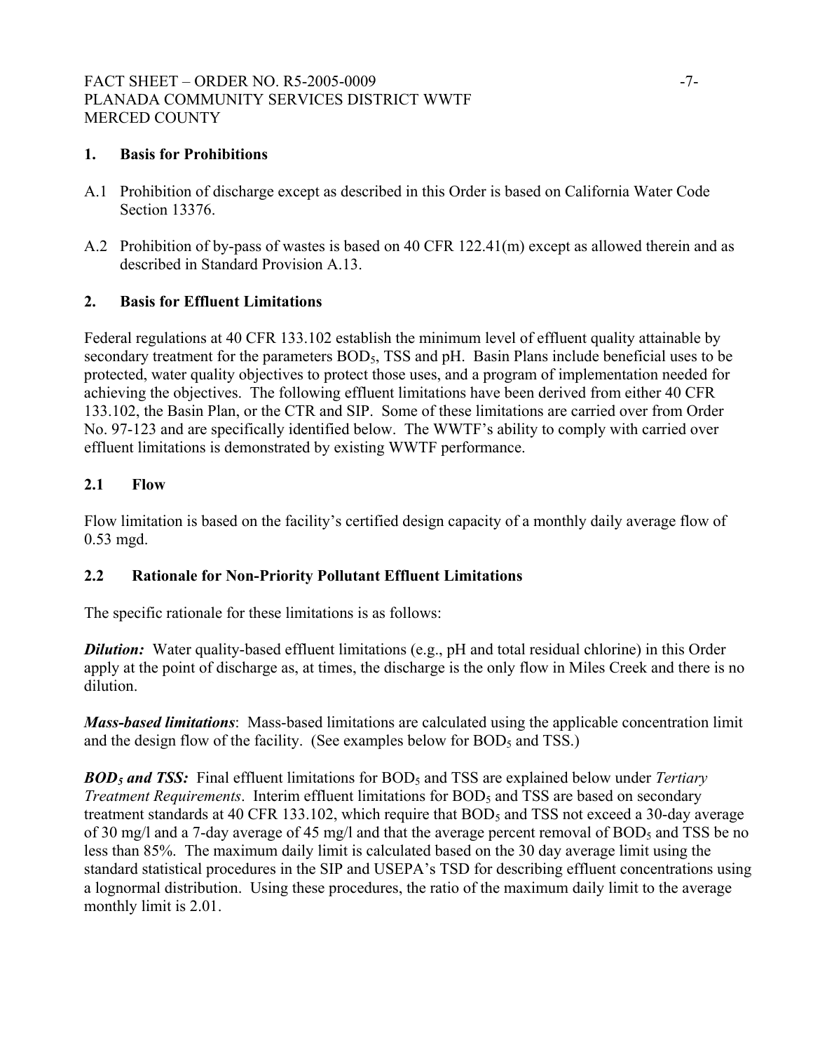## 1. Basis for Prohibitions

A.1 Prohibition of discharge except as described in this Order is based on California Water Code Section 13376.

A.2 Prohibition of by-pass of wastes is based on 40 CFR 122.41(m) except as allowed therein and as described in Standard Provision A.13.

## 2. Basis for Effluent Limitations

Federal regulations at 40 CFR 133.102 establish the minimum level of effluent quality attainable by secondary treatment for the parameters $BOD_5$, TSS and pH. Basin Plans include beneficial uses to be protected, water quality objectives to protect those uses, and a program of implementation needed for achieving the objectives. The following effluent limitations have been derived from either 40 CFR 133.102, the Basin Plan, or the CTR and SIP. Some of these limitations are carried over from Order No. 97-123 and are specifically identified below. The WWTF's ability to comply with carried over effluent limitations is demonstrated by existing WWTF performance.

### 2.1 Flow

Flow limitation is based on the facility's certified design capacity of a monthly daily average flow of 0.53 mgd.

### 2.2 Rationale for Non-Priority Pollutant Effluent Limitations

The specific rationale for these limitations is as follows:

***Dilution:*** Water quality-based effluent limitations (e.g., pH and total residual chlorine) in this Order apply at the point of discharge as, at times, the discharge is the only flow in Miles Creek and there is no dilution.

***Mass-based limitations***: Mass-based limitations are calculated using the applicable concentration limit and the design flow of the facility. (See examples below for $BOD_5$ and TSS.)

***$BOD_5$ and TSS:*** Final effluent limitations for $BOD_5$ and TSS are explained below under *Tertiary Treatment Requirements*. Interim effluent limitations for $BOD_5$ and TSS are based on secondary treatment standards at 40 CFR 133.102, which require that $BOD_5$ and TSS not exceed a 30-day average of 30 mg/l and a 7-day average of 45 mg/l and that the average percent removal of $BOD_5$ and TSS be no less than 85%. The maximum daily limit is calculated based on the 30 day average limit using the standard statistical procedures in the SIP and USEPA's TSD for describing effluent concentrations using a lognormal distribution. Using these procedures, the ratio of the maximum daily limit to the average monthly limit is 2.01.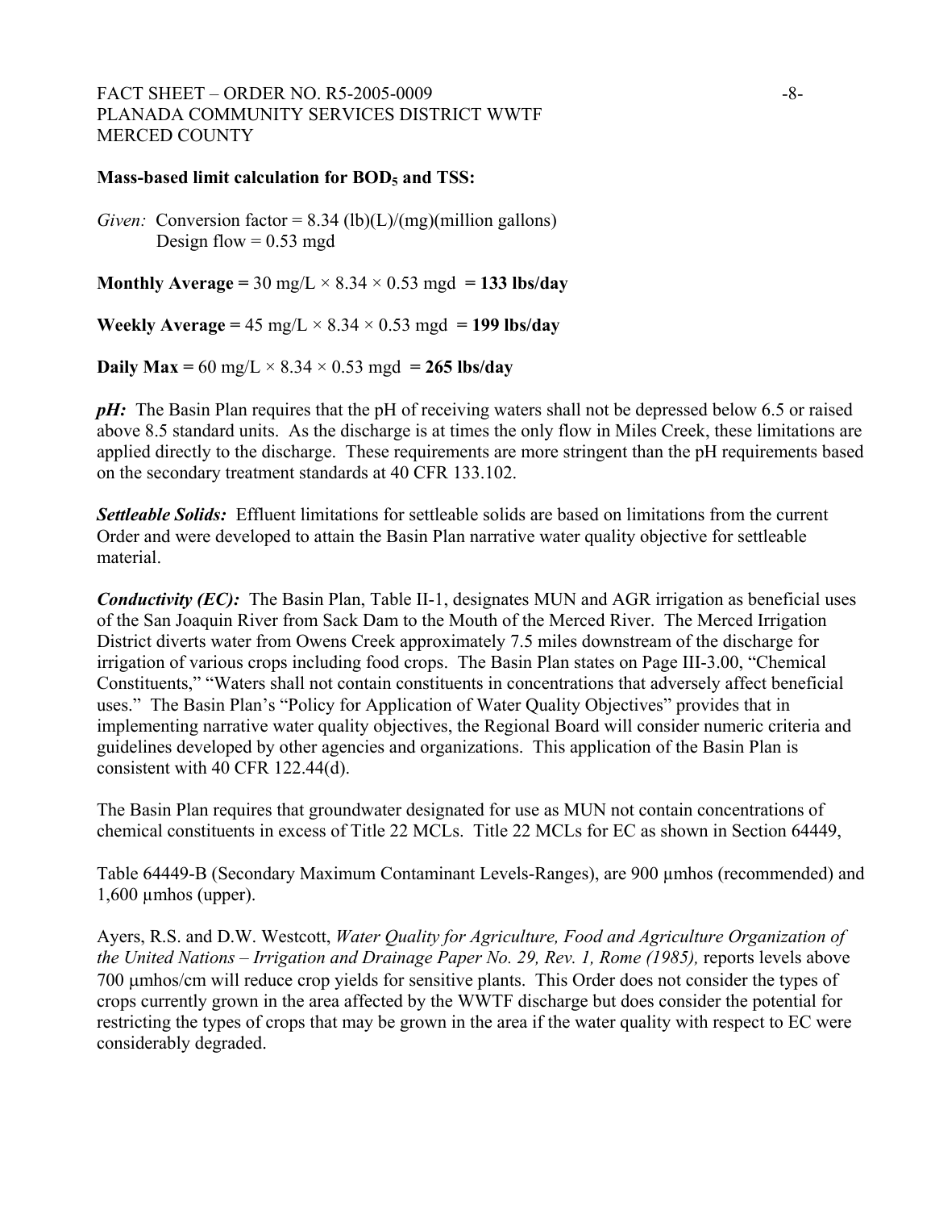**Mass-based limit calculation for $BOD_5$ and TSS:**

*Given:* Conversion factor = 8.34 (lb)(L)/(mg)(million gallons)
Design flow = 0.53 mgd

**Monthly Average =** 30 mg/L × 8.34 × 0.53 mgd **= 133 lbs/day**

**Weekly Average =** 45 mg/L × 8.34 × 0.53 mgd **= 199 lbs/day**

**Daily Max =** 60 mg/L × 8.34 × 0.53 mgd **= 265 lbs/day**

***pH:*** The Basin Plan requires that the pH of receiving waters shall not be depressed below 6.5 or raised above 8.5 standard units. As the discharge is at times the only flow in Miles Creek, these limitations are applied directly to the discharge. These requirements are more stringent than the pH requirements based on the secondary treatment standards at 40 CFR 133.102.

***Settleable Solids:*** Effluent limitations for settleable solids are based on limitations from the current Order and were developed to attain the Basin Plan narrative water quality objective for settleable material.

***Conductivity (EC):*** The Basin Plan, Table II-1, designates MUN and AGR irrigation as beneficial uses of the San Joaquin River from Sack Dam to the Mouth of the Merced River. The Merced Irrigation District diverts water from Owens Creek approximately 7.5 miles downstream of the discharge for irrigation of various crops including food crops. The Basin Plan states on Page III-3.00, "Chemical Constituents," "Waters shall not contain constituents in concentrations that adversely affect beneficial uses." The Basin Plan's "Policy for Application of Water Quality Objectives" provides that in implementing narrative water quality objectives, the Regional Board will consider numeric criteria and guidelines developed by other agencies and organizations. This application of the Basin Plan is consistent with 40 CFR 122.44(d).

The Basin Plan requires that groundwater designated for use as MUN not contain concentrations of chemical constituents in excess of Title 22 MCLs. Title 22 MCLs for EC as shown in Section 64449,

Table 64449-B (Secondary Maximum Contaminant Levels-Ranges), are 900 µmhos (recommended) and 1,600 µmhos (upper).

Ayers, R.S. and D.W. Westcott, *Water Quality for Agriculture, Food and Agriculture Organization of the United Nations – Irrigation and Drainage Paper No. 29, Rev. 1, Rome (1985),* reports levels above 700 µmhos/cm will reduce crop yields for sensitive plants. This Order does not consider the types of crops currently grown in the area affected by the WWTF discharge but does consider the potential for restricting the types of crops that may be grown in the area if the water quality with respect to EC were considerably degraded.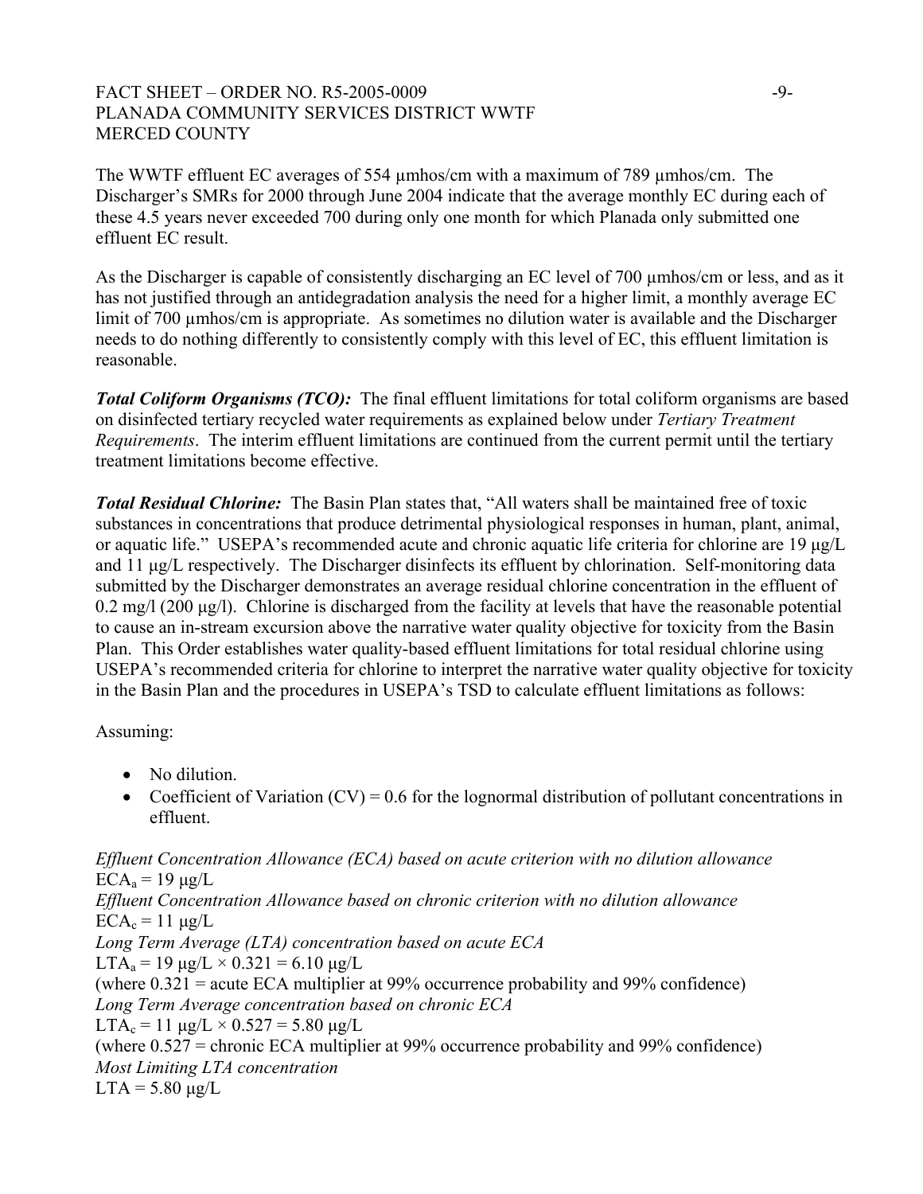The WWTF effluent EC averages of 554 µmhos/cm with a maximum of 789 µmhos/cm. The Discharger's SMRs for 2000 through June 2004 indicate that the average monthly EC during each of these 4.5 years never exceeded 700 during only one month for which Planada only submitted one effluent EC result.

As the Discharger is capable of consistently discharging an EC level of 700 µmhos/cm or less, and as it has not justified through an antidegradation analysis the need for a higher limit, a monthly average EC limit of 700 µmhos/cm is appropriate. As sometimes no dilution water is available and the Discharger needs to do nothing differently to consistently comply with this level of EC, this effluent limitation is reasonable.

***Total Coliform Organisms (TCO):*** The final effluent limitations for total coliform organisms are based on disinfected tertiary recycled water requirements as explained below under *Tertiary Treatment Requirements*. The interim effluent limitations are continued from the current permit until the tertiary treatment limitations become effective.

***Total Residual Chlorine:*** The Basin Plan states that, "All waters shall be maintained free of toxic substances in concentrations that produce detrimental physiological responses in human, plant, animal, or aquatic life." USEPA's recommended acute and chronic aquatic life criteria for chlorine are 19 µg/L and 11 µg/L respectively. The Discharger disinfects its effluent by chlorination. Self-monitoring data submitted by the Discharger demonstrates an average residual chlorine concentration in the effluent of 0.2 mg/l (200 µg/l). Chlorine is discharged from the facility at levels that have the reasonable potential to cause an in-stream excursion above the narrative water quality objective for toxicity from the Basin Plan. This Order establishes water quality-based effluent limitations for total residual chlorine using USEPA's recommended criteria for chlorine to interpret the narrative water quality objective for toxicity in the Basin Plan and the procedures in USEPA's TSD to calculate effluent limitations as follows:

Assuming:

- No dilution.
- Coefficient of Variation (CV) = 0.6 for the lognormal distribution of pollutant concentrations in effluent.

*Effluent Concentration Allowance (ECA) based on acute criterion with no dilution allowance*
$ECA_a$ = 19 µg/L
*Effluent Concentration Allowance based on chronic criterion with no dilution allowance*
$ECA_c$ = 11 µg/L
*Long Term Average (LTA) concentration based on acute ECA*
$LTA_a$ = 19 µg/L × 0.321 = 6.10 µg/L
(where 0.321 = acute ECA multiplier at 99% occurrence probability and 99% confidence)
*Long Term Average concentration based on chronic ECA*
$LTA_c$ = 11 µg/L × 0.527 = 5.80 µg/L
(where 0.527 = chronic ECA multiplier at 99% occurrence probability and 99% confidence)
*Most Limiting LTA concentration*
LTA = 5.80 µg/L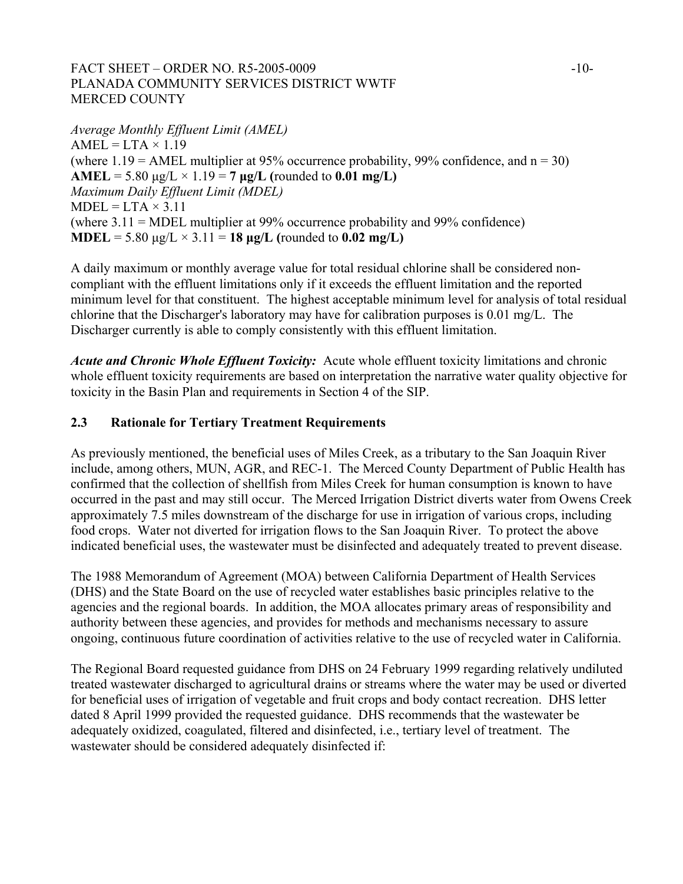*Average Monthly Effluent Limit (AMEL)*

AMEL = LTA × 1.19

(where 1.19 = AMEL multiplier at 95% occurrence probability, 99% confidence, and n = 30)

**AMEL** = 5.80 µg/L × 1.19 = **7 µg/L (**rounded to **0.01 mg/L)**

*Maximum Daily Effluent Limit (MDEL)*

MDEL = LTA × 3.11

(where 3.11 = MDEL multiplier at 99% occurrence probability and 99% confidence)

**MDEL** = 5.80 µg/L × 3.11 = **18 µg/L (**rounded to **0.02 mg/L)**

A daily maximum or monthly average value for total residual chlorine shall be considered non-compliant with the effluent limitations only if it exceeds the effluent limitation and the reported minimum level for that constituent. The highest acceptable minimum level for analysis of total residual chlorine that the Discharger's laboratory may have for calibration purposes is 0.01 mg/L. The Discharger currently is able to comply consistently with this effluent limitation.

***Acute and Chronic Whole Effluent Toxicity:*** Acute whole effluent toxicity limitations and chronic whole effluent toxicity requirements are based on interpretation the narrative water quality objective for toxicity in the Basin Plan and requirements in Section 4 of the SIP.

## 2.3 Rationale for Tertiary Treatment Requirements

As previously mentioned, the beneficial uses of Miles Creek, as a tributary to the San Joaquin River include, among others, MUN, AGR, and REC-1. The Merced County Department of Public Health has confirmed that the collection of shellfish from Miles Creek for human consumption is known to have occurred in the past and may still occur. The Merced Irrigation District diverts water from Owens Creek approximately 7.5 miles downstream of the discharge for use in irrigation of various crops, including food crops. Water not diverted for irrigation flows to the San Joaquin River. To protect the above indicated beneficial uses, the wastewater must be disinfected and adequately treated to prevent disease.

The 1988 Memorandum of Agreement (MOA) between California Department of Health Services (DHS) and the State Board on the use of recycled water establishes basic principles relative to the agencies and the regional boards. In addition, the MOA allocates primary areas of responsibility and authority between these agencies, and provides for methods and mechanisms necessary to assure ongoing, continuous future coordination of activities relative to the use of recycled water in California.

The Regional Board requested guidance from DHS on 24 February 1999 regarding relatively undiluted treated wastewater discharged to agricultural drains or streams where the water may be used or diverted for beneficial uses of irrigation of vegetable and fruit crops and body contact recreation. DHS letter dated 8 April 1999 provided the requested guidance. DHS recommends that the wastewater be adequately oxidized, coagulated, filtered and disinfected, i.e., tertiary level of treatment. The wastewater should be considered adequately disinfected if: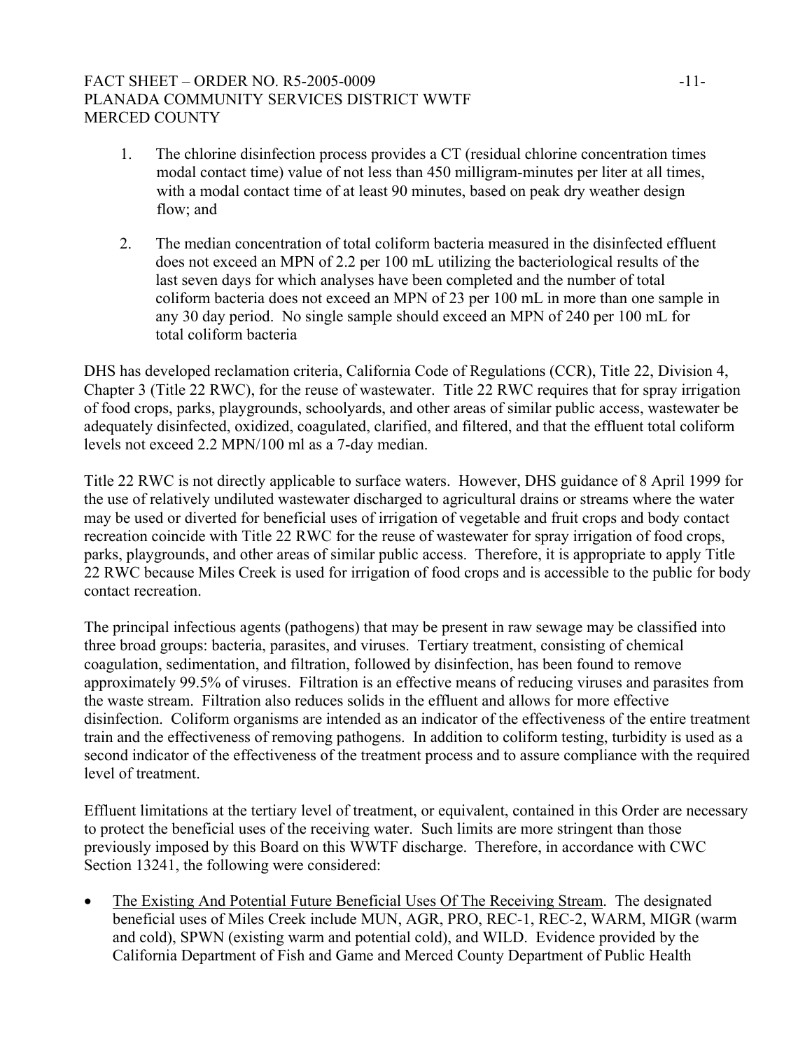1. The chlorine disinfection process provides a CT (residual chlorine concentration times modal contact time) value of not less than 450 milligram-minutes per liter at all times, with a modal contact time of at least 90 minutes, based on peak dry weather design flow; and

2. The median concentration of total coliform bacteria measured in the disinfected effluent does not exceed an MPN of 2.2 per 100 mL utilizing the bacteriological results of the last seven days for which analyses have been completed and the number of total coliform bacteria does not exceed an MPN of 23 per 100 mL in more than one sample in any 30 day period. No single sample should exceed an MPN of 240 per 100 mL for total coliform bacteria

DHS has developed reclamation criteria, California Code of Regulations (CCR), Title 22, Division 4, Chapter 3 (Title 22 RWC), for the reuse of wastewater. Title 22 RWC requires that for spray irrigation of food crops, parks, playgrounds, schoolyards, and other areas of similar public access, wastewater be adequately disinfected, oxidized, coagulated, clarified, and filtered, and that the effluent total coliform levels not exceed 2.2 MPN/100 ml as a 7-day median.

Title 22 RWC is not directly applicable to surface waters. However, DHS guidance of 8 April 1999 for the use of relatively undiluted wastewater discharged to agricultural drains or streams where the water may be used or diverted for beneficial uses of irrigation of vegetable and fruit crops and body contact recreation coincide with Title 22 RWC for the reuse of wastewater for spray irrigation of food crops, parks, playgrounds, and other areas of similar public access. Therefore, it is appropriate to apply Title 22 RWC because Miles Creek is used for irrigation of food crops and is accessible to the public for body contact recreation.

The principal infectious agents (pathogens) that may be present in raw sewage may be classified into three broad groups: bacteria, parasites, and viruses. Tertiary treatment, consisting of chemical coagulation, sedimentation, and filtration, followed by disinfection, has been found to remove approximately 99.5% of viruses. Filtration is an effective means of reducing viruses and parasites from the waste stream. Filtration also reduces solids in the effluent and allows for more effective disinfection. Coliform organisms are intended as an indicator of the effectiveness of the entire treatment train and the effectiveness of removing pathogens. In addition to coliform testing, turbidity is used as a second indicator of the effectiveness of the treatment process and to assure compliance with the required level of treatment.

Effluent limitations at the tertiary level of treatment, or equivalent, contained in this Order are necessary to protect the beneficial uses of the receiving water. Such limits are more stringent than those previously imposed by this Board on this WWTF discharge. Therefore, in accordance with CWC Section 13241, the following were considered:

- The Existing And Potential Future Beneficial Uses Of The Receiving Stream. The designated beneficial uses of Miles Creek include MUN, AGR, PRO, REC-1, REC-2, WARM, MIGR (warm and cold), SPWN (existing warm and potential cold), and WILD. Evidence provided by the California Department of Fish and Game and Merced County Department of Public Health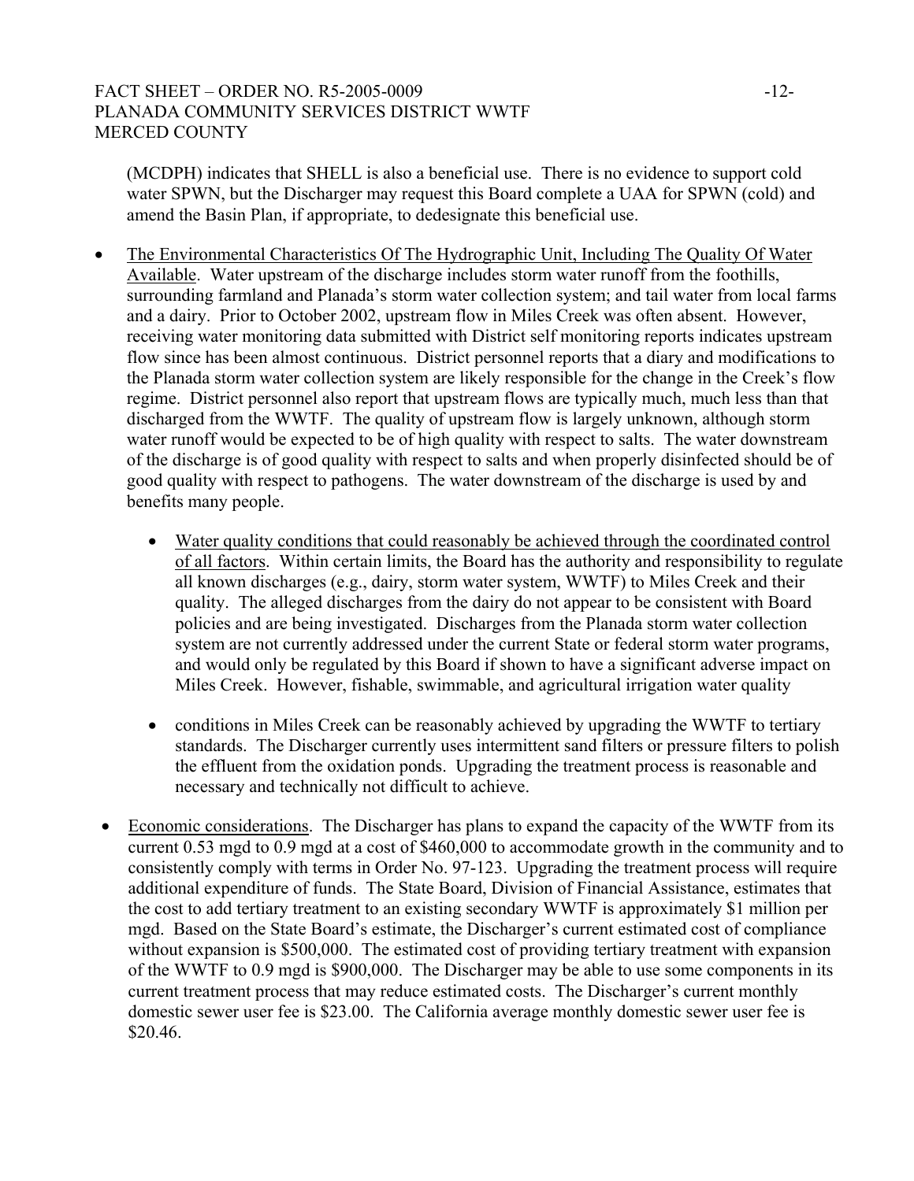(MCDPH) indicates that SHELL is also a beneficial use. There is no evidence to support cold water SPWN, but the Discharger may request this Board complete a UAA for SPWN (cold) and amend the Basin Plan, if appropriate, to dedesignate this beneficial use.

- The Environmental Characteristics Of The Hydrographic Unit, Including The Quality Of Water Available. Water upstream of the discharge includes storm water runoff from the foothills, surrounding farmland and Planada's storm water collection system; and tail water from local farms and a dairy. Prior to October 2002, upstream flow in Miles Creek was often absent. However, receiving water monitoring data submitted with District self monitoring reports indicates upstream flow since has been almost continuous. District personnel reports that a diary and modifications to the Planada storm water collection system are likely responsible for the change in the Creek's flow regime. District personnel also report that upstream flows are typically much, much less than that discharged from the WWTF. The quality of upstream flow is largely unknown, although storm water runoff would be expected to be of high quality with respect to salts. The water downstream of the discharge is of good quality with respect to salts and when properly disinfected should be of good quality with respect to pathogens. The water downstream of the discharge is used by and benefits many people.

    - Water quality conditions that could reasonably be achieved through the coordinated control of all factors. Within certain limits, the Board has the authority and responsibility to regulate all known discharges (e.g., dairy, storm water system, WWTF) to Miles Creek and their quality. The alleged discharges from the dairy do not appear to be consistent with Board policies and are being investigated. Discharges from the Planada storm water collection system are not currently addressed under the current State or federal storm water programs, and would only be regulated by this Board if shown to have a significant adverse impact on Miles Creek. However, fishable, swimmable, and agricultural irrigation water quality

    - conditions in Miles Creek can be reasonably achieved by upgrading the WWTF to tertiary standards. The Discharger currently uses intermittent sand filters or pressure filters to polish the effluent from the oxidation ponds. Upgrading the treatment process is reasonable and necessary and technically not difficult to achieve.

- Economic considerations. The Discharger has plans to expand the capacity of the WWTF from its current 0.53 mgd to 0.9 mgd at a cost of $460,000 to accommodate growth in the community and to consistently comply with terms in Order No. 97-123. Upgrading the treatment process will require additional expenditure of funds. The State Board, Division of Financial Assistance, estimates that the cost to add tertiary treatment to an existing secondary WWTF is approximately $1 million per mgd. Based on the State Board's estimate, the Discharger's current estimated cost of compliance without expansion is $500,000. The estimated cost of providing tertiary treatment with expansion of the WWTF to 0.9 mgd is $900,000. The Discharger may be able to use some components in its current treatment process that may reduce estimated costs. The Discharger's current monthly domestic sewer user fee is $23.00. The California average monthly domestic sewer user fee is $20.46.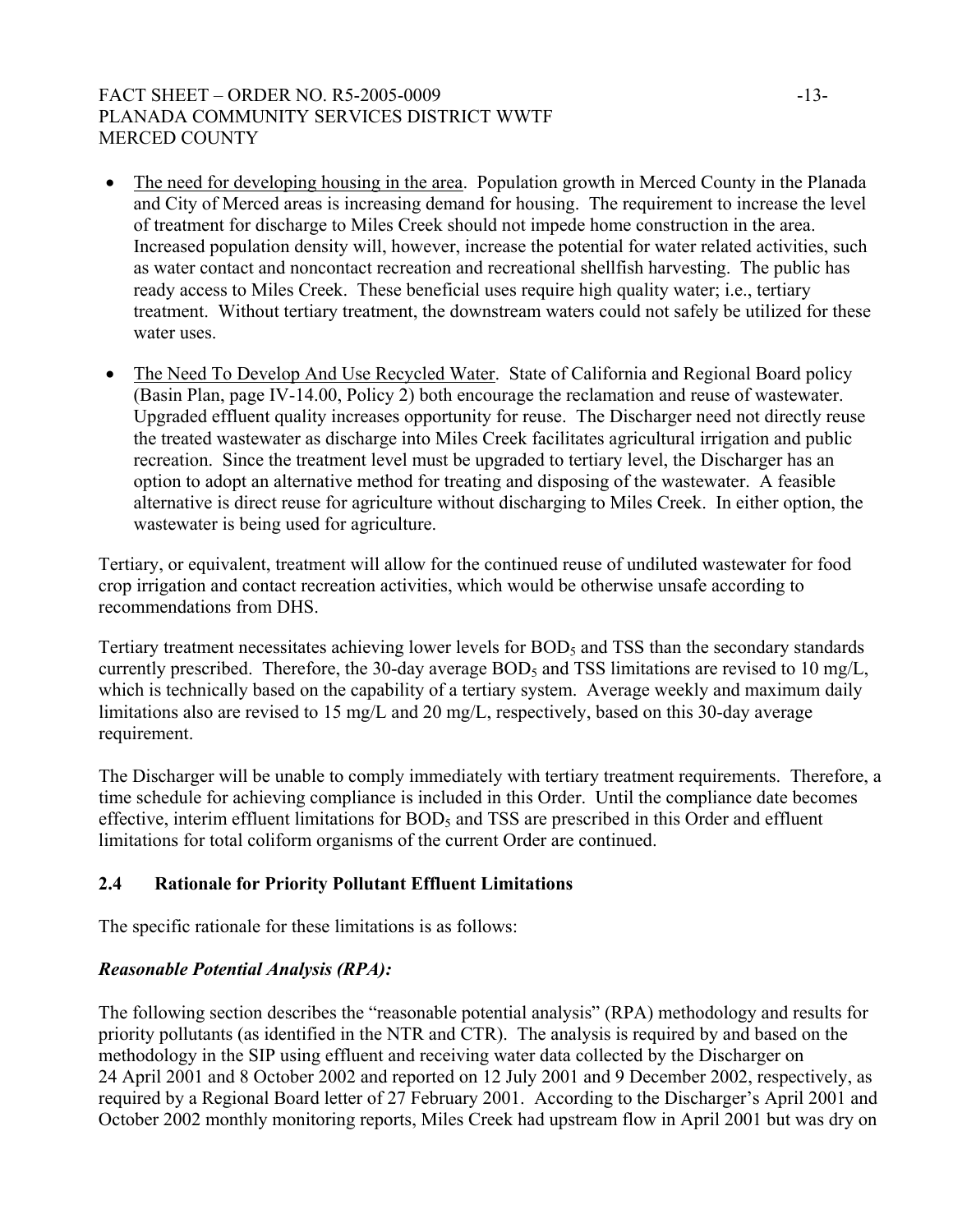- The need for developing housing in the area. Population growth in Merced County in the Planada and City of Merced areas is increasing demand for housing. The requirement to increase the level of treatment for discharge to Miles Creek should not impede home construction in the area. Increased population density will, however, increase the potential for water related activities, such as water contact and noncontact recreation and recreational shellfish harvesting. The public has ready access to Miles Creek. These beneficial uses require high quality water; i.e., tertiary treatment. Without tertiary treatment, the downstream waters could not safely be utilized for these water uses.

- The Need To Develop And Use Recycled Water. State of California and Regional Board policy (Basin Plan, page IV-14.00, Policy 2) both encourage the reclamation and reuse of wastewater. Upgraded effluent quality increases opportunity for reuse. The Discharger need not directly reuse the treated wastewater as discharge into Miles Creek facilitates agricultural irrigation and public recreation. Since the treatment level must be upgraded to tertiary level, the Discharger has an option to adopt an alternative method for treating and disposing of the wastewater. A feasible alternative is direct reuse for agriculture without discharging to Miles Creek. In either option, the wastewater is being used for agriculture.

Tertiary, or equivalent, treatment will allow for the continued reuse of undiluted wastewater for food crop irrigation and contact recreation activities, which would be otherwise unsafe according to recommendations from DHS.

Tertiary treatment necessitates achieving lower levels for $BOD_5$ and TSS than the secondary standards currently prescribed. Therefore, the 30-day average $BOD_5$ and TSS limitations are revised to 10 mg/L, which is technically based on the capability of a tertiary system. Average weekly and maximum daily limitations also are revised to 15 mg/L and 20 mg/L, respectively, based on this 30-day average requirement.

The Discharger will be unable to comply immediately with tertiary treatment requirements. Therefore, a time schedule for achieving compliance is included in this Order. Until the compliance date becomes effective, interim effluent limitations for $BOD_5$ and TSS are prescribed in this Order and effluent limitations for total coliform organisms of the current Order are continued.

## 2.4 Rationale for Priority Pollutant Effluent Limitations

The specific rationale for these limitations is as follows:

***Reasonable Potential Analysis (RPA):***

The following section describes the "reasonable potential analysis" (RPA) methodology and results for priority pollutants (as identified in the NTR and CTR). The analysis is required by and based on the methodology in the SIP using effluent and receiving water data collected by the Discharger on 24 April 2001 and 8 October 2002 and reported on 12 July 2001 and 9 December 2002, respectively, as required by a Regional Board letter of 27 February 2001. According to the Discharger's April 2001 and October 2002 monthly monitoring reports, Miles Creek had upstream flow in April 2001 but was dry on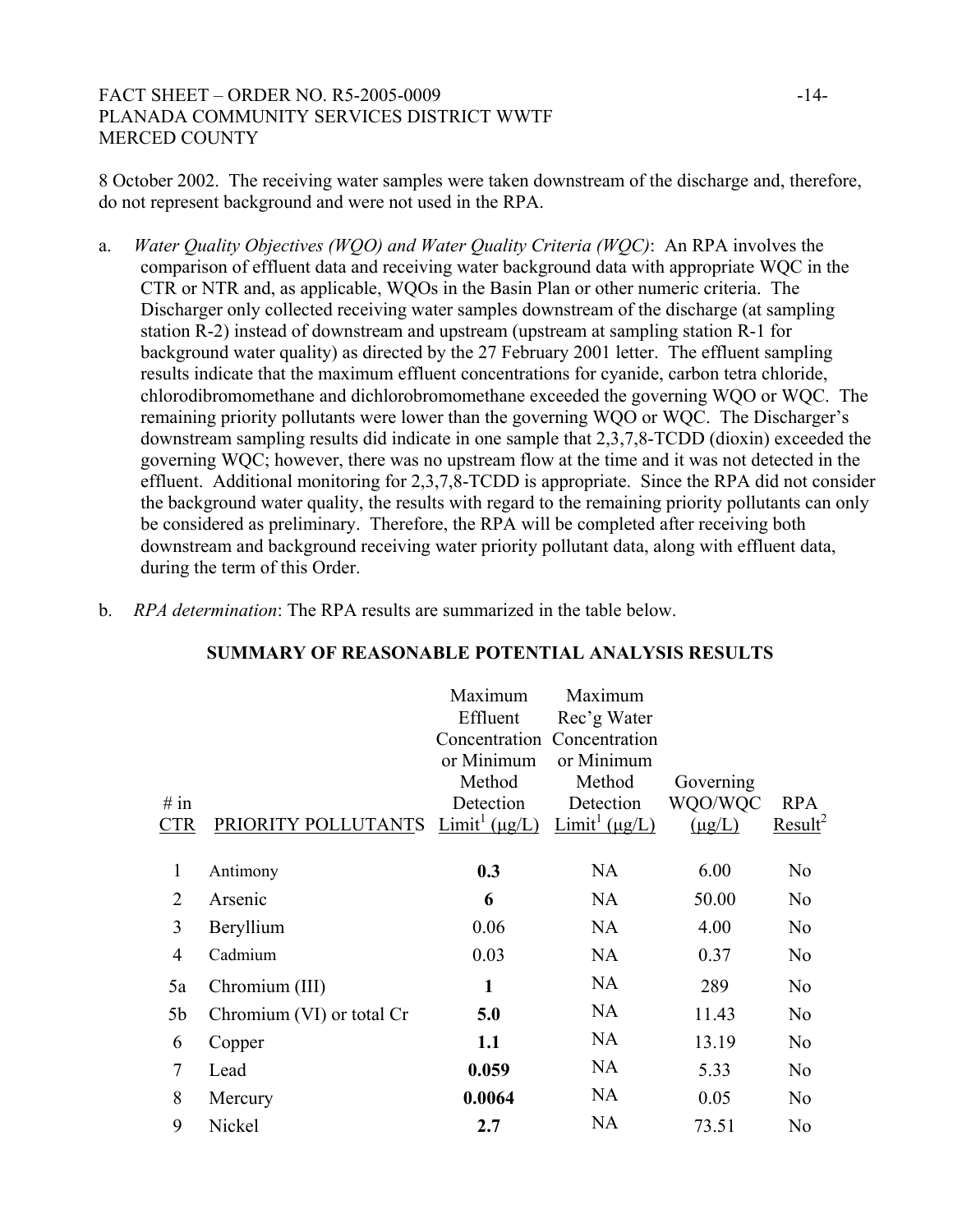8 October 2002. The receiving water samples were taken downstream of the discharge and, therefore, do not represent background and were not used in the RPA.

a. *Water Quality Objectives (WQO) and Water Quality Criteria (WQC)*: An RPA involves the comparison of effluent data and receiving water background data with appropriate WQC in the CTR or NTR and, as applicable, WQOs in the Basin Plan or other numeric criteria. The Discharger only collected receiving water samples downstream of the discharge (at sampling station R-2) instead of downstream and upstream (upstream at sampling station R-1 for background water quality) as directed by the 27 February 2001 letter. The effluent sampling results indicate that the maximum effluent concentrations for cyanide, carbon tetra chloride, chlorodibromomethane and dichlorobromomethane exceeded the governing WQO or WQC. The remaining priority pollutants were lower than the governing WQO or WQC. The Discharger's downstream sampling results did indicate in one sample that 2,3,7,8-TCDD (dioxin) exceeded the governing WQC; however, there was no upstream flow at the time and it was not detected in the effluent. Additional monitoring for 2,3,7,8-TCDD is appropriate. Since the RPA did not consider the background water quality, the results with regard to the remaining priority pollutants can only be considered as preliminary. Therefore, the RPA will be completed after receiving both downstream and background receiving water priority pollutant data, along with effluent data, during the term of this Order.

b. *RPA determination*: The RPA results are summarized in the table below.

**SUMMARY OF REASONABLE POTENTIAL ANALYSIS RESULTS**

| # in CTR | PRIORITY POLLUTANTS | Maximum Effluent Concentration or Minimum Method Detection Limit[1] (μg/L) | Maximum Rec'g Water Concentration or Minimum Method Detection Limit[1] (μg/L) | Governing WQO/WQC (μg/L) | RPA Result[2] |
|---|---|---|---|---|---|
| 1 | Antimony | **0.3** | NA | 6.00 | No |
| 2 | Arsenic | **6** | NA | 50.00 | No |
| 3 | Beryllium | 0.06 | NA | 4.00 | No |
| 4 | Cadmium | 0.03 | NA | 0.37 | No |
| 5a | Chromium (III) | **1** | NA | 289 | No |
| 5b | Chromium (VI) or total Cr | **5.0** | NA | 11.43 | No |
| 6 | Copper | **1.1** | NA | 13.19 | No |
| 7 | Lead | **0.059** | NA | 5.33 | No |
| 8 | Mercury | **0.0064** | NA | 0.05 | No |
| 9 | Nickel | **2.7** | NA | 73.51 | No |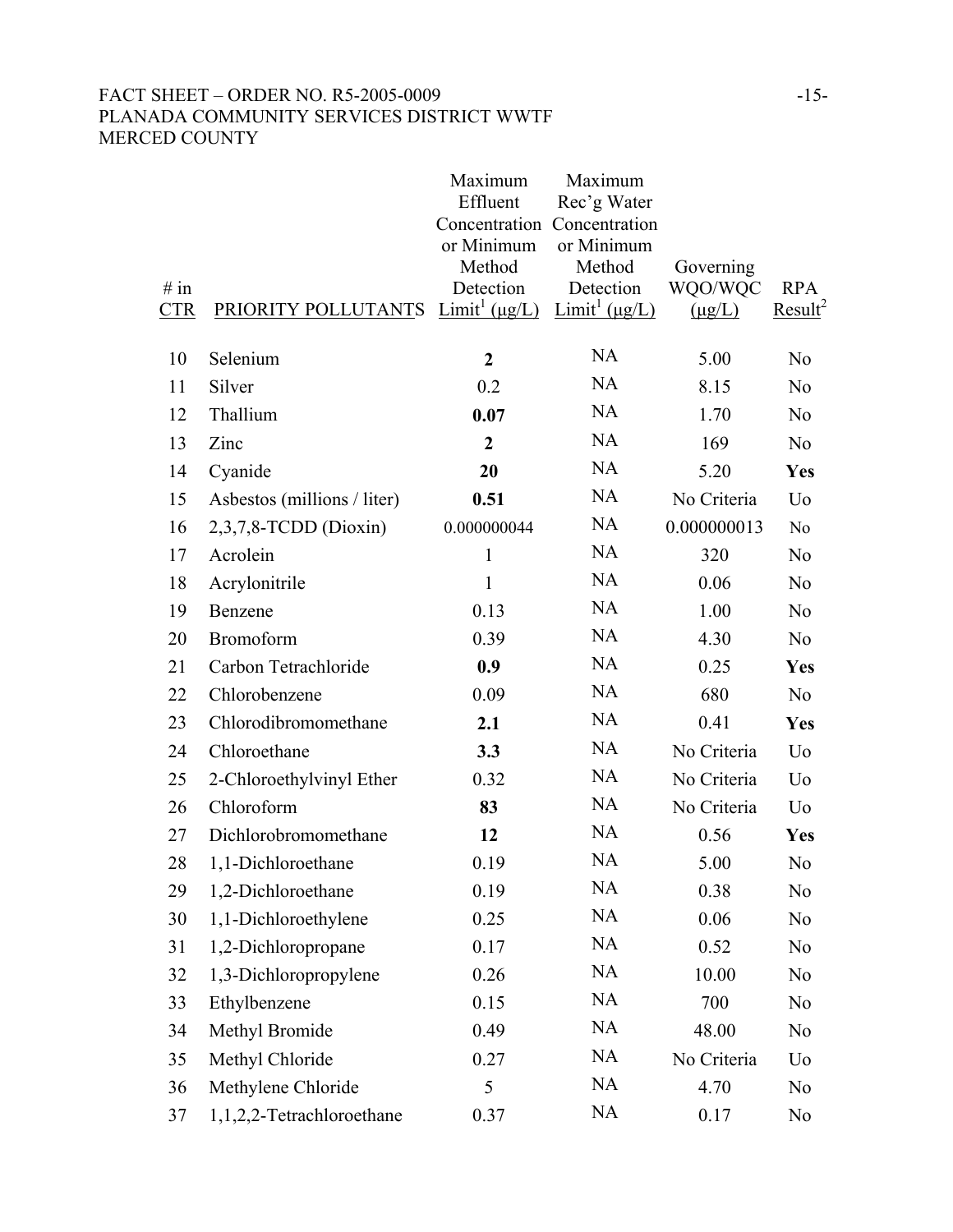| # in CTR | PRIORITY POLLUTANTS | Maximum Effluent Concentration or Minimum Method Detection Limit[1] (μg/L) | Maximum Rec'g Water Concentration or Minimum Method Detection Limit[1] (μg/L) | Governing WQO/WQC (μg/L) | RPA Result[2] |
|---|---|---|---|---|---|
| 10 | Selenium | **2** | NA | 5.00 | No |
| 11 | Silver | 0.2 | NA | 8.15 | No |
| 12 | Thallium | **0.07** | NA | 1.70 | No |
| 13 | Zinc | **2** | NA | 169 | No |
| 14 | Cyanide | **20** | NA | 5.20 | **Yes** |
| 15 | Asbestos (millions / liter) | **0.51** | NA | No Criteria | Uo |
| 16 | 2,3,7,8-TCDD (Dioxin) | 0.000000044 | NA | 0.000000013 | No |
| 17 | Acrolein | 1 | NA | 320 | No |
| 18 | Acrylonitrile | 1 | NA | 0.06 | No |
| 19 | Benzene | 0.13 | NA | 1.00 | No |
| 20 | Bromoform | 0.39 | NA | 4.30 | No |
| 21 | Carbon Tetrachloride | **0.9** | NA | 0.25 | **Yes** |
| 22 | Chlorobenzene | 0.09 | NA | 680 | No |
| 23 | Chlorodibromomethane | **2.1** | NA | 0.41 | **Yes** |
| 24 | Chloroethane | **3.3** | NA | No Criteria | Uo |
| 25 | 2-Chloroethylvinyl Ether | 0.32 | NA | No Criteria | Uo |
| 26 | Chloroform | **83** | NA | No Criteria | Uo |
| 27 | Dichlorobromomethane | **12** | NA | 0.56 | **Yes** |
| 28 | 1,1-Dichloroethane | 0.19 | NA | 5.00 | No |
| 29 | 1,2-Dichloroethane | 0.19 | NA | 0.38 | No |
| 30 | 1,1-Dichloroethylene | 0.25 | NA | 0.06 | No |
| 31 | 1,2-Dichloropropane | 0.17 | NA | 0.52 | No |
| 32 | 1,3-Dichloropropylene | 0.26 | NA | 10.00 | No |
| 33 | Ethylbenzene | 0.15 | NA | 700 | No |
| 34 | Methyl Bromide | 0.49 | NA | 48.00 | No |
| 35 | Methyl Chloride | 0.27 | NA | No Criteria | Uo |
| 36 | Methylene Chloride | 5 | NA | 4.70 | No |
| 37 | 1,1,2,2-Tetrachloroethane | 0.37 | NA | 0.17 | No |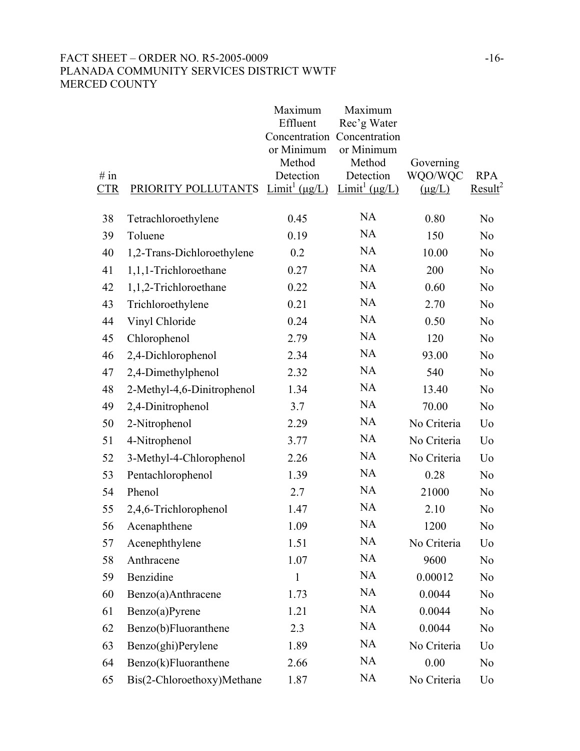| # in CTR | PRIORITY POLLUTANTS | Maximum Effluent Concentration or Minimum Method Detection Limit[1] (µg/L) | Maximum Rec'g Water Concentration or Minimum Method Detection Limit[1] (µg/L) | Governing WQO/WQC (µg/L) | RPA Result[2] |
|---|---|---|---|---|---|
| 38 | Tetrachloroethylene | 0.45 | NA | 0.80 | No |
| 39 | Toluene | 0.19 | NA | 150 | No |
| 40 | 1,2-Trans-Dichloroethylene | 0.2 | NA | 10.00 | No |
| 41 | 1,1,1-Trichloroethane | 0.27 | NA | 200 | No |
| 42 | 1,1,2-Trichloroethane | 0.22 | NA | 0.60 | No |
| 43 | Trichloroethylene | 0.21 | NA | 2.70 | No |
| 44 | Vinyl Chloride | 0.24 | NA | 0.50 | No |
| 45 | Chlorophenol | 2.79 | NA | 120 | No |
| 46 | 2,4-Dichlorophenol | 2.34 | NA | 93.00 | No |
| 47 | 2,4-Dimethylphenol | 2.32 | NA | 540 | No |
| 48 | 2-Methyl-4,6-Dinitrophenol | 1.34 | NA | 13.40 | No |
| 49 | 2,4-Dinitrophenol | 3.7 | NA | 70.00 | No |
| 50 | 2-Nitrophenol | 2.29 | NA | No Criteria | Uo |
| 51 | 4-Nitrophenol | 3.77 | NA | No Criteria | Uo |
| 52 | 3-Methyl-4-Chlorophenol | 2.26 | NA | No Criteria | Uo |
| 53 | Pentachlorophenol | 1.39 | NA | 0.28 | No |
| 54 | Phenol | 2.7 | NA | 21000 | No |
| 55 | 2,4,6-Trichlorophenol | 1.47 | NA | 2.10 | No |
| 56 | Acenaphthene | 1.09 | NA | 1200 | No |
| 57 | Acenephthylene | 1.51 | NA | No Criteria | Uo |
| 58 | Anthracene | 1.07 | NA | 9600 | No |
| 59 | Benzidine | 1 | NA | 0.00012 | No |
| 60 | Benzo(a)Anthracene | 1.73 | NA | 0.0044 | No |
| 61 | Benzo(a)Pyrene | 1.21 | NA | 0.0044 | No |
| 62 | Benzo(b)Fluoranthene | 2.3 | NA | 0.0044 | No |
| 63 | Benzo(ghi)Perylene | 1.89 | NA | No Criteria | Uo |
| 64 | Benzo(k)Fluoranthene | 2.66 | NA | 0.00 | No |
| 65 | Bis(2-Chloroethoxy)Methane | 1.87 | NA | No Criteria | Uo |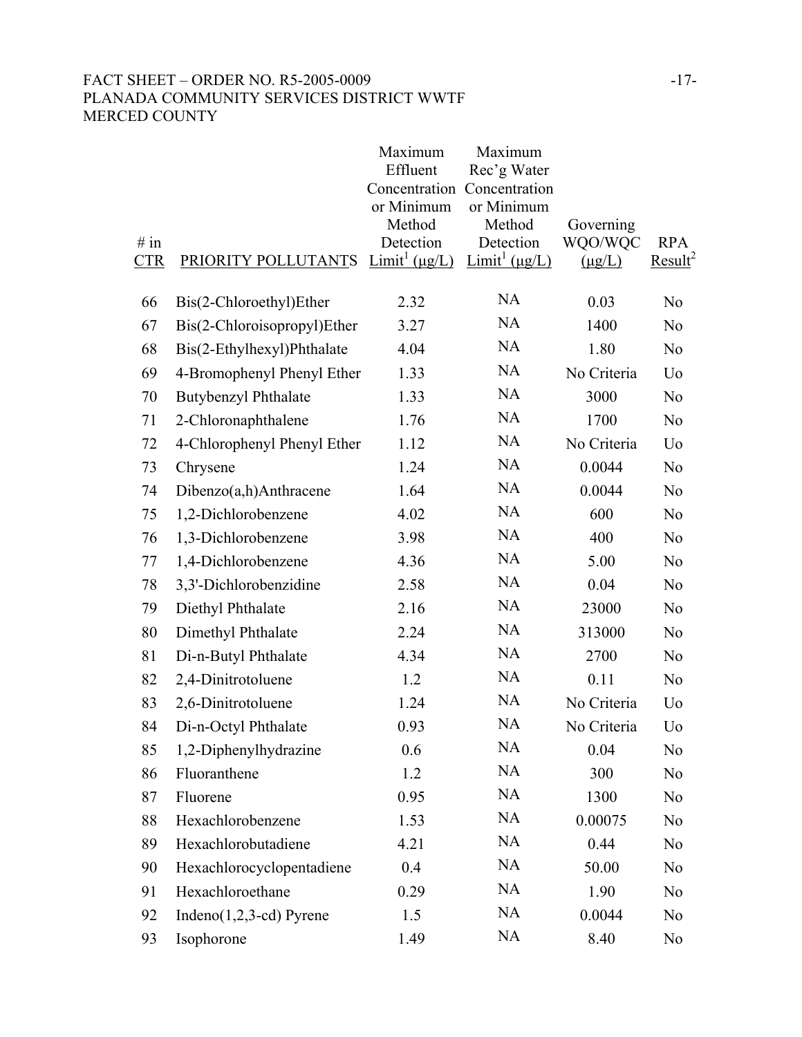| # in CTR | PRIORITY POLLUTANTS | Maximum Effluent Concentration or Minimum Method Detection Limit[1] (µg/L) | Maximum Rec'g Water Concentration or Minimum Method Detection Limit[1] (µg/L) | Governing WQO/WQC (µg/L) | RPA Result[2] |
|---|---|---|---|---|---|
| 66 | Bis(2-Chloroethyl)Ether | 2.32 | NA | 0.03 | No |
| 67 | Bis(2-Chloroisopropyl)Ether | 3.27 | NA | 1400 | No |
| 68 | Bis(2-Ethylhexyl)Phthalate | 4.04 | NA | 1.80 | No |
| 69 | 4-Bromophenyl Phenyl Ether | 1.33 | NA | No Criteria | Uo |
| 70 | Butybenzyl Phthalate | 1.33 | NA | 3000 | No |
| 71 | 2-Chloronaphthalene | 1.76 | NA | 1700 | No |
| 72 | 4-Chlorophenyl Phenyl Ether | 1.12 | NA | No Criteria | Uo |
| 73 | Chrysene | 1.24 | NA | 0.0044 | No |
| 74 | Dibenzo(a,h)Anthracene | 1.64 | NA | 0.0044 | No |
| 75 | 1,2-Dichlorobenzene | 4.02 | NA | 600 | No |
| 76 | 1,3-Dichlorobenzene | 3.98 | NA | 400 | No |
| 77 | 1,4-Dichlorobenzene | 4.36 | NA | 5.00 | No |
| 78 | 3,3'-Dichlorobenzidine | 2.58 | NA | 0.04 | No |
| 79 | Diethyl Phthalate | 2.16 | NA | 23000 | No |
| 80 | Dimethyl Phthalate | 2.24 | NA | 313000 | No |
| 81 | Di-n-Butyl Phthalate | 4.34 | NA | 2700 | No |
| 82 | 2,4-Dinitrotoluene | 1.2 | NA | 0.11 | No |
| 83 | 2,6-Dinitrotoluene | 1.24 | NA | No Criteria | Uo |
| 84 | Di-n-Octyl Phthalate | 0.93 | NA | No Criteria | Uo |
| 85 | 1,2-Diphenylhydrazine | 0.6 | NA | 0.04 | No |
| 86 | Fluoranthene | 1.2 | NA | 300 | No |
| 87 | Fluorene | 0.95 | NA | 1300 | No |
| 88 | Hexachlorobenzene | 1.53 | NA | 0.00075 | No |
| 89 | Hexachlorobutadiene | 4.21 | NA | 0.44 | No |
| 90 | Hexachlorocyclopentadiene | 0.4 | NA | 50.00 | No |
| 91 | Hexachloroethane | 0.29 | NA | 1.90 | No |
| 92 | Indeno(1,2,3-cd) Pyrene | 1.5 | NA | 0.0044 | No |
| 93 | Isophorone | 1.49 | NA | 8.40 | No |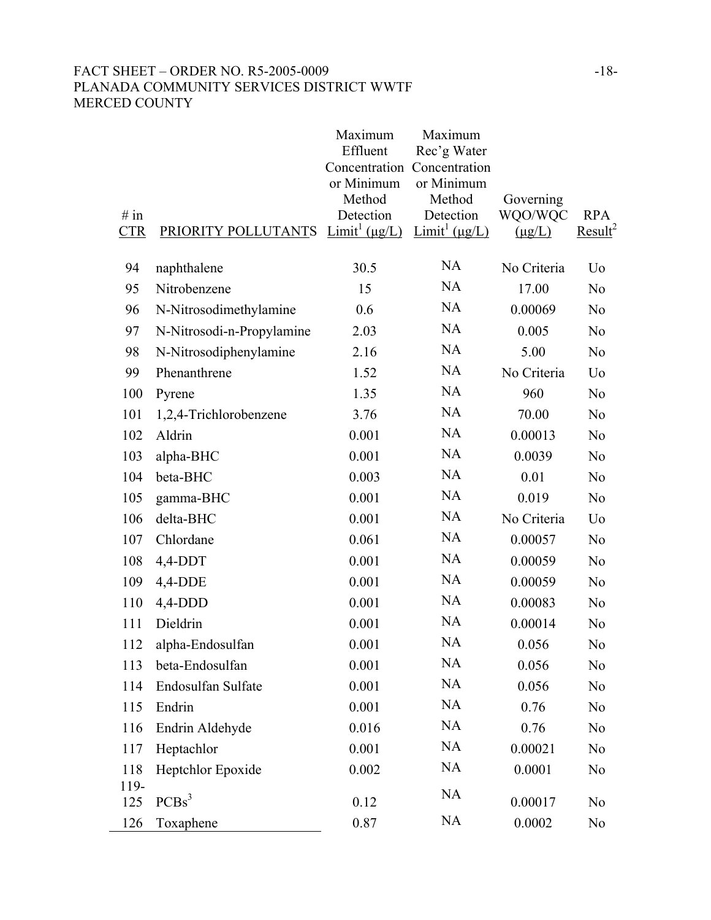| # in CTR | PRIORITY POLLUTANTS | Maximum Effluent Concentration or Minimum Method Detection Limit[1] (µg/L) | Maximum Rec'g Water Concentration or Minimum Method Detection Limit[1] (µg/L) | Governing WQO/WQC (µg/L) | RPA Result[2] |
|---|---|---|---|---|---|
| 94 | naphthalene | 30.5 | NA | No Criteria | Uo |
| 95 | Nitrobenzene | 15 | NA | 17.00 | No |
| 96 | N-Nitrosodimethylamine | 0.6 | NA | 0.00069 | No |
| 97 | N-Nitrosodi-n-Propylamine | 2.03 | NA | 0.005 | No |
| 98 | N-Nitrosodiphenylamine | 2.16 | NA | 5.00 | No |
| 99 | Phenanthrene | 1.52 | NA | No Criteria | Uo |
| 100 | Pyrene | 1.35 | NA | 960 | No |
| 101 | 1,2,4-Trichlorobenzene | 3.76 | NA | 70.00 | No |
| 102 | Aldrin | 0.001 | NA | 0.00013 | No |
| 103 | alpha-BHC | 0.001 | NA | 0.0039 | No |
| 104 | beta-BHC | 0.003 | NA | 0.01 | No |
| 105 | gamma-BHC | 0.001 | NA | 0.019 | No |
| 106 | delta-BHC | 0.001 | NA | No Criteria | Uo |
| 107 | Chlordane | 0.061 | NA | 0.00057 | No |
| 108 | 4,4-DDT | 0.001 | NA | 0.00059 | No |
| 109 | 4,4-DDE | 0.001 | NA | 0.00059 | No |
| 110 | 4,4-DDD | 0.001 | NA | 0.00083 | No |
| 111 | Dieldrin | 0.001 | NA | 0.00014 | No |
| 112 | alpha-Endosulfan | 0.001 | NA | 0.056 | No |
| 113 | beta-Endosulfan | 0.001 | NA | 0.056 | No |
| 114 | Endosulfan Sulfate | 0.001 | NA | 0.056 | No |
| 115 | Endrin | 0.001 | NA | 0.76 | No |
| 116 | Endrin Aldehyde | 0.016 | NA | 0.76 | No |
| 117 | Heptachlor | 0.001 | NA | 0.00021 | No |
| 118 | Heptchlor Epoxide | 0.002 | NA | 0.0001 | No |
| 119-125 | PCBs[3] | 0.12 | NA | 0.00017 | No |
| 126 | Toxaphene | 0.87 | NA | 0.0002 | No |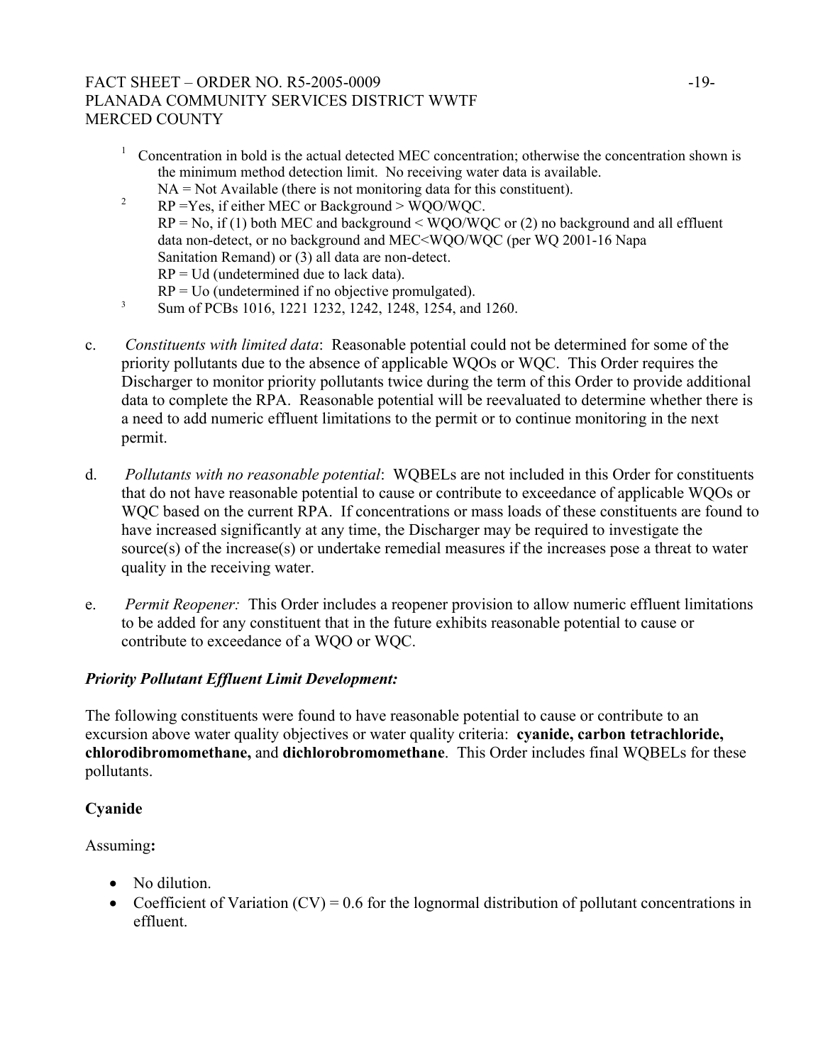[1] Concentration in bold is the actual detected MEC concentration; otherwise the concentration shown is the minimum method detection limit. No receiving water data is available.
NA = Not Available (there is not monitoring data for this constituent).

[2] RP =Yes, if either MEC or Background > WQO/WQC.
RP = No, if (1) both MEC and background < WQO/WQC or (2) no background and all effluent data non-detect, or no background and MEC<WQO/WQC (per WQ 2001-16 Napa Sanitation Remand) or (3) all data are non-detect.
RP = Ud (undetermined due to lack data).
RP = Uo (undetermined if no objective promulgated).

[3] Sum of PCBs 1016, 1221 1232, 1242, 1248, 1254, and 1260.

c. *Constituents with limited data*: Reasonable potential could not be determined for some of the priority pollutants due to the absence of applicable WQOs or WQC. This Order requires the Discharger to monitor priority pollutants twice during the term of this Order to provide additional data to complete the RPA. Reasonable potential will be reevaluated to determine whether there is a need to add numeric effluent limitations to the permit or to continue monitoring in the next permit.

d. *Pollutants with no reasonable potential*: WQBELs are not included in this Order for constituents that do not have reasonable potential to cause or contribute to exceedance of applicable WQOs or WQC based on the current RPA. If concentrations or mass loads of these constituents are found to have increased significantly at any time, the Discharger may be required to investigate the source(s) of the increase(s) or undertake remedial measures if the increases pose a threat to water quality in the receiving water.

e. *Permit Reopener:* This Order includes a reopener provision to allow numeric effluent limitations to be added for any constituent that in the future exhibits reasonable potential to cause or contribute to exceedance of a WQO or WQC.

***Priority Pollutant Effluent Limit Development:***

The following constituents were found to have reasonable potential to cause or contribute to an excursion above water quality objectives or water quality criteria: **cyanide, carbon tetrachloride, chlorodibromomethane,** and **dichlorobromomethane**. This Order includes final WQBELs for these pollutants.

**Cyanide**

Assuming**:**

- No dilution.
- Coefficient of Variation (CV) = 0.6 for the lognormal distribution of pollutant concentrations in effluent.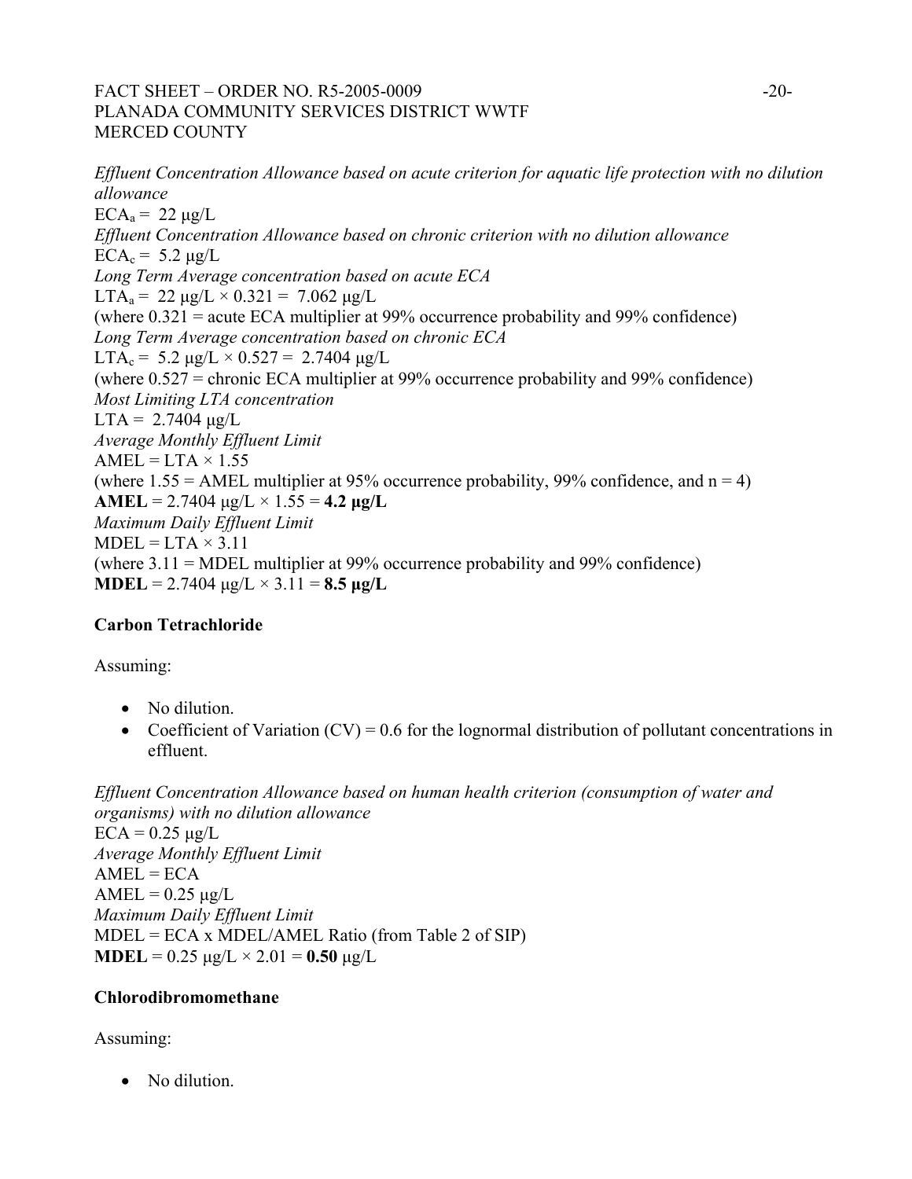*Effluent Concentration Allowance based on acute criterion for aquatic life protection with no dilution allowance*
$ECA_a = 22$ μg/L
*Effluent Concentration Allowance based on chronic criterion with no dilution allowance*
$ECA_c = 5.2$ μg/L
*Long Term Average concentration based on acute ECA*
$LTA_a = 22$ μg/L × 0.321 = 7.062 μg/L
(where 0.321 = acute ECA multiplier at 99% occurrence probability and 99% confidence)
*Long Term Average concentration based on chronic ECA*
$LTA_c = 5.2$ μg/L × 0.527 = 2.7404 μg/L
(where 0.527 = chronic ECA multiplier at 99% occurrence probability and 99% confidence)
*Most Limiting LTA concentration*
LTA = 2.7404 μg/L
*Average Monthly Effluent Limit*
AMEL = LTA × 1.55
(where 1.55 = AMEL multiplier at 95% occurrence probability, 99% confidence, and n = 4)
**AMEL** = 2.7404 μg/L × 1.55 = **4.2 μg/L**
*Maximum Daily Effluent Limit*
MDEL = LTA × 3.11
(where 3.11 = MDEL multiplier at 99% occurrence probability and 99% confidence)
**MDEL** = 2.7404 μg/L × 3.11 = **8.5 μg/L**

**Carbon Tetrachloride**

Assuming:

- No dilution.
- Coefficient of Variation (CV) = 0.6 for the lognormal distribution of pollutant concentrations in effluent.

*Effluent Concentration Allowance based on human health criterion (consumption of water and organisms) with no dilution allowance*
ECA = 0.25 μg/L
*Average Monthly Effluent Limit*
AMEL = ECA
AMEL = 0.25 μg/L
*Maximum Daily Effluent Limit*
MDEL = ECA x MDEL/AMEL Ratio (from Table 2 of SIP)
**MDEL** = 0.25 μg/L × 2.01 = **0.50** μg/L

**Chlorodibromomethane**

Assuming:

- No dilution.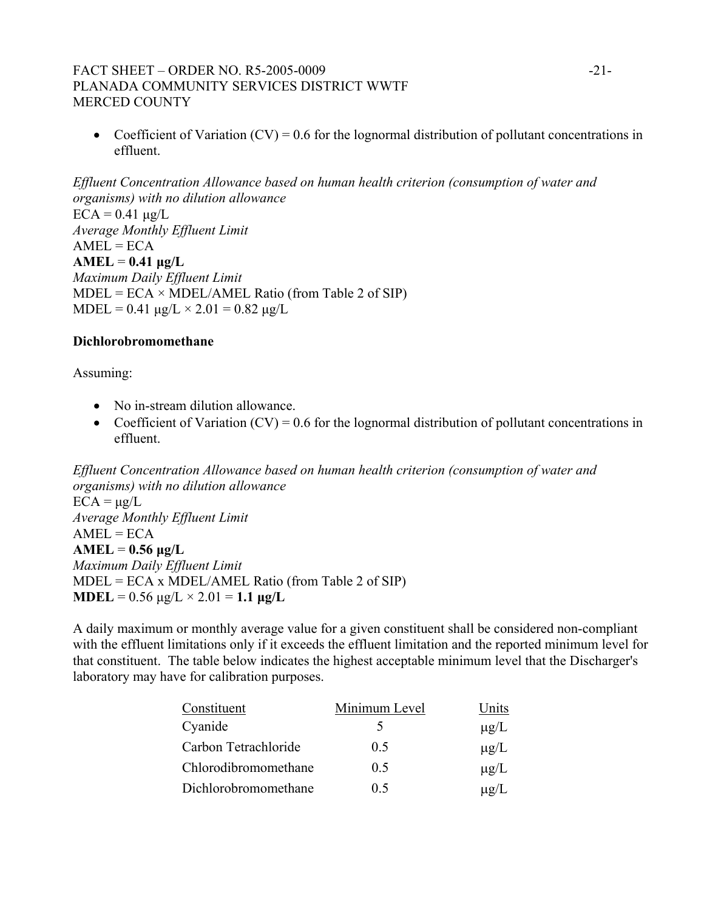- Coefficient of Variation (CV) = 0.6 for the lognormal distribution of pollutant concentrations in effluent.

*Effluent Concentration Allowance based on human health criterion (consumption of water and organisms) with no dilution allowance*
ECA = 0.41 μg/L
*Average Monthly Effluent Limit*
AMEL = ECA
**AMEL** = **0.41 μg/L**
*Maximum Daily Effluent Limit*
MDEL = ECA × MDEL/AMEL Ratio (from Table 2 of SIP)
MDEL = 0.41 μg/L × 2.01 = 0.82 μg/L

**Dichlorobromomethane**

Assuming:

- No in-stream dilution allowance.
- Coefficient of Variation (CV) = 0.6 for the lognormal distribution of pollutant concentrations in effluent.

*Effluent Concentration Allowance based on human health criterion (consumption of water and organisms) with no dilution allowance*
ECA = μg/L
*Average Monthly Effluent Limit*
AMEL = ECA
**AMEL** = **0.56 μg/L**
*Maximum Daily Effluent Limit*
MDEL = ECA x MDEL/AMEL Ratio (from Table 2 of SIP)
**MDEL** = 0.56 μg/L × 2.01 = **1.1 μg/L**

A daily maximum or monthly average value for a given constituent shall be considered non-compliant with the effluent limitations only if it exceeds the effluent limitation and the reported minimum level for that constituent. The table below indicates the highest acceptable minimum level that the Discharger's laboratory may have for calibration purposes.

| Constituent | Minimum Level | Units |
|---|---|---|
| Cyanide | 5 | μg/L |
| Carbon Tetrachloride | 0.5 | μg/L |
| Chlorodibromomethane | 0.5 | μg/L |
| Dichlorobromomethane | 0.5 | μg/L |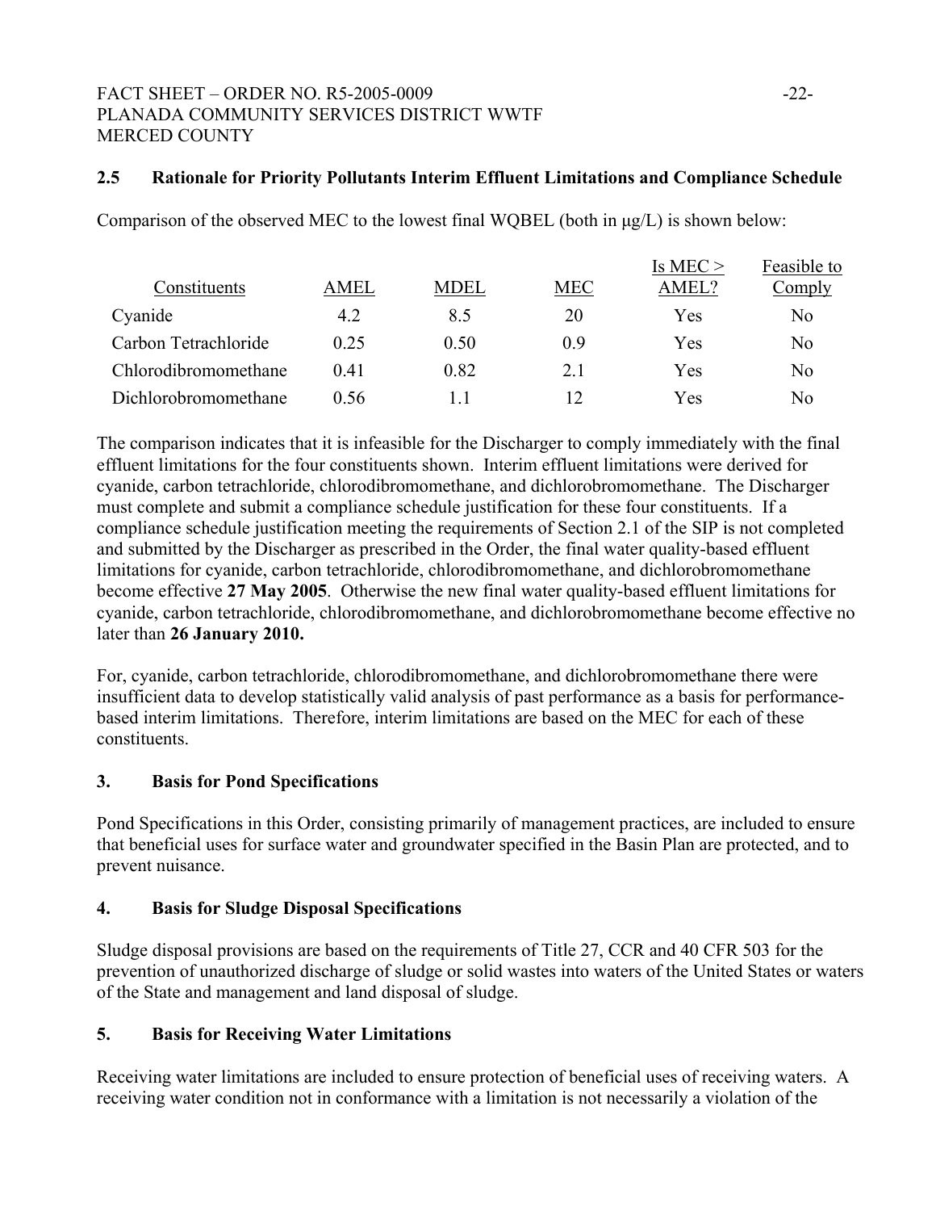### 2.5 Rationale for Priority Pollutants Interim Effluent Limitations and Compliance Schedule

Comparison of the observed MEC to the lowest final WQBEL (both in μg/L) is shown below:

| Constituents | AMEL | MDEL | MEC | Is MEC > AMEL? | Feasible to Comply |
|---|---|---|---|---|---|
| Cyanide | 4.2 | 8.5 | 20 | Yes | No |
| Carbon Tetrachloride | 0.25 | 0.50 | 0.9 | Yes | No |
| Chlorodibromomethane | 0.41 | 0.82 | 2.1 | Yes | No |
| Dichlorobromomethane | 0.56 | 1.1 | 12 | Yes | No |

The comparison indicates that it is infeasible for the Discharger to comply immediately with the final effluent limitations for the four constituents shown. Interim effluent limitations were derived for cyanide, carbon tetrachloride, chlorodibromomethane, and dichlorobromomethane. The Discharger must complete and submit a compliance schedule justification for these four constituents. If a compliance schedule justification meeting the requirements of Section 2.1 of the SIP is not completed and submitted by the Discharger as prescribed in the Order, the final water quality-based effluent limitations for cyanide, carbon tetrachloride, chlorodibromomethane, and dichlorobromomethane become effective **27 May 2005**. Otherwise the new final water quality-based effluent limitations for cyanide, carbon tetrachloride, chlorodibromomethane, and dichlorobromomethane become effective no later than **26 January 2010.**

For, cyanide, carbon tetrachloride, chlorodibromomethane, and dichlorobromomethane there were insufficient data to develop statistically valid analysis of past performance as a basis for performance-based interim limitations. Therefore, interim limitations are based on the MEC for each of these constituents.

## 3. Basis for Pond Specifications

Pond Specifications in this Order, consisting primarily of management practices, are included to ensure that beneficial uses for surface water and groundwater specified in the Basin Plan are protected, and to prevent nuisance.

## 4. Basis for Sludge Disposal Specifications

Sludge disposal provisions are based on the requirements of Title 27, CCR and 40 CFR 503 for the prevention of unauthorized discharge of sludge or solid wastes into waters of the United States or waters of the State and management and land disposal of sludge.

## 5. Basis for Receiving Water Limitations

Receiving water limitations are included to ensure protection of beneficial uses of receiving waters. A receiving water condition not in conformance with a limitation is not necessarily a violation of the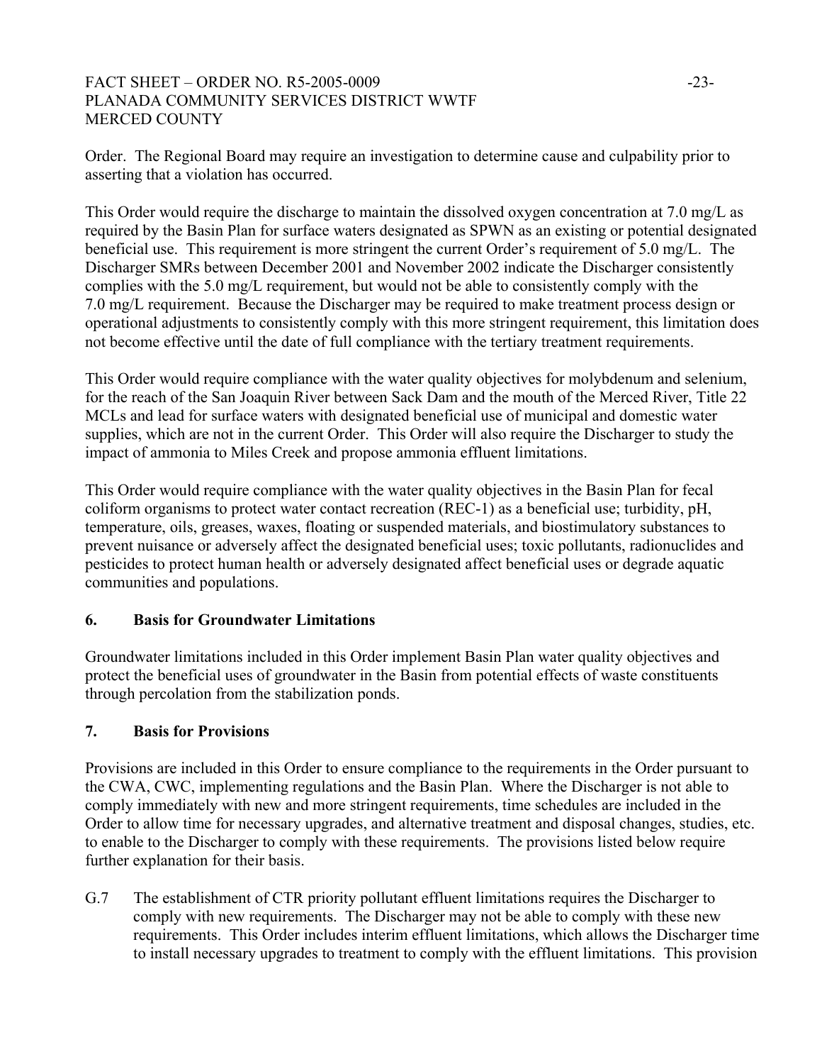Order. The Regional Board may require an investigation to determine cause and culpability prior to asserting that a violation has occurred.

This Order would require the discharge to maintain the dissolved oxygen concentration at 7.0 mg/L as required by the Basin Plan for surface waters designated as SPWN as an existing or potential designated beneficial use. This requirement is more stringent the current Order's requirement of 5.0 mg/L. The Discharger SMRs between December 2001 and November 2002 indicate the Discharger consistently complies with the 5.0 mg/L requirement, but would not be able to consistently comply with the 7.0 mg/L requirement. Because the Discharger may be required to make treatment process design or operational adjustments to consistently comply with this more stringent requirement, this limitation does not become effective until the date of full compliance with the tertiary treatment requirements.

This Order would require compliance with the water quality objectives for molybdenum and selenium, for the reach of the San Joaquin River between Sack Dam and the mouth of the Merced River, Title 22 MCLs and lead for surface waters with designated beneficial use of municipal and domestic water supplies, which are not in the current Order. This Order will also require the Discharger to study the impact of ammonia to Miles Creek and propose ammonia effluent limitations.

This Order would require compliance with the water quality objectives in the Basin Plan for fecal coliform organisms to protect water contact recreation (REC-1) as a beneficial use; turbidity, pH, temperature, oils, greases, waxes, floating or suspended materials, and biostimulatory substances to prevent nuisance or adversely affect the designated beneficial uses; toxic pollutants, radionuclides and pesticides to protect human health or adversely designated affect beneficial uses or degrade aquatic communities and populations.

### 6. Basis for Groundwater Limitations

Groundwater limitations included in this Order implement Basin Plan water quality objectives and protect the beneficial uses of groundwater in the Basin from potential effects of waste constituents through percolation from the stabilization ponds.

### 7. Basis for Provisions

Provisions are included in this Order to ensure compliance to the requirements in the Order pursuant to the CWA, CWC, implementing regulations and the Basin Plan. Where the Discharger is not able to comply immediately with new and more stringent requirements, time schedules are included in the Order to allow time for necessary upgrades, and alternative treatment and disposal changes, studies, etc. to enable to the Discharger to comply with these requirements. The provisions listed below require further explanation for their basis.

G.7 The establishment of CTR priority pollutant effluent limitations requires the Discharger to comply with new requirements. The Discharger may not be able to comply with these new requirements. This Order includes interim effluent limitations, which allows the Discharger time to install necessary upgrades to treatment to comply with the effluent limitations. This provision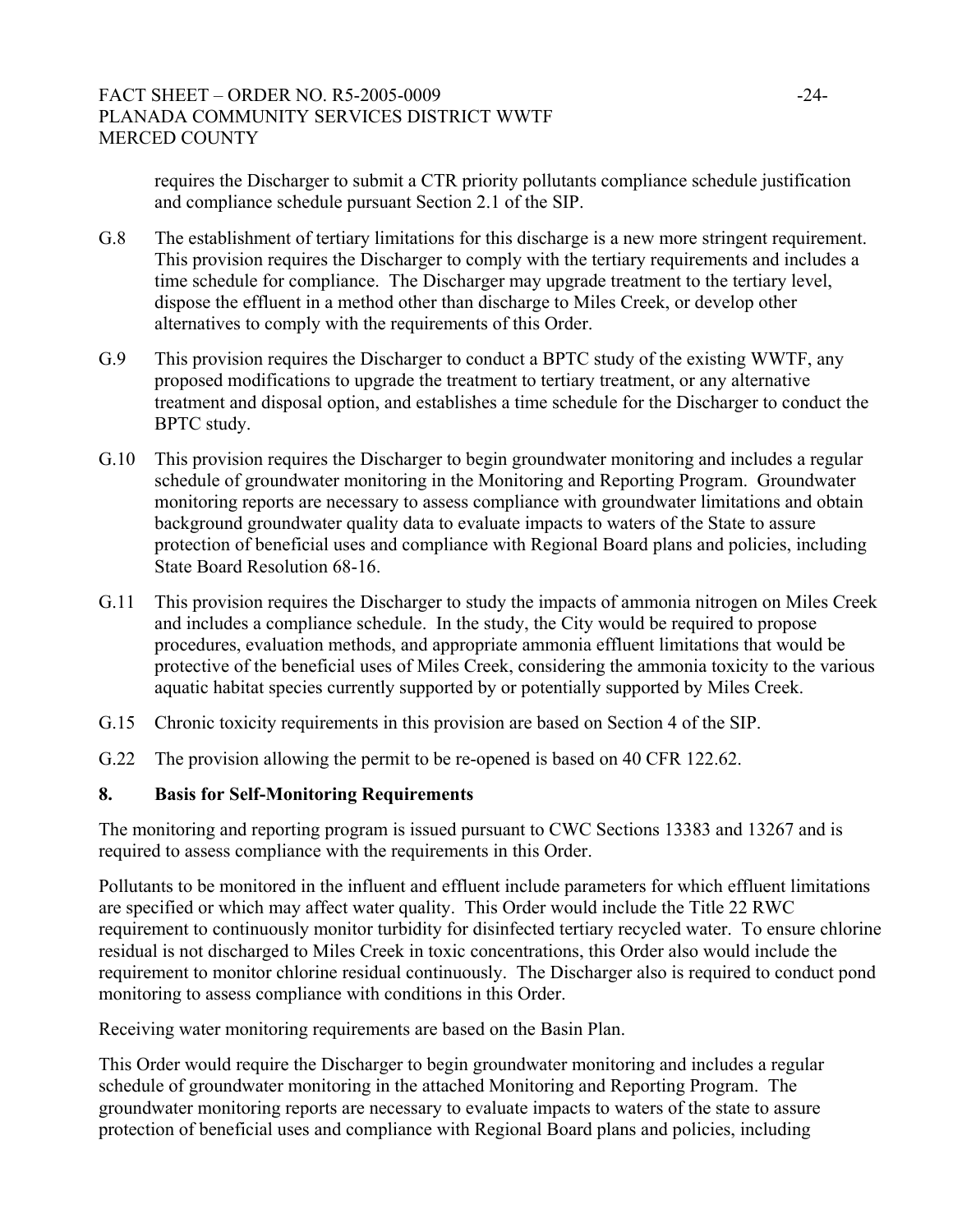requires the Discharger to submit a CTR priority pollutants compliance schedule justification and compliance schedule pursuant Section 2.1 of the SIP.

G.8 The establishment of tertiary limitations for this discharge is a new more stringent requirement. This provision requires the Discharger to comply with the tertiary requirements and includes a time schedule for compliance. The Discharger may upgrade treatment to the tertiary level, dispose the effluent in a method other than discharge to Miles Creek, or develop other alternatives to comply with the requirements of this Order.

G.9 This provision requires the Discharger to conduct a BPTC study of the existing WWTF, any proposed modifications to upgrade the treatment to tertiary treatment, or any alternative treatment and disposal option, and establishes a time schedule for the Discharger to conduct the BPTC study.

G.10 This provision requires the Discharger to begin groundwater monitoring and includes a regular schedule of groundwater monitoring in the Monitoring and Reporting Program. Groundwater monitoring reports are necessary to assess compliance with groundwater limitations and obtain background groundwater quality data to evaluate impacts to waters of the State to assure protection of beneficial uses and compliance with Regional Board plans and policies, including State Board Resolution 68-16.

G.11 This provision requires the Discharger to study the impacts of ammonia nitrogen on Miles Creek and includes a compliance schedule. In the study, the City would be required to propose procedures, evaluation methods, and appropriate ammonia effluent limitations that would be protective of the beneficial uses of Miles Creek, considering the ammonia toxicity to the various aquatic habitat species currently supported by or potentially supported by Miles Creek.

G.15 Chronic toxicity requirements in this provision are based on Section 4 of the SIP.

G.22 The provision allowing the permit to be re-opened is based on 40 CFR 122.62.

### 8. Basis for Self-Monitoring Requirements

The monitoring and reporting program is issued pursuant to CWC Sections 13383 and 13267 and is required to assess compliance with the requirements in this Order.

Pollutants to be monitored in the influent and effluent include parameters for which effluent limitations are specified or which may affect water quality. This Order would include the Title 22 RWC requirement to continuously monitor turbidity for disinfected tertiary recycled water. To ensure chlorine residual is not discharged to Miles Creek in toxic concentrations, this Order also would include the requirement to monitor chlorine residual continuously. The Discharger also is required to conduct pond monitoring to assess compliance with conditions in this Order.

Receiving water monitoring requirements are based on the Basin Plan.

This Order would require the Discharger to begin groundwater monitoring and includes a regular schedule of groundwater monitoring in the attached Monitoring and Reporting Program. The groundwater monitoring reports are necessary to evaluate impacts to waters of the state to assure protection of beneficial uses and compliance with Regional Board plans and policies, including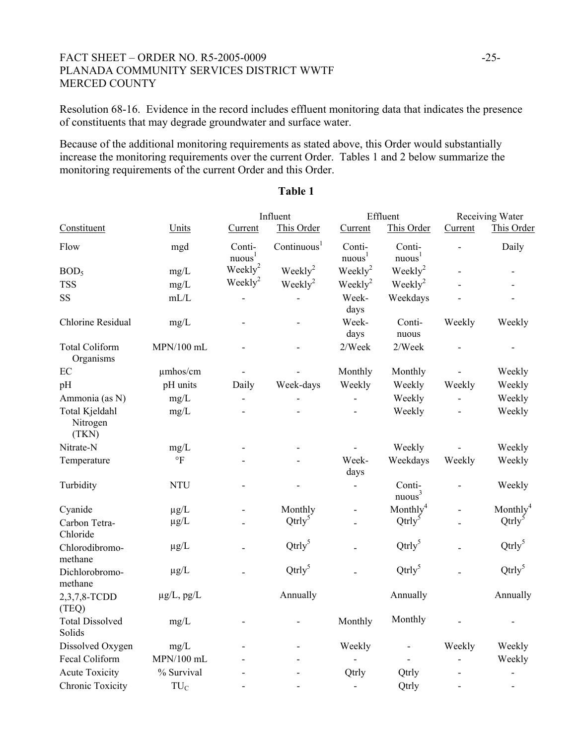Resolution 68-16. Evidence in the record includes effluent monitoring data that indicates the presence of constituents that may degrade groundwater and surface water.

Because of the additional monitoring requirements as stated above, this Order would substantially increase the monitoring requirements over the current Order. Tables 1 and 2 below summarize the monitoring requirements of the current Order and this Order.

**Table 1**

| | | Influent | | Effluent | | Receiving Water | |
|---|---|---|---|---|---|---|---|
| Constituent | Units | Current | This Order | Current | This Order | Current | This Order |
| Flow | mgd | Continuous[1] | Continuous[1] | Continuous[1] | Continuous[1] | - | Daily |
| $BOD_5$ | mg/L | Weekly[2] | Weekly[2] | Weekly[2] | Weekly[2] | - | - |
| TSS | mg/L | Weekly[2] | Weekly[2] | Weekly[2] | Weekly[2] | - | - |
| SS | mL/L | - | - | Weekdays | Weekdays | - | - |
| Chlorine Residual | mg/L | - | - | Weekdays | Continuous | Weekly | Weekly |
| Total Coliform Organisms | MPN/100 mL | - | - | 2/Week | 2/Week | - | - |
| EC | µmhos/cm | - | - | Monthly | Monthly | - | Weekly |
| pH | pH units | Daily | Week-days | Weekly | Weekly | Weekly | Weekly |
| Ammonia (as N) | mg/L | - | - | - | Weekly | - | Weekly |
| Total Kjeldahl Nitrogen (TKN) | mg/L | - | - | - | Weekly | - | Weekly |
| Nitrate-N | mg/L | - | - | - | Weekly | - | Weekly |
| Temperature | °F | - | - | Weekdays | Weekdays | Weekly | Weekly |
| Turbidity | NTU | - | - | - | Continuous[3] | - | Weekly |
| Cyanide | µg/L | - | Monthly | - | Monthly[4] | - | Monthly[4] |
| Carbon Tetra-Chloride | µg/L | - | Qtrly[5] | - | Qtrly[5] | - | Qtrly[5] |
| Chlorodibromo-methane | µg/L | - | Qtrly[5] | - | Qtrly[5] | - | Qtrly[5] |
| Dichlorobromo-methane | µg/L | - | Qtrly[5] | - | Qtrly[5] | - | Qtrly[5] |
| 2,3,7,8-TCDD (TEQ) | µg/L, pg/L | | Annually | | Annually | | Annually |
| Total Dissolved Solids | mg/L | - | - | Monthly | Monthly | - | - |
| Dissolved Oxygen | mg/L | - | - | Weekly | - | Weekly | Weekly |
| Fecal Coliform | MPN/100 mL | - | - | - | - | - | Weekly |
| Acute Toxicity | % Survival | - | - | Qtrly | Qtrly | - | - |
| Chronic Toxicity | $TU_C$ | - | - | - | Qtrly | - | - |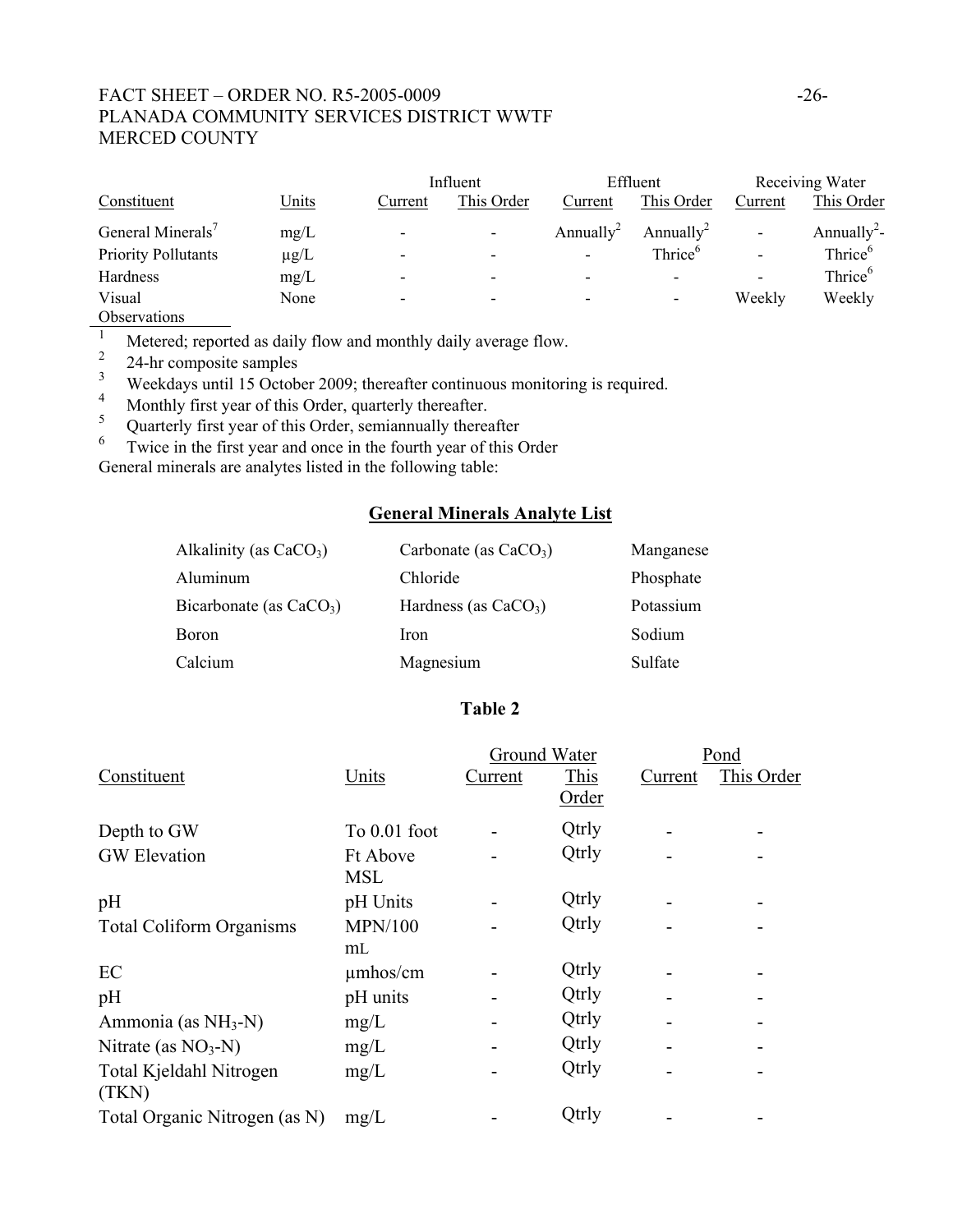| | | Influent | | Effluent | | Receiving Water | |
|---|---|---|---|---|---|---|---|
| Constituent | Units | Current | This Order | Current | This Order | Current | This Order |
| General Minerals[7] | mg/L | - | - | Annually[2] | Annually[2] | - | Annually[2]- |
| Priority Pollutants | µg/L | - | - | - | Thrice[6] | - | Thrice[6] |
| Hardness | mg/L | - | - | - | - | - | Thrice[6] |
| Visual Observations | None | - | - | - | - | Weekly | Weekly |

[1] Metered; reported as daily flow and monthly daily average flow.
[2] 24-hr composite samples
[3] Weekdays until 15 October 2009; thereafter continuous monitoring is required.
[4] Monthly first year of this Order, quarterly thereafter.
[5] Quarterly first year of this Order, semiannually thereafter
[6] Twice in the first year and once in the fourth year of this Order

General minerals are analytes listed in the following table:

## General Minerals Analyte List

| | | |
|---|---|---|
| Alkalinity (as $CaCO_3$) | Carbonate (as $CaCO_3$) | Manganese |
| Aluminum | Chloride | Phosphate |
| Bicarbonate (as $CaCO_3$) | Hardness (as $CaCO_3$) | Potassium |
| Boron | Iron | Sodium |
| Calcium | Magnesium | Sulfate |

### Table 2

| | | Ground Water | | Pond | |
|---|---|---|---|---|---|
| Constituent | Units | Current | This Order | Current | This Order |
| Depth to GW | To 0.01 foot | - | Qtrly | - | - |
| GW Elevation | Ft Above MSL | - | Qtrly | - | - |
| pH | pH Units | - | Qtrly | - | - |
| Total Coliform Organisms | MPN/100 mL | - | Qtrly | - | - |
| EC | µmhos/cm | - | Qtrly | - | - |
| pH | pH units | - | Qtrly | - | - |
| Ammonia (as $NH_3$-N) | mg/L | - | Qtrly | - | - |
| Nitrate (as $NO_3$-N) | mg/L | - | Qtrly | - | - |
| Total Kjeldahl Nitrogen (TKN) | mg/L | - | Qtrly | - | - |
| Total Organic Nitrogen (as N) | mg/L | - | Qtrly | - | - |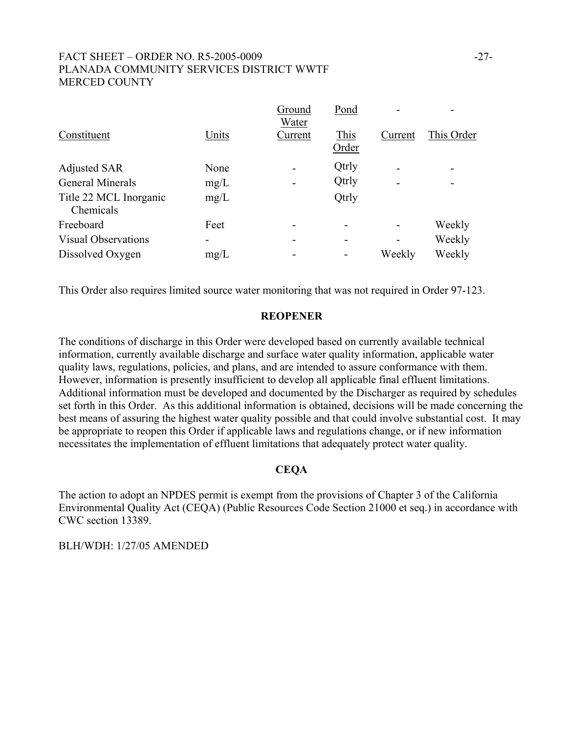| Constituent | Units | Ground Water Current | Pond This Order | - Current | - This Order |
|---|---|---|---|---|---|
| Adjusted SAR | None | - | Qtrly | - | - |
| General Minerals | mg/L | - | Qtrly | - | - |
| Title 22 MCL Inorganic Chemicals | mg/L | | Qtrly | | |
| Freeboard | Feet | - | - | - | Weekly |
| Visual Observations | - | - | - | - | Weekly |
| Dissolved Oxygen | mg/L | - | - | Weekly | Weekly |

This Order also requires limited source water monitoring that was not required in Order 97-123.

## REOPENER

The conditions of discharge in this Order were developed based on currently available technical information, currently available discharge and surface water quality information, applicable water quality laws, regulations, policies, and plans, and are intended to assure conformance with them. However, information is presently insufficient to develop all applicable final effluent limitations. Additional information must be developed and documented by the Discharger as required by schedules set forth in this Order. As this additional information is obtained, decisions will be made concerning the best means of assuring the highest water quality possible and that could involve substantial cost. It may be appropriate to reopen this Order if applicable laws and regulations change, or if new information necessitates the implementation of effluent limitations that adequately protect water quality.

## CEQA

The action to adopt an NPDES permit is exempt from the provisions of Chapter 3 of the California Environmental Quality Act (CEQA) (Public Resources Code Section 21000 et seq.) in accordance with CWC section 13389.

BLH/WDH: 1/27/05 AMENDED